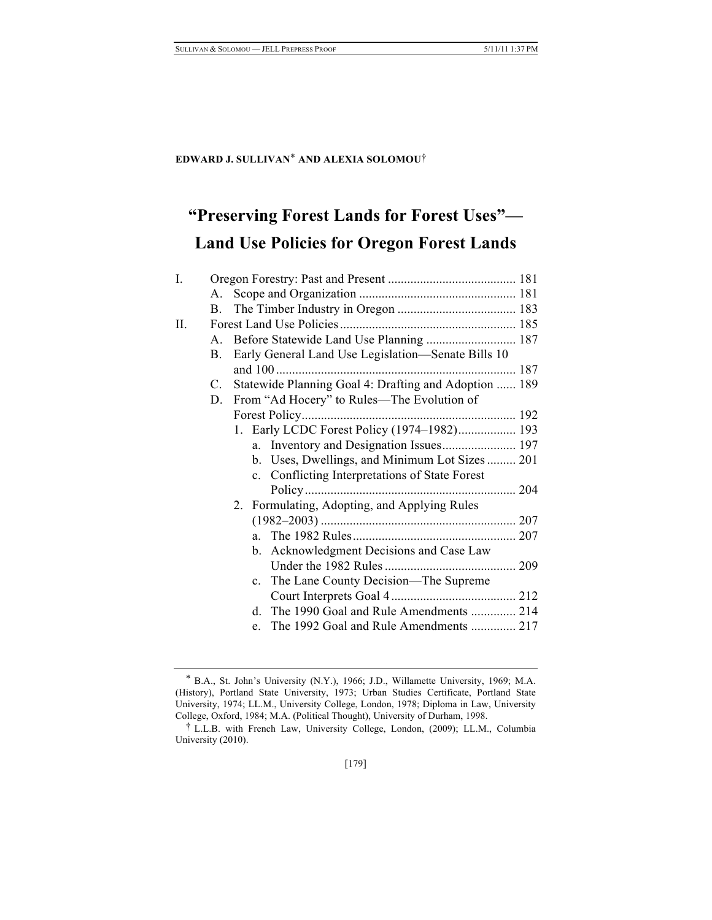**EDWARD J. SULLIVAN[*] AND ALEXIA SOLOMOU[†]**

# "Preserving Forest Lands for Forest Uses"—Land Use Policies for Oregon Forest Lands

I. Oregon Forestry: Past and Present ........................................ 181
   A. Scope and Organization ................................................. 181
   B. The Timber Industry in Oregon ..................................... 183
II. Forest Land Use Policies ....................................................... 185
   A. Before Statewide Land Use Planning ............................ 187
   B. Early General Land Use Legislation—Senate Bills 10 and 100 ........................................................................... 187
   C. Statewide Planning Goal 4: Drafting and Adoption ...... 189
   D. From "Ad Hocery" to Rules—The Evolution of Forest Policy ................................................................... 192
      1. Early LCDC Forest Policy (1974–1982) .................. 193
         a. Inventory and Designation Issues ....................... 197
         b. Uses, Dwellings, and Minimum Lot Sizes ......... 201
         c. Conflicting Interpretations of State Forest Policy ................................................................. 204
      2. Formulating, Adopting, and Applying Rules (1982–2003) ............................................................. 207
         a. The 1982 Rules ................................................... 207
         b. Acknowledgment Decisions and Case Law Under the 1982 Rules ......................................... 209
         c. The Lane County Decision—The Supreme Court Interprets Goal 4 ....................................... 212
         d. The 1990 Goal and Rule Amendments .............. 214
         e. The 1992 Goal and Rule Amendments .............. 217

---

[*] B.A., St. John's University (N.Y.), 1966; J.D., Willamette University, 1969; M.A. (History), Portland State University, 1973; Urban Studies Certificate, Portland State University, 1974; LL.M., University College, London, 1978; Diploma in Law, University College, Oxford, 1984; M.A. (Political Thought), University of Durham, 1998.

[†] L.L.B. with French Law, University College, London, (2009); LL.M., Columbia University (2010).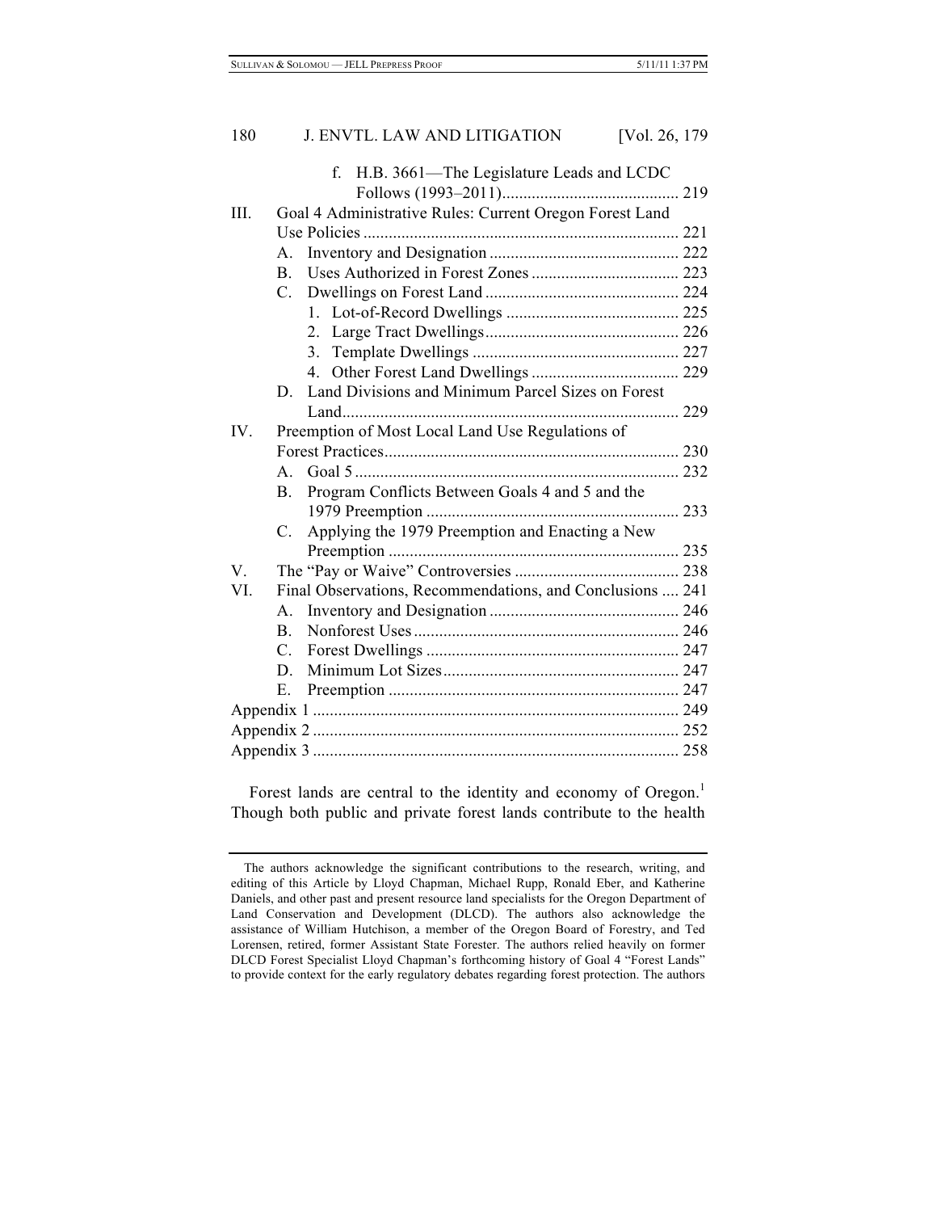f. H.B. 3661—The Legislature Leads and LCDC Follows (1993–2011) .......... 219

III. Goal 4 Administrative Rules: Current Oregon Forest Land Use Policies .......... 221

A. Inventory and Designation .......... 222

B. Uses Authorized in Forest Zones .......... 223

C. Dwellings on Forest Land .......... 224

1. Lot-of-Record Dwellings .......... 225

2. Large Tract Dwellings .......... 226

3. Template Dwellings .......... 227

4. Other Forest Land Dwellings .......... 229

D. Land Divisions and Minimum Parcel Sizes on Forest Land .......... 229

IV. Preemption of Most Local Land Use Regulations of Forest Practices .......... 230

A. Goal 5 .......... 232

B. Program Conflicts Between Goals 4 and 5 and the 1979 Preemption .......... 233

C. Applying the 1979 Preemption and Enacting a New Preemption .......... 235

V. The "Pay or Waive" Controversies .......... 238

VI. Final Observations, Recommendations, and Conclusions .......... 241

A. Inventory and Designation .......... 246

B. Nonforest Uses .......... 246

C. Forest Dwellings .......... 247

D. Minimum Lot Sizes .......... 247

E. Preemption .......... 247

Appendix 1 .......... 249

Appendix 2 .......... 252

Appendix 3 .......... 258

Forest lands are central to the identity and economy of Oregon.[1] Though both public and private forest lands contribute to the health

---

The authors acknowledge the significant contributions to the research, writing, and editing of this Article by Lloyd Chapman, Michael Rupp, Ronald Eber, and Katherine Daniels, and other past and present resource land specialists for the Oregon Department of Land Conservation and Development (DLCD). The authors also acknowledge the assistance of William Hutchison, a member of the Oregon Board of Forestry, and Ted Lorensen, retired, former Assistant State Forester. The authors relied heavily on former DLCD Forest Specialist Lloyd Chapman's forthcoming history of Goal 4 "Forest Lands" to provide context for the early regulatory debates regarding forest protection. The authors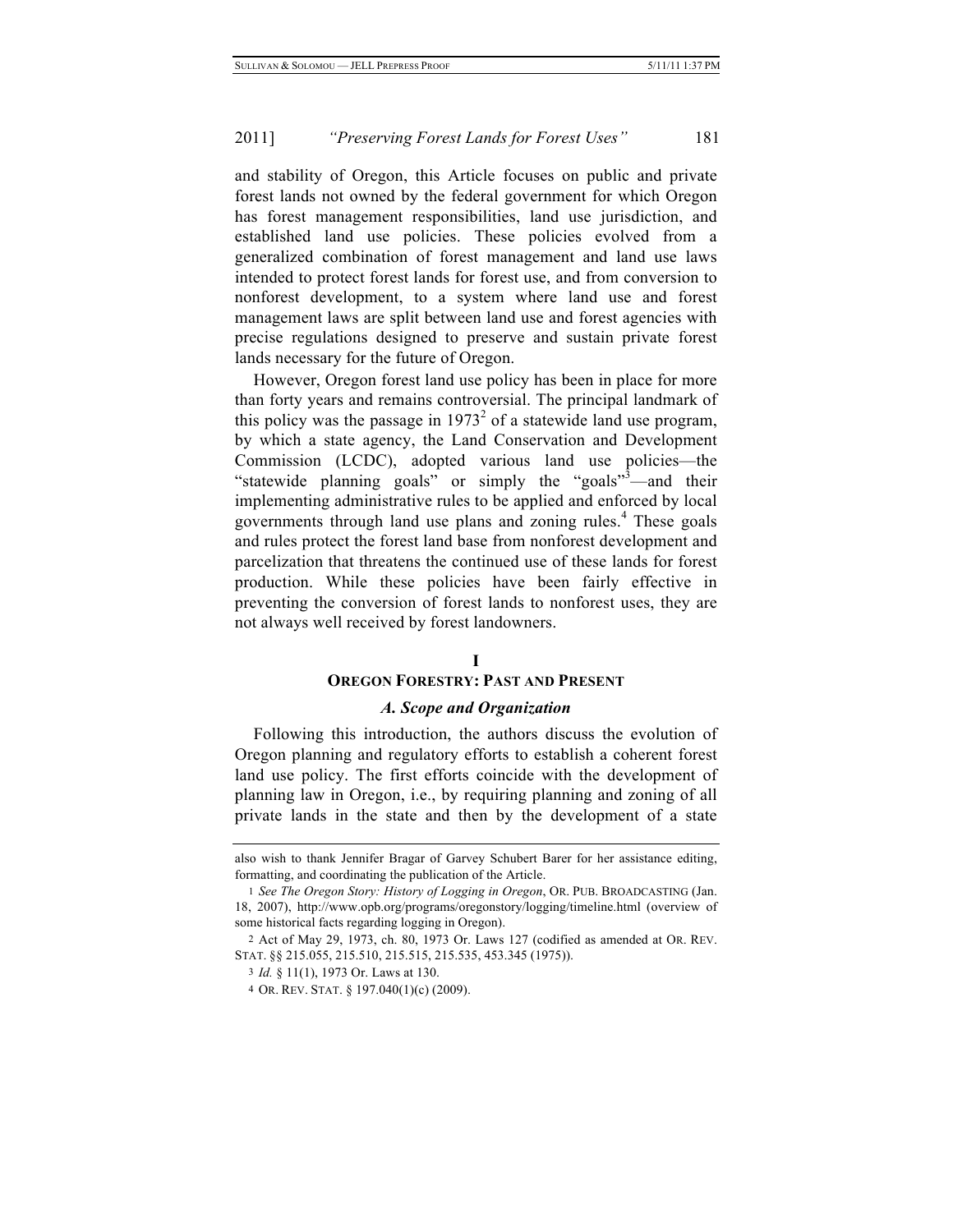and stability of Oregon, this Article focuses on public and private forest lands not owned by the federal government for which Oregon has forest management responsibilities, land use jurisdiction, and established land use policies. These policies evolved from a generalized combination of forest management and land use laws intended to protect forest lands for forest use, and from conversion to nonforest development, to a system where land use and forest management laws are split between land use and forest agencies with precise regulations designed to preserve and sustain private forest lands necessary for the future of Oregon.

However, Oregon forest land use policy has been in place for more than forty years and remains controversial. The principal landmark of this policy was the passage in 1973[2] of a statewide land use program, by which a state agency, the Land Conservation and Development Commission (LCDC), adopted various land use policies—the "statewide planning goals" or simply the "goals"[3]—and their implementing administrative rules to be applied and enforced by local governments through land use plans and zoning rules.[4] These goals and rules protect the forest land base from nonforest development and parcelization that threatens the continued use of these lands for forest production. While these policies have been fairly effective in preventing the conversion of forest lands to nonforest uses, they are not always well received by forest landowners.

# I
# OREGON FORESTRY: PAST AND PRESENT

## *A. Scope and Organization*

Following this introduction, the authors discuss the evolution of Oregon planning and regulatory efforts to establish a coherent forest land use policy. The first efforts coincide with the development of planning law in Oregon, i.e., by requiring planning and zoning of all private lands in the state and then by the development of a state

---

also wish to thank Jennifer Bragar of Garvey Schubert Barer for her assistance editing, formatting, and coordinating the publication of the Article.

1 *See The Oregon Story: History of Logging in Oregon*, OR. PUB. BROADCASTING (Jan. 18, 2007), http://www.opb.org/programs/oregonstory/logging/timeline.html (overview of some historical facts regarding logging in Oregon).

2 Act of May 29, 1973, ch. 80, 1973 Or. Laws 127 (codified as amended at OR. REV. STAT. §§ 215.055, 215.510, 215.515, 215.535, 453.345 (1975)).

3 *Id.* § 11(1), 1973 Or. Laws at 130.

4 OR. REV. STAT. § 197.040(1)(c) (2009).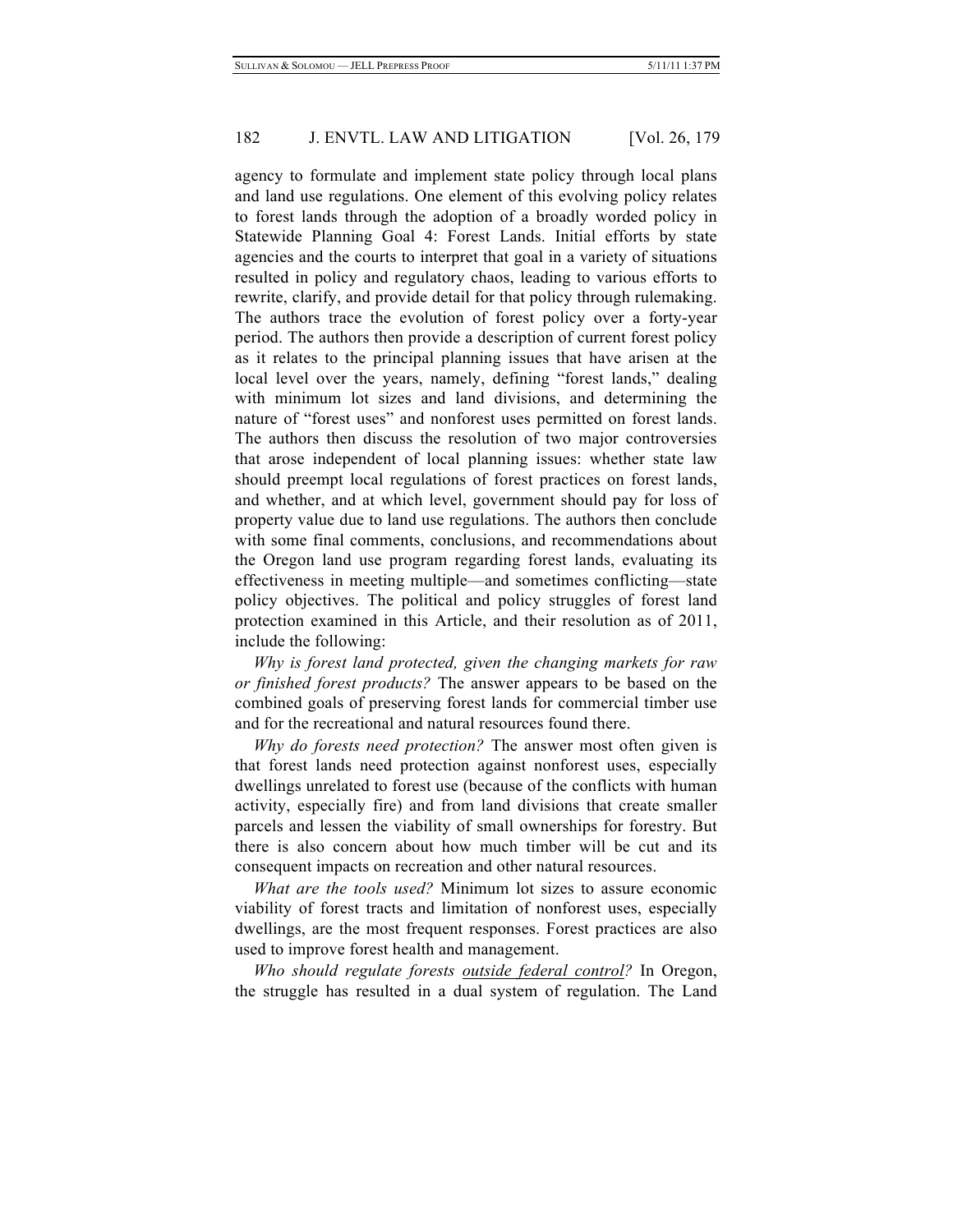agency to formulate and implement state policy through local plans and land use regulations. One element of this evolving policy relates to forest lands through the adoption of a broadly worded policy in Statewide Planning Goal 4: Forest Lands. Initial efforts by state agencies and the courts to interpret that goal in a variety of situations resulted in policy and regulatory chaos, leading to various efforts to rewrite, clarify, and provide detail for that policy through rulemaking. The authors trace the evolution of forest policy over a forty-year period. The authors then provide a description of current forest policy as it relates to the principal planning issues that have arisen at the local level over the years, namely, defining "forest lands," dealing with minimum lot sizes and land divisions, and determining the nature of "forest uses" and nonforest uses permitted on forest lands. The authors then discuss the resolution of two major controversies that arose independent of local planning issues: whether state law should preempt local regulations of forest practices on forest lands, and whether, and at which level, government should pay for loss of property value due to land use regulations. The authors then conclude with some final comments, conclusions, and recommendations about the Oregon land use program regarding forest lands, evaluating its effectiveness in meeting multiple—and sometimes conflicting—state policy objectives. The political and policy struggles of forest land protection examined in this Article, and their resolution as of 2011, include the following:

*Why is forest land protected, given the changing markets for raw or finished forest products?* The answer appears to be based on the combined goals of preserving forest lands for commercial timber use and for the recreational and natural resources found there.

*Why do forests need protection?* The answer most often given is that forest lands need protection against nonforest uses, especially dwellings unrelated to forest use (because of the conflicts with human activity, especially fire) and from land divisions that create smaller parcels and lessen the viability of small ownerships for forestry. But there is also concern about how much timber will be cut and its consequent impacts on recreation and other natural resources.

*What are the tools used?* Minimum lot sizes to assure economic viability of forest tracts and limitation of nonforest uses, especially dwellings, are the most frequent responses. Forest practices are also used to improve forest health and management.

*Who should regulate forests outside federal control?* In Oregon, the struggle has resulted in a dual system of regulation. The Land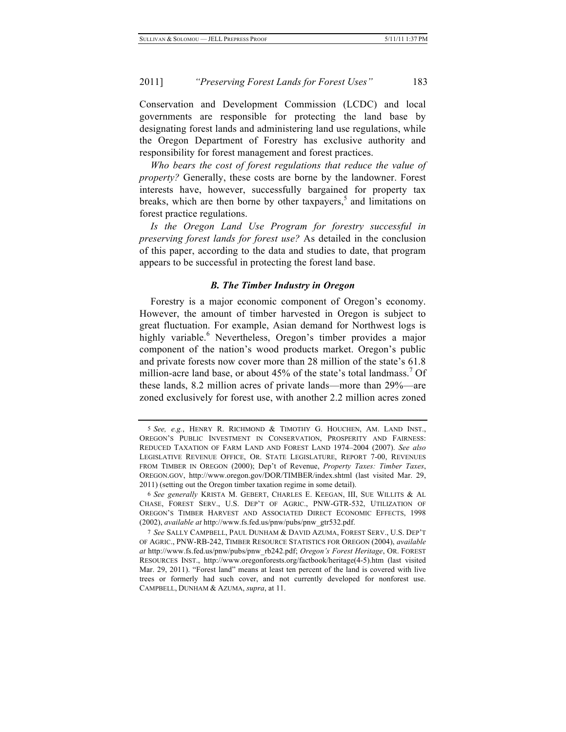Conservation and Development Commission (LCDC) and local governments are responsible for protecting the land base by designating forest lands and administering land use regulations, while the Oregon Department of Forestry has exclusive authority and responsibility for forest management and forest practices.

*Who bears the cost of forest regulations that reduce the value of property?* Generally, these costs are borne by the landowner. Forest interests have, however, successfully bargained for property tax breaks, which are then borne by other taxpayers,[5] and limitations on forest practice regulations.

*Is the Oregon Land Use Program for forestry successful in preserving forest lands for forest use?* As detailed in the conclusion of this paper, according to the data and studies to date, that program appears to be successful in protecting the forest land base.

### *B. The Timber Industry in Oregon*

Forestry is a major economic component of Oregon's economy. However, the amount of timber harvested in Oregon is subject to great fluctuation. For example, Asian demand for Northwest logs is highly variable.[6] Nevertheless, Oregon's timber provides a major component of the nation's wood products market. Oregon's public and private forests now cover more than 28 million of the state's 61.8 million-acre land base, or about 45% of the state's total landmass.[7] Of these lands, 8.2 million acres of private lands—more than 29%—are zoned exclusively for forest use, with another 2.2 million acres zoned

---

5 *See, e.g.*, HENRY R. RICHMOND & TIMOTHY G. HOUCHEN, AM. LAND INST., OREGON'S PUBLIC INVESTMENT IN CONSERVATION, PROSPERITY AND FAIRNESS: REDUCED TAXATION OF FARM LAND AND FOREST LAND 1974–2004 (2007). *See also* LEGISLATIVE REVENUE OFFICE, OR. STATE LEGISLATURE, REPORT 7-00, REVENUES FROM TIMBER IN OREGON (2000); Dep't of Revenue, *Property Taxes: Timber Taxes*, OREGON.GOV, http://www.oregon.gov/DOR/TIMBER/index.shtml (last visited Mar. 29, 2011) (setting out the Oregon timber taxation regime in some detail).

6 *See generally* KRISTA M. GEBERT, CHARLES E. KEEGAN, III, SUE WILLITS & AL CHASE, FOREST SERV., U.S. DEP'T OF AGRIC., PNW-GTR-532, UTILIZATION OF OREGON'S TIMBER HARVEST AND ASSOCIATED DIRECT ECONOMIC EFFECTS, 1998 (2002), *available at* http://www.fs.fed.us/pnw/pubs/pnw_gtr532.pdf.

7 *See* SALLY CAMPBELL, PAUL DUNHAM & DAVID AZUMA, FOREST SERV., U.S. DEP'T OF AGRIC., PNW-RB-242, TIMBER RESOURCE STATISTICS FOR OREGON (2004), *available at* http://www.fs.fed.us/pnw/pubs/pnw_rb242.pdf; *Oregon's Forest Heritage*, OR. FOREST RESOURCES INST., http://www.oregonforests.org/factbook/heritage(4-5).htm (last visited Mar. 29, 2011). "Forest land" means at least ten percent of the land is covered with live trees or formerly had such cover, and not currently developed for nonforest use. CAMPBELL, DUNHAM & AZUMA, *supra*, at 11.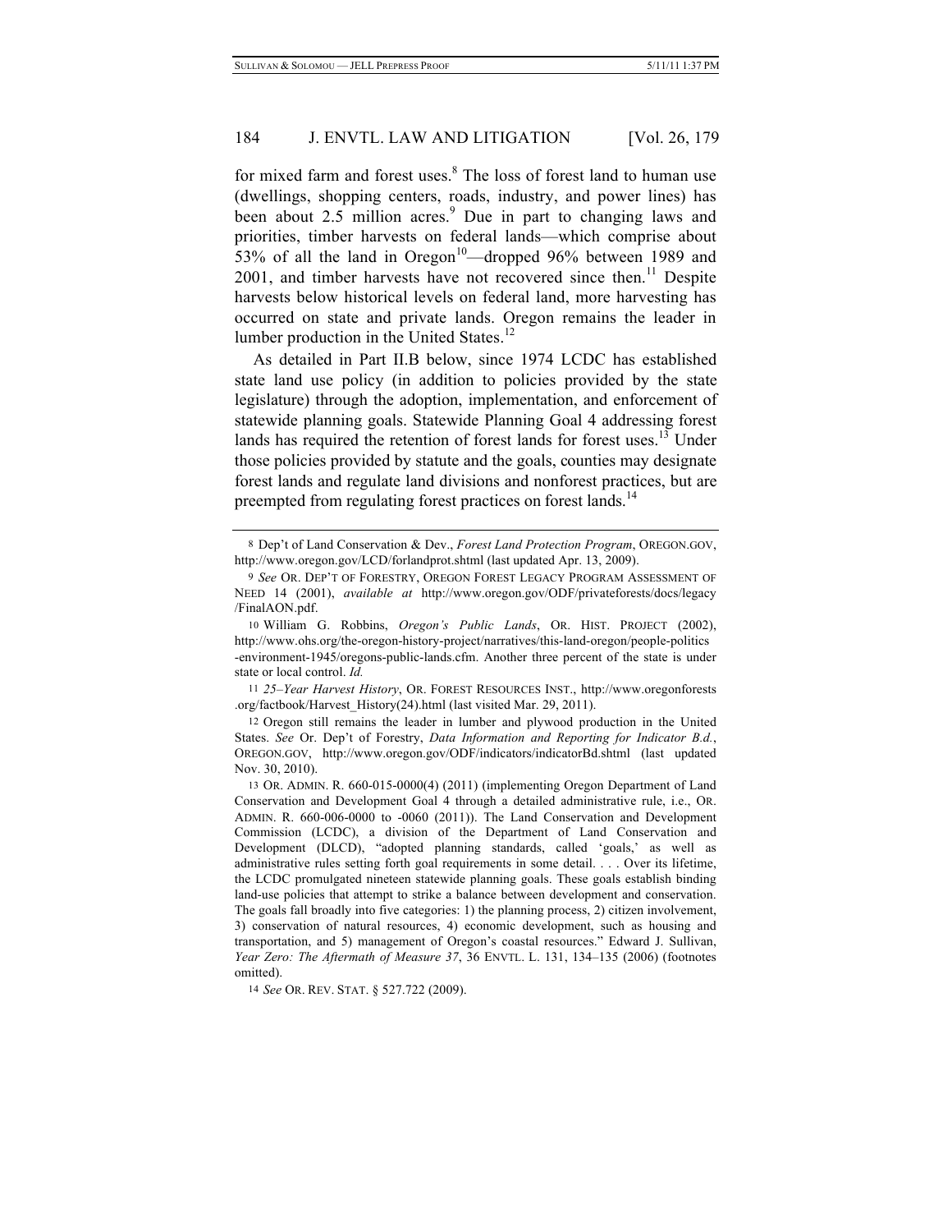for mixed farm and forest uses.[8] The loss of forest land to human use (dwellings, shopping centers, roads, industry, and power lines) has been about 2.5 million acres.[9] Due in part to changing laws and priorities, timber harvests on federal lands—which comprise about 53% of all the land in Oregon[10]—dropped 96% between 1989 and 2001, and timber harvests have not recovered since then.[11] Despite harvests below historical levels on federal land, more harvesting has occurred on state and private lands. Oregon remains the leader in lumber production in the United States.[12]

As detailed in Part II.B below, since 1974 LCDC has established state land use policy (in addition to policies provided by the state legislature) through the adoption, implementation, and enforcement of statewide planning goals. Statewide Planning Goal 4 addressing forest lands has required the retention of forest lands for forest uses.[13] Under those policies provided by statute and the goals, counties may designate forest lands and regulate land divisions and nonforest practices, but are preempted from regulating forest practices on forest lands.[14]

---

8 Dep't of Land Conservation & Dev., *Forest Land Protection Program*, OREGON.GOV, http://www.oregon.gov/LCD/forlandprot.shtml (last updated Apr. 13, 2009).

9 *See* OR. DEP'T OF FORESTRY, OREGON FOREST LEGACY PROGRAM ASSESSMENT OF NEED 14 (2001), *available at* http://www.oregon.gov/ODF/privateforests/docs/legacy/FinalAON.pdf.

10 William G. Robbins, *Oregon's Public Lands*, OR. HIST. PROJECT (2002), http://www.ohs.org/the-oregon-history-project/narratives/this-land-oregon/people-politics-environment-1945/oregons-public-lands.cfm. Another three percent of the state is under state or local control. *Id.*

11 *25–Year Harvest History*, OR. FOREST RESOURCES INST., http://www.oregonforests.org/factbook/Harvest_History(24).html (last visited Mar. 29, 2011).

12 Oregon still remains the leader in lumber and plywood production in the United States. *See* Or. Dep't of Forestry, *Data Information and Reporting for Indicator B.d.*, OREGON.GOV, http://www.oregon.gov/ODF/indicators/indicatorBd.shtml (last updated Nov. 30, 2010).

13 OR. ADMIN. R. 660-015-0000(4) (2011) (implementing Oregon Department of Land Conservation and Development Goal 4 through a detailed administrative rule, i.e., OR. ADMIN. R. 660-006-0000 to -0060 (2011)). The Land Conservation and Development Commission (LCDC), a division of the Department of Land Conservation and Development (DLCD), "adopted planning standards, called 'goals,' as well as administrative rules setting forth goal requirements in some detail. . . . Over its lifetime, the LCDC promulgated nineteen statewide planning goals. These goals establish binding land-use policies that attempt to strike a balance between development and conservation. The goals fall broadly into five categories: 1) the planning process, 2) citizen involvement, 3) conservation of natural resources, 4) economic development, such as housing and transportation, and 5) management of Oregon's coastal resources." Edward J. Sullivan, *Year Zero: The Aftermath of Measure 37*, 36 ENVTL. L. 131, 134–135 (2006) (footnotes omitted).

14 *See* OR. REV. STAT. § 527.722 (2009).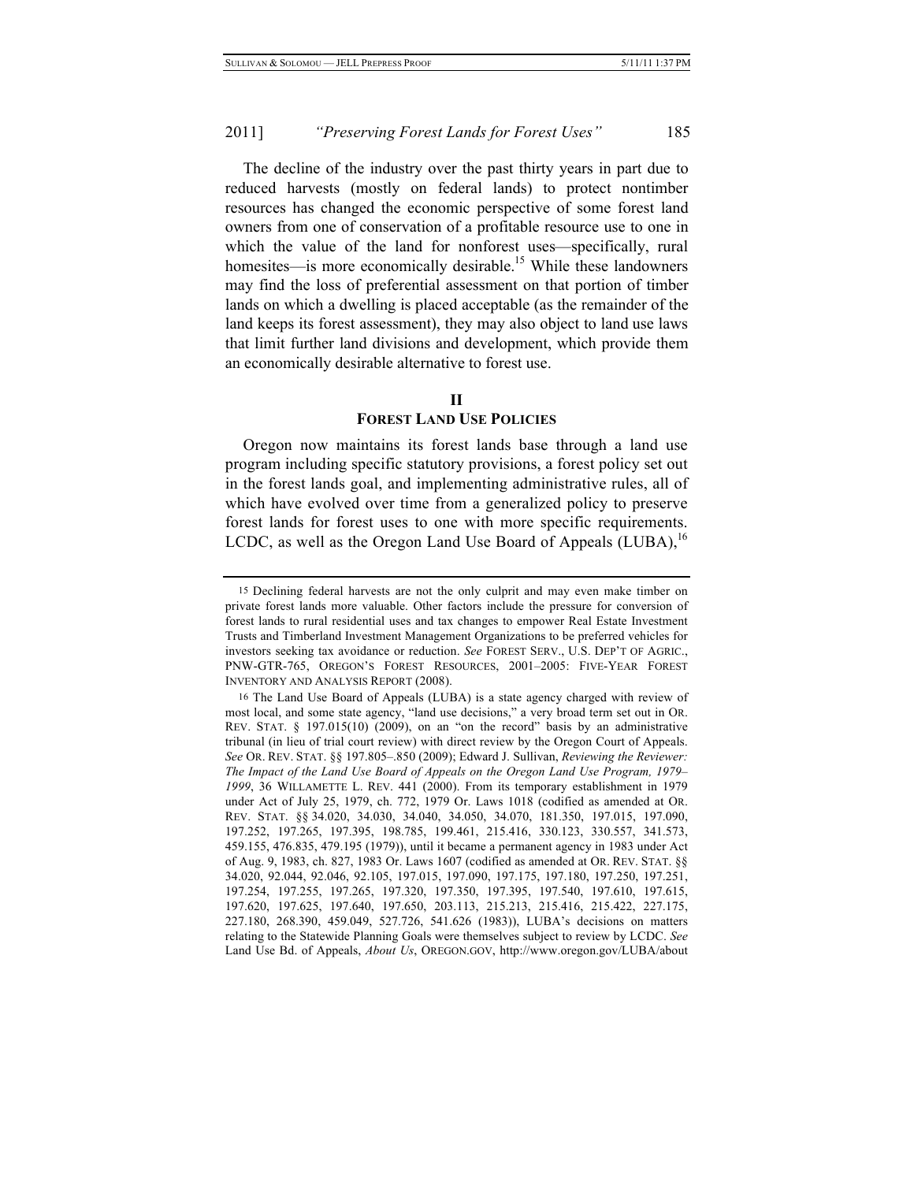The decline of the industry over the past thirty years in part due to reduced harvests (mostly on federal lands) to protect nontimber resources has changed the economic perspective of some forest land owners from one of conservation of a profitable resource use to one in which the value of the land for nonforest uses—specifically, rural homesites—is more economically desirable.[15] While these landowners may find the loss of preferential assessment on that portion of timber lands on which a dwelling is placed acceptable (as the remainder of the land keeps its forest assessment), they may also object to land use laws that limit further land divisions and development, which provide them an economically desirable alternative to forest use.

## II
## FOREST LAND USE POLICIES

Oregon now maintains its forest lands base through a land use program including specific statutory provisions, a forest policy set out in the forest lands goal, and implementing administrative rules, all of which have evolved over time from a generalized policy to preserve forest lands for forest uses to one with more specific requirements. LCDC, as well as the Oregon Land Use Board of Appeals (LUBA),[16]

---

15 Declining federal harvests are not the only culprit and may even make timber on private forest lands more valuable. Other factors include the pressure for conversion of forest lands to rural residential uses and tax changes to empower Real Estate Investment Trusts and Timberland Investment Management Organizations to be preferred vehicles for investors seeking tax avoidance or reduction. *See* FOREST SERV., U.S. DEP'T OF AGRIC., PNW-GTR-765, OREGON'S FOREST RESOURCES, 2001–2005: FIVE-YEAR FOREST INVENTORY AND ANALYSIS REPORT (2008).

16 The Land Use Board of Appeals (LUBA) is a state agency charged with review of most local, and some state agency, "land use decisions," a very broad term set out in OR. REV. STAT. § 197.015(10) (2009), on an "on the record" basis by an administrative tribunal (in lieu of trial court review) with direct review by the Oregon Court of Appeals. *See* OR. REV. STAT. §§ 197.805–.850 (2009); Edward J. Sullivan, *Reviewing the Reviewer: The Impact of the Land Use Board of Appeals on the Oregon Land Use Program, 1979–1999*, 36 WILLAMETTE L. REV. 441 (2000). From its temporary establishment in 1979 under Act of July 25, 1979, ch. 772, 1979 Or. Laws 1018 (codified as amended at OR. REV. STAT. §§ 34.020, 34.030, 34.040, 34.050, 34.070, 181.350, 197.015, 197.090, 197.252, 197.265, 197.395, 198.785, 199.461, 215.416, 330.123, 330.557, 341.573, 459.155, 476.835, 479.195 (1979)), until it became a permanent agency in 1983 under Act of Aug. 9, 1983, ch. 827, 1983 Or. Laws 1607 (codified as amended at OR. REV. STAT. §§ 34.020, 92.044, 92.046, 92.105, 197.015, 197.090, 197.175, 197.180, 197.250, 197.251, 197.254, 197.255, 197.265, 197.320, 197.350, 197.395, 197.540, 197.610, 197.615, 197.620, 197.625, 197.640, 197.650, 203.113, 215.213, 215.416, 215.422, 227.175, 227.180, 268.390, 459.049, 527.726, 541.626 (1983)), LUBA's decisions on matters relating to the Statewide Planning Goals were themselves subject to review by LCDC. *See* Land Use Bd. of Appeals, *About Us*, OREGON.GOV, http://www.oregon.gov/LUBA/about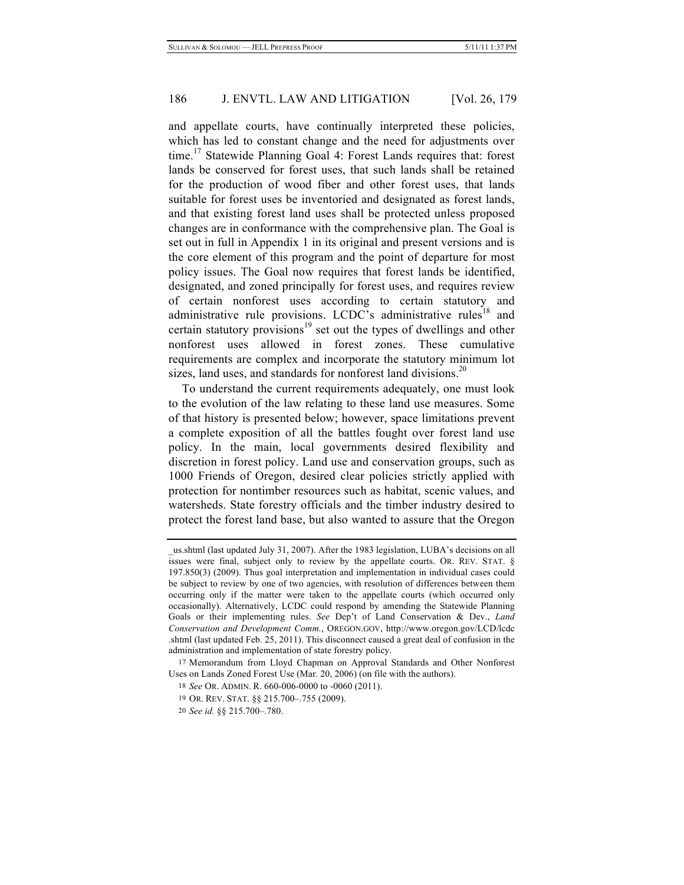and appellate courts, have continually interpreted these policies, which has led to constant change and the need for adjustments over time.[17] Statewide Planning Goal 4: Forest Lands requires that: forest lands be conserved for forest uses, that such lands shall be retained for the production of wood fiber and other forest uses, that lands suitable for forest uses be inventoried and designated as forest lands, and that existing forest land uses shall be protected unless proposed changes are in conformance with the comprehensive plan. The Goal is set out in full in Appendix 1 in its original and present versions and is the core element of this program and the point of departure for most policy issues. The Goal now requires that forest lands be identified, designated, and zoned principally for forest uses, and requires review of certain nonforest uses according to certain statutory and administrative rule provisions. LCDC's administrative rules[18] and certain statutory provisions[19] set out the types of dwellings and other nonforest uses allowed in forest zones. These cumulative requirements are complex and incorporate the statutory minimum lot sizes, land uses, and standards for nonforest land divisions.[20]

To understand the current requirements adequately, one must look to the evolution of the law relating to these land use measures. Some of that history is presented below; however, space limitations prevent a complete exposition of all the battles fought over forest land use policy. In the main, local governments desired flexibility and discretion in forest policy. Land use and conservation groups, such as 1000 Friends of Oregon, desired clear policies strictly applied with protection for nontimber resources such as habitat, scenic values, and watersheds. State forestry officials and the timber industry desired to protect the forest land base, but also wanted to assure that the Oregon

---

_us.shtml (last updated July 31, 2007). After the 1983 legislation, LUBA's decisions on all issues were final, subject only to review by the appellate courts. OR. REV. STAT. § 197.850(3) (2009). Thus goal interpretation and implementation in individual cases could be subject to review by one of two agencies, with resolution of differences between them occurring only if the matter were taken to the appellate courts (which occurred only occasionally). Alternatively, LCDC could respond by amending the Statewide Planning Goals or their implementing rules. *See* Dep't of Land Conservation & Dev., *Land Conservation and Development Comm.*, OREGON.GOV, http://www.oregon.gov/LCD/lcdc.shtml (last updated Feb. 25, 2011). This disconnect caused a great deal of confusion in the administration and implementation of state forestry policy.

17 Memorandum from Lloyd Chapman on Approval Standards and Other Nonforest Uses on Lands Zoned Forest Use (Mar. 20, 2006) (on file with the authors).

18 *See* OR. ADMIN. R. 660-006-0000 to -0060 (2011).

19 OR. REV. STAT. §§ 215.700–.755 (2009).

20 *See id.* §§ 215.700–.780.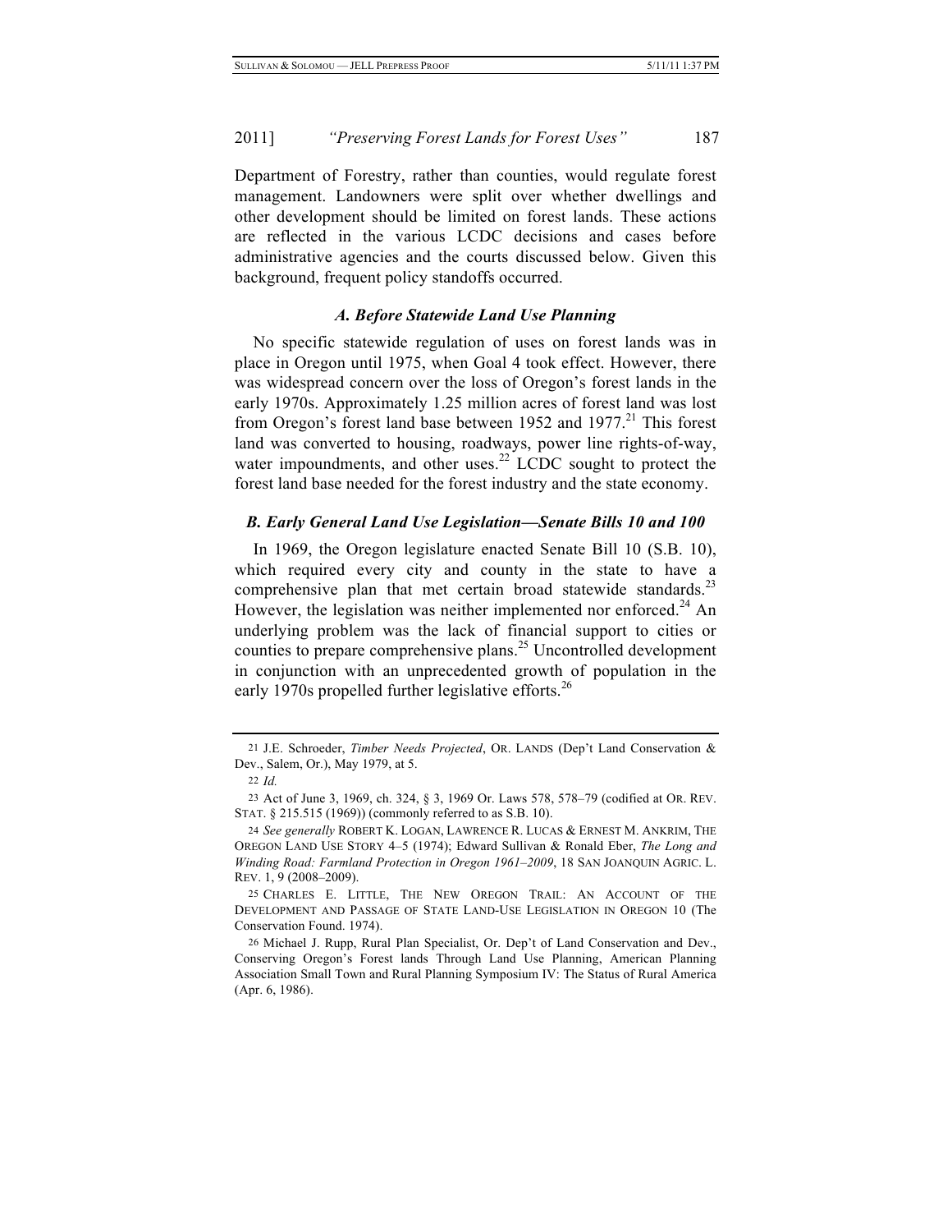Department of Forestry, rather than counties, would regulate forest management. Landowners were split over whether dwellings and other development should be limited on forest lands. These actions are reflected in the various LCDC decisions and cases before administrative agencies and the courts discussed below. Given this background, frequent policy standoffs occurred.

### *A. Before Statewide Land Use Planning*

No specific statewide regulation of uses on forest lands was in place in Oregon until 1975, when Goal 4 took effect. However, there was widespread concern over the loss of Oregon's forest lands in the early 1970s. Approximately 1.25 million acres of forest land was lost from Oregon's forest land base between 1952 and 1977.[21] This forest land was converted to housing, roadways, power line rights-of-way, water impoundments, and other uses.[22] LCDC sought to protect the forest land base needed for the forest industry and the state economy.

### *B. Early General Land Use Legislation—Senate Bills 10 and 100*

In 1969, the Oregon legislature enacted Senate Bill 10 (S.B. 10), which required every city and county in the state to have a comprehensive plan that met certain broad statewide standards.[23] However, the legislation was neither implemented nor enforced.[24] An underlying problem was the lack of financial support to cities or counties to prepare comprehensive plans.[25] Uncontrolled development in conjunction with an unprecedented growth of population in the early 1970s propelled further legislative efforts.[26]

---

21 J.E. Schroeder, *Timber Needs Projected*, OR. LANDS (Dep't Land Conservation & Dev., Salem, Or.), May 1979, at 5.

22 *Id.*

23 Act of June 3, 1969, ch. 324, § 3, 1969 Or. Laws 578, 578–79 (codified at OR. REV. STAT. § 215.515 (1969)) (commonly referred to as S.B. 10).

24 *See generally* ROBERT K. LOGAN, LAWRENCE R. LUCAS & ERNEST M. ANKRIM, THE OREGON LAND USE STORY 4–5 (1974); Edward Sullivan & Ronald Eber, *The Long and Winding Road: Farmland Protection in Oregon 1961–2009*, 18 SAN JOAQUIN AGRIC. L. REV. 1, 9 (2008–2009).

25 CHARLES E. LITTLE, THE NEW OREGON TRAIL: AN ACCOUNT OF THE DEVELOPMENT AND PASSAGE OF STATE LAND-USE LEGISLATION IN OREGON 10 (The Conservation Found. 1974).

26 Michael J. Rupp, Rural Plan Specialist, Or. Dep't of Land Conservation and Dev., Conserving Oregon's Forest lands Through Land Use Planning, American Planning Association Small Town and Rural Planning Symposium IV: The Status of Rural America (Apr. 6, 1986).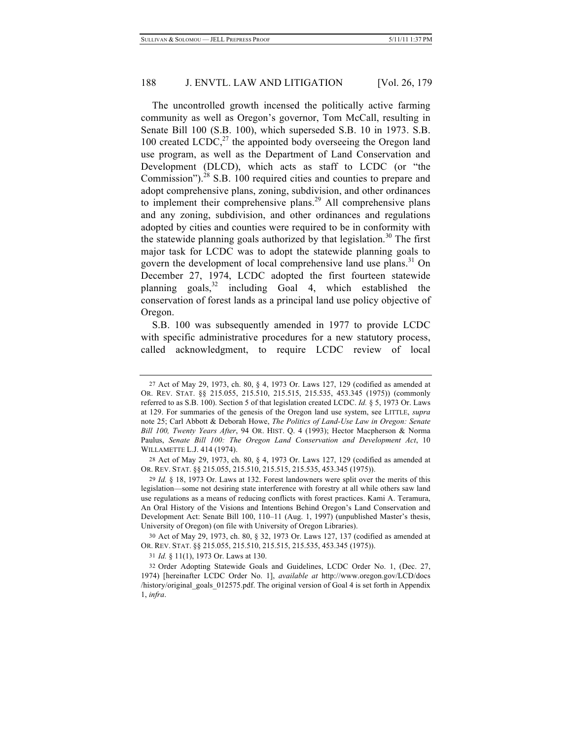The uncontrolled growth incensed the politically active farming community as well as Oregon's governor, Tom McCall, resulting in Senate Bill 100 (S.B. 100), which superseded S.B. 10 in 1973. S.B. 100 created LCDC,[27] the appointed body overseeing the Oregon land use program, as well as the Department of Land Conservation and Development (DLCD), which acts as staff to LCDC (or "the Commission").[28] S.B. 100 required cities and counties to prepare and adopt comprehensive plans, zoning, subdivision, and other ordinances to implement their comprehensive plans.[29] All comprehensive plans and any zoning, subdivision, and other ordinances and regulations adopted by cities and counties were required to be in conformity with the statewide planning goals authorized by that legislation.[30] The first major task for LCDC was to adopt the statewide planning goals to govern the development of local comprehensive land use plans.[31] On December 27, 1974, LCDC adopted the first fourteen statewide planning goals,[32] including Goal 4, which established the conservation of forest lands as a principal land use policy objective of Oregon.

S.B. 100 was subsequently amended in 1977 to provide LCDC with specific administrative procedures for a new statutory process, called acknowledgment, to require LCDC review of local

---

27 Act of May 29, 1973, ch. 80, § 4, 1973 Or. Laws 127, 129 (codified as amended at OR. REV. STAT. §§ 215.055, 215.510, 215.515, 215.535, 453.345 (1975)) (commonly referred to as S.B. 100). Section 5 of that legislation created LCDC. *Id.* § 5, 1973 Or. Laws at 129. For summaries of the genesis of the Oregon land use system, see LITTLE, *supra* note 25; Carl Abbott & Deborah Howe, *The Politics of Land-Use Law in Oregon: Senate Bill 100, Twenty Years After*, 94 OR. HIST. Q. 4 (1993); Hector Macpherson & Norma Paulus, *Senate Bill 100: The Oregon Land Conservation and Development Act*, 10 WILLAMETTE L.J. 414 (1974).

28 Act of May 29, 1973, ch. 80, § 4, 1973 Or. Laws 127, 129 (codified as amended at OR. REV. STAT. §§ 215.055, 215.510, 215.515, 215.535, 453.345 (1975)).

29 *Id.* § 18, 1973 Or. Laws at 132. Forest landowners were split over the merits of this legislation—some not desiring state interference with forestry at all while others saw land use regulations as a means of reducing conflicts with forest practices. Kami A. Teramura, An Oral History of the Visions and Intentions Behind Oregon's Land Conservation and Development Act: Senate Bill 100, 110–11 (Aug. 1, 1997) (unpublished Master's thesis, University of Oregon) (on file with University of Oregon Libraries).

30 Act of May 29, 1973, ch. 80, § 32, 1973 Or. Laws 127, 137 (codified as amended at OR. REV. STAT. §§ 215.055, 215.510, 215.515, 215.535, 453.345 (1975)).

31 *Id.* § 11(1), 1973 Or. Laws at 130.

32 Order Adopting Statewide Goals and Guidelines, LCDC Order No. 1, (Dec. 27, 1974) [hereinafter LCDC Order No. 1], *available at* http://www.oregon.gov/LCD/docs/history/original_goals_012575.pdf. The original version of Goal 4 is set forth in Appendix 1, *infra*.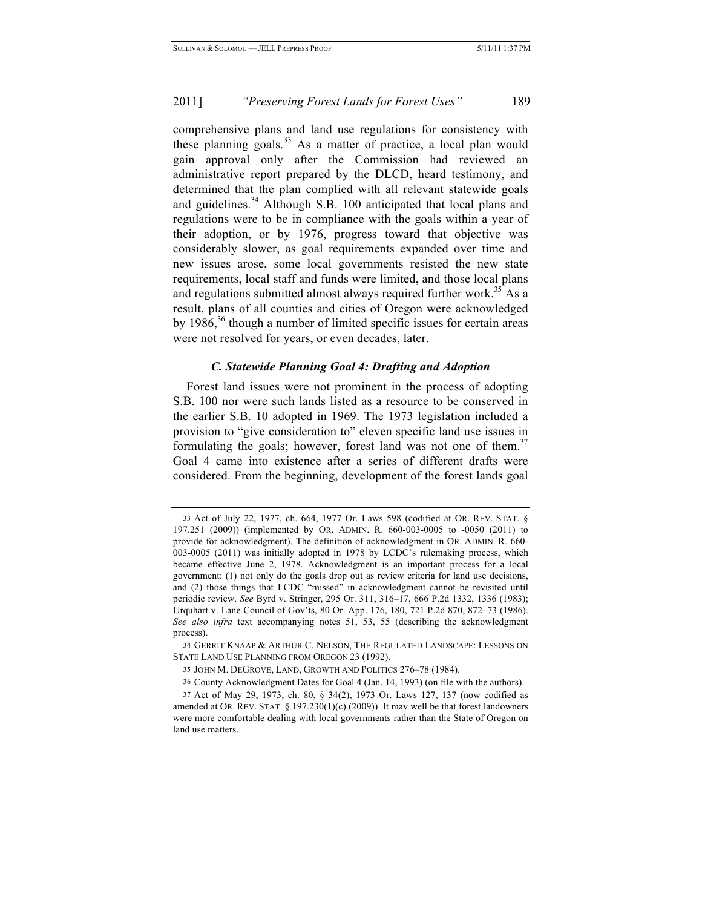comprehensive plans and land use regulations for consistency with these planning goals.[33] As a matter of practice, a local plan would gain approval only after the Commission had reviewed an administrative report prepared by the DLCD, heard testimony, and determined that the plan complied with all relevant statewide goals and guidelines.[34] Although S.B. 100 anticipated that local plans and regulations were to be in compliance with the goals within a year of their adoption, or by 1976, progress toward that objective was considerably slower, as goal requirements expanded over time and new issues arose, some local governments resisted the new state requirements, local staff and funds were limited, and those local plans and regulations submitted almost always required further work.[35] As a result, plans of all counties and cities of Oregon were acknowledged by 1986,[36] though a number of limited specific issues for certain areas were not resolved for years, or even decades, later.

### *C. Statewide Planning Goal 4: Drafting and Adoption*

Forest land issues were not prominent in the process of adopting S.B. 100 nor were such lands listed as a resource to be conserved in the earlier S.B. 10 adopted in 1969. The 1973 legislation included a provision to "give consideration to" eleven specific land use issues in formulating the goals; however, forest land was not one of them.[37] Goal 4 came into existence after a series of different drafts were considered. From the beginning, development of the forest lands goal

---

33 Act of July 22, 1977, ch. 664, 1977 Or. Laws 598 (codified at OR. REV. STAT. § 197.251 (2009)) (implemented by OR. ADMIN. R. 660-003-0005 to -0050 (2011) to provide for acknowledgment). The definition of acknowledgment in OR. ADMIN. R. 660-003-0005 (2011) was initially adopted in 1978 by LCDC's rulemaking process, which became effective June 2, 1978. Acknowledgment is an important process for a local government: (1) not only do the goals drop out as review criteria for land use decisions, and (2) those things that LCDC "missed" in acknowledgment cannot be revisited until periodic review. *See* Byrd v. Stringer, 295 Or. 311, 316–17, 666 P.2d 1332, 1336 (1983); Urquhart v. Lane Council of Gov'ts, 80 Or. App. 176, 180, 721 P.2d 870, 872–73 (1986). *See also infra* text accompanying notes 51, 53, 55 (describing the acknowledgment process).

34 GERRIT KNAAP & ARTHUR C. NELSON, THE REGULATED LANDSCAPE: LESSONS ON STATE LAND USE PLANNING FROM OREGON 23 (1992).

35 JOHN M. DEGROVE, LAND, GROWTH AND POLITICS 276–78 (1984).

36 County Acknowledgment Dates for Goal 4 (Jan. 14, 1993) (on file with the authors).

37 Act of May 29, 1973, ch. 80, § 34(2), 1973 Or. Laws 127, 137 (now codified as amended at OR. REV. STAT. § 197.230(1)(c) (2009)). It may well be that forest landowners were more comfortable dealing with local governments rather than the State of Oregon on land use matters.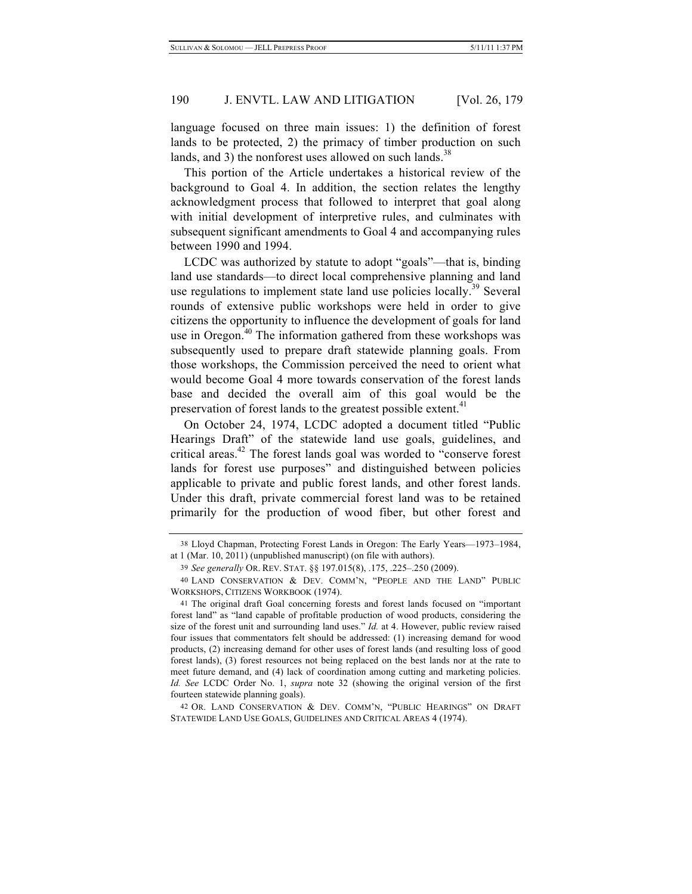language focused on three main issues: 1) the definition of forest lands to be protected, 2) the primacy of timber production on such lands, and 3) the nonforest uses allowed on such lands.[38]

This portion of the Article undertakes a historical review of the background to Goal 4. In addition, the section relates the lengthy acknowledgment process that followed to interpret that goal along with initial development of interpretive rules, and culminates with subsequent significant amendments to Goal 4 and accompanying rules between 1990 and 1994.

LCDC was authorized by statute to adopt "goals"—that is, binding land use standards—to direct local comprehensive planning and land use regulations to implement state land use policies locally.[39] Several rounds of extensive public workshops were held in order to give citizens the opportunity to influence the development of goals for land use in Oregon.[40] The information gathered from these workshops was subsequently used to prepare draft statewide planning goals. From those workshops, the Commission perceived the need to orient what would become Goal 4 more towards conservation of the forest lands base and decided the overall aim of this goal would be the preservation of forest lands to the greatest possible extent.[41]

On October 24, 1974, LCDC adopted a document titled "Public Hearings Draft" of the statewide land use goals, guidelines, and critical areas.[42] The forest lands goal was worded to "conserve forest lands for forest use purposes" and distinguished between policies applicable to private and public forest lands, and other forest lands. Under this draft, private commercial forest land was to be retained primarily for the production of wood fiber, but other forest and

---

38 Lloyd Chapman, Protecting Forest Lands in Oregon: The Early Years—1973–1984, at 1 (Mar. 10, 2011) (unpublished manuscript) (on file with authors).

39 *See generally* OR. REV. STAT. §§ 197.015(8), .175, .225–.250 (2009).

40 LAND CONSERVATION & DEV. COMM'N, "PEOPLE AND THE LAND" PUBLIC WORKSHOPS, CITIZENS WORKBOOK (1974).

41 The original draft Goal concerning forests and forest lands focused on "important forest land" as "land capable of profitable production of wood products, considering the size of the forest unit and surrounding land uses." *Id.* at 4. However, public review raised four issues that commentators felt should be addressed: (1) increasing demand for wood products, (2) increasing demand for other uses of forest lands (and resulting loss of good forest lands), (3) forest resources not being replaced on the best lands nor at the rate to meet future demand, and (4) lack of coordination among cutting and marketing policies. *Id. See* LCDC Order No. 1, *supra* note 32 (showing the original version of the first fourteen statewide planning goals).

42 OR. LAND CONSERVATION & DEV. COMM'N, "PUBLIC HEARINGS" ON DRAFT STATEWIDE LAND USE GOALS, GUIDELINES AND CRITICAL AREAS 4 (1974).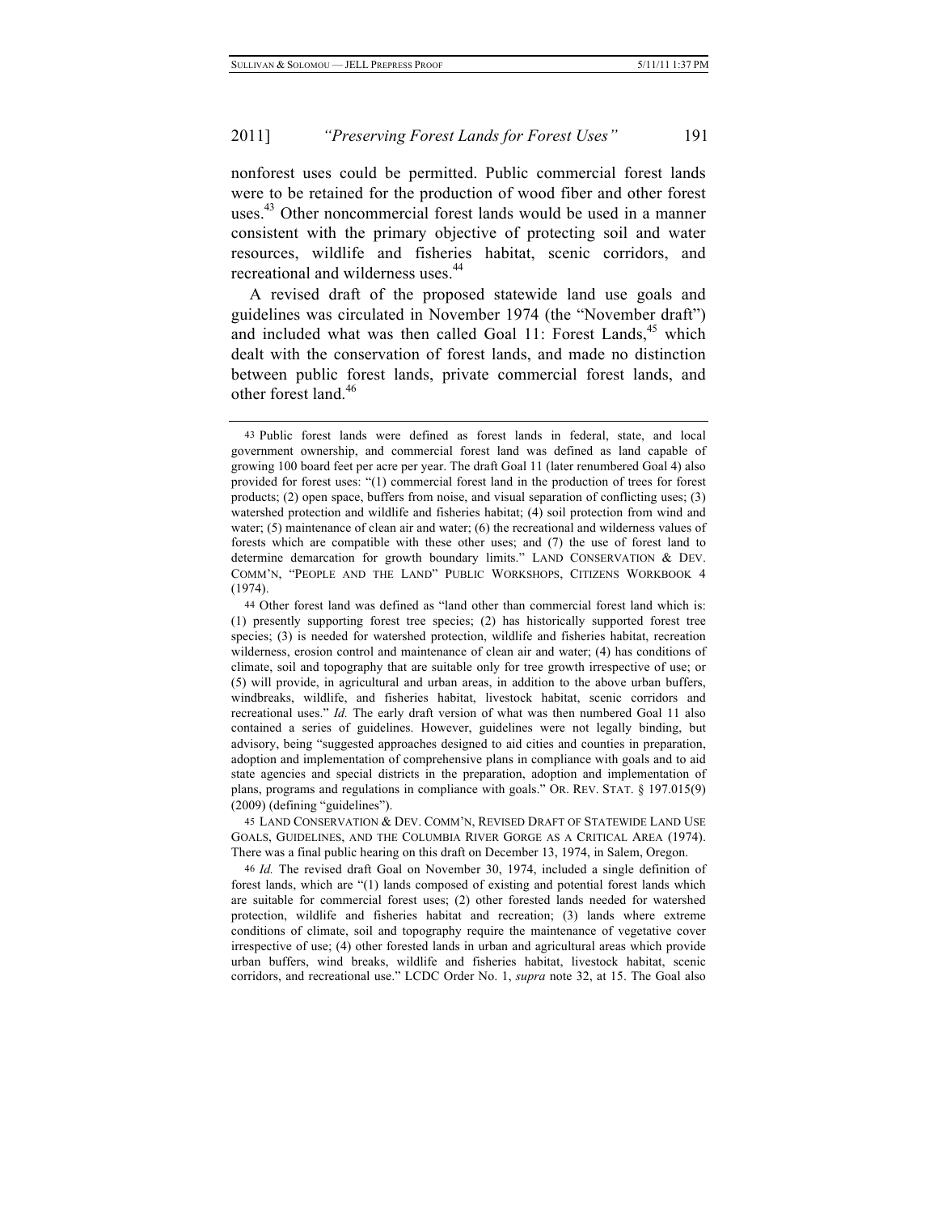nonforest uses could be permitted. Public commercial forest lands were to be retained for the production of wood fiber and other forest uses.[43] Other noncommercial forest lands would be used in a manner consistent with the primary objective of protecting soil and water resources, wildlife and fisheries habitat, scenic corridors, and recreational and wilderness uses.[44]

A revised draft of the proposed statewide land use goals and guidelines was circulated in November 1974 (the "November draft") and included what was then called Goal 11: Forest Lands,[45] which dealt with the conservation of forest lands, and made no distinction between public forest lands, private commercial forest lands, and other forest land.[46]

---

43 Public forest lands were defined as forest lands in federal, state, and local government ownership, and commercial forest land was defined as land capable of growing 100 board feet per acre per year. The draft Goal 11 (later renumbered Goal 4) also provided for forest uses: "(1) commercial forest land in the production of trees for forest products; (2) open space, buffers from noise, and visual separation of conflicting uses; (3) watershed protection and wildlife and fisheries habitat; (4) soil protection from wind and water; (5) maintenance of clean air and water; (6) the recreational and wilderness values of forests which are compatible with these other uses; and (7) the use of forest land to determine demarcation for growth boundary limits." LAND CONSERVATION & DEV. COMM'N, "PEOPLE AND THE LAND" PUBLIC WORKSHOPS, CITIZENS WORKBOOK 4 (1974).

44 Other forest land was defined as "land other than commercial forest land which is: (1) presently supporting forest tree species; (2) has historically supported forest tree species; (3) is needed for watershed protection, wildlife and fisheries habitat, recreation wilderness, erosion control and maintenance of clean air and water; (4) has conditions of climate, soil and topography that are suitable only for tree growth irrespective of use; or (5) will provide, in agricultural and urban areas, in addition to the above urban buffers, windbreaks, wildlife, and fisheries habitat, livestock habitat, scenic corridors and recreational uses." *Id.* The early draft version of what was then numbered Goal 11 also contained a series of guidelines. However, guidelines were not legally binding, but advisory, being "suggested approaches designed to aid cities and counties in preparation, adoption and implementation of comprehensive plans in compliance with goals and to aid state agencies and special districts in the preparation, adoption and implementation of plans, programs and regulations in compliance with goals." OR. REV. STAT. § 197.015(9) (2009) (defining "guidelines").

45 LAND CONSERVATION & DEV. COMM'N, REVISED DRAFT OF STATEWIDE LAND USE GOALS, GUIDELINES, AND THE COLUMBIA RIVER GORGE AS A CRITICAL AREA (1974). There was a final public hearing on this draft on December 13, 1974, in Salem, Oregon.

46 *Id.* The revised draft Goal on November 30, 1974, included a single definition of forest lands, which are "(1) lands composed of existing and potential forest lands which are suitable for commercial forest uses; (2) other forested lands needed for watershed protection, wildlife and fisheries habitat and recreation; (3) lands where extreme conditions of climate, soil and topography require the maintenance of vegetative cover irrespective of use; (4) other forested lands in urban and agricultural areas which provide urban buffers, wind breaks, wildlife and fisheries habitat, livestock habitat, scenic corridors, and recreational use." LCDC Order No. 1, *supra* note 32, at 15. The Goal also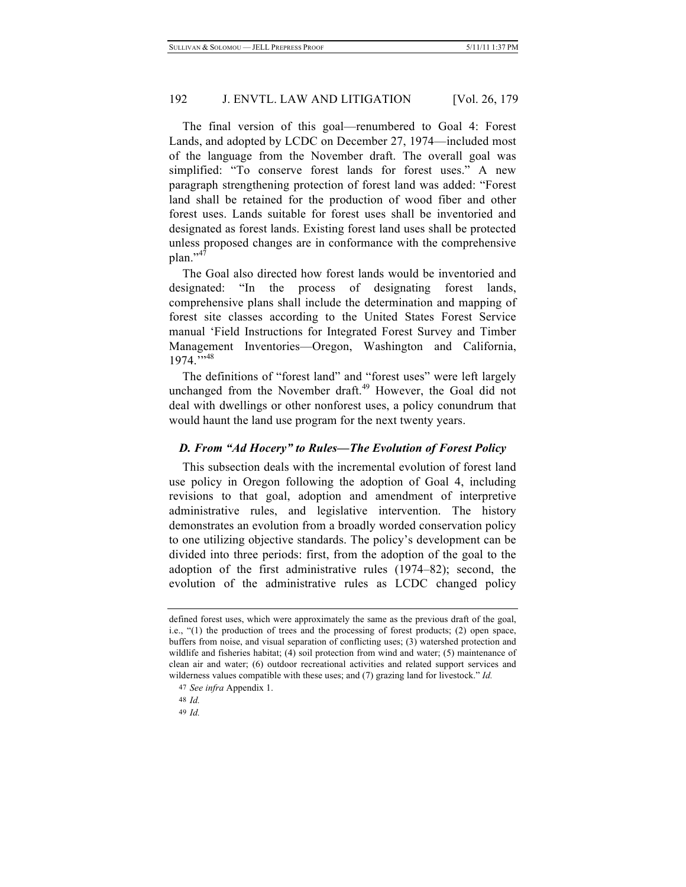The final version of this goal—renumbered to Goal 4: Forest Lands, and adopted by LCDC on December 27, 1974—included most of the language from the November draft. The overall goal was simplified: "To conserve forest lands for forest uses." A new paragraph strengthening protection of forest land was added: "Forest land shall be retained for the production of wood fiber and other forest uses. Lands suitable for forest uses shall be inventoried and designated as forest lands. Existing forest land uses shall be protected unless proposed changes are in conformance with the comprehensive plan."[47]

The Goal also directed how forest lands would be inventoried and designated: "In the process of designating forest lands, comprehensive plans shall include the determination and mapping of forest site classes according to the United States Forest Service manual 'Field Instructions for Integrated Forest Survey and Timber Management Inventories—Oregon, Washington and California, 1974.'"[48]

The definitions of "forest land" and "forest uses" were left largely unchanged from the November draft.[49] However, the Goal did not deal with dwellings or other nonforest uses, a policy conundrum that would haunt the land use program for the next twenty years.

### *D. From "Ad Hocery" to Rules—The Evolution of Forest Policy*

This subsection deals with the incremental evolution of forest land use policy in Oregon following the adoption of Goal 4, including revisions to that goal, adoption and amendment of interpretive administrative rules, and legislative intervention. The history demonstrates an evolution from a broadly worded conservation policy to one utilizing objective standards. The policy's development can be divided into three periods: first, from the adoption of the goal to the adoption of the first administrative rules (1974–82); second, the evolution of the administrative rules as LCDC changed policy

---

defined forest uses, which were approximately the same as the previous draft of the goal, i.e., "(1) the production of trees and the processing of forest products; (2) open space, buffers from noise, and visual separation of conflicting uses; (3) watershed protection and wildlife and fisheries habitat; (4) soil protection from wind and water; (5) maintenance of clean air and water; (6) outdoor recreational activities and related support services and wilderness values compatible with these uses; and (7) grazing land for livestock." *Id.*

47 *See infra* Appendix 1.

48 *Id.*

49 *Id.*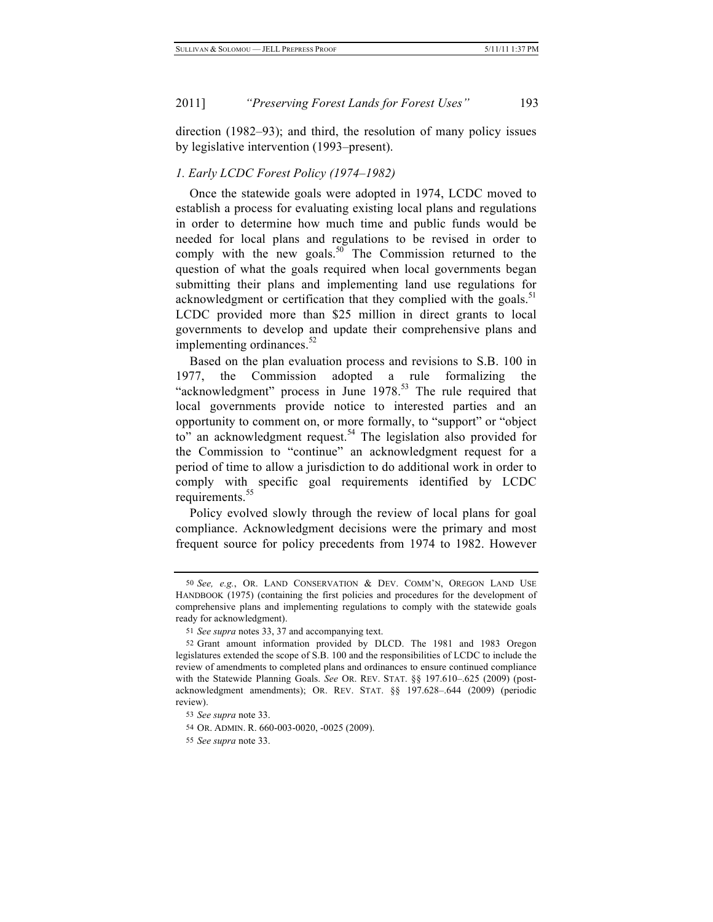direction (1982–93); and third, the resolution of many policy issues by legislative intervention (1993–present).

### *1. Early LCDC Forest Policy (1974–1982)*

Once the statewide goals were adopted in 1974, LCDC moved to establish a process for evaluating existing local plans and regulations in order to determine how much time and public funds would be needed for local plans and regulations to be revised in order to comply with the new goals.[50] The Commission returned to the question of what the goals required when local governments began submitting their plans and implementing land use regulations for acknowledgment or certification that they complied with the goals.[51] LCDC provided more than $25 million in direct grants to local governments to develop and update their comprehensive plans and implementing ordinances.[52]

Based on the plan evaluation process and revisions to S.B. 100 in 1977, the Commission adopted a rule formalizing the "acknowledgment" process in June 1978.[53] The rule required that local governments provide notice to interested parties and an opportunity to comment on, or more formally, to "support" or "object to" an acknowledgment request.[54] The legislation also provided for the Commission to "continue" an acknowledgment request for a period of time to allow a jurisdiction to do additional work in order to comply with specific goal requirements identified by LCDC requirements.[55]

Policy evolved slowly through the review of local plans for goal compliance. Acknowledgment decisions were the primary and most frequent source for policy precedents from 1974 to 1982. However

---

50 *See, e.g.*, OR. LAND CONSERVATION & DEV. COMM'N, OREGON LAND USE HANDBOOK (1975) (containing the first policies and procedures for the development of comprehensive plans and implementing regulations to comply with the statewide goals ready for acknowledgment).

51 *See supra* notes 33, 37 and accompanying text.

52 Grant amount information provided by DLCD. The 1981 and 1983 Oregon legislatures extended the scope of S.B. 100 and the responsibilities of LCDC to include the review of amendments to completed plans and ordinances to ensure continued compliance with the Statewide Planning Goals. *See* OR. REV. STAT. §§ 197.610–.625 (2009) (post-acknowledgment amendments); OR. REV. STAT. §§ 197.628–.644 (2009) (periodic review).

53 *See supra* note 33.

54 OR. ADMIN. R. 660-003-0020, -0025 (2009).

55 *See supra* note 33.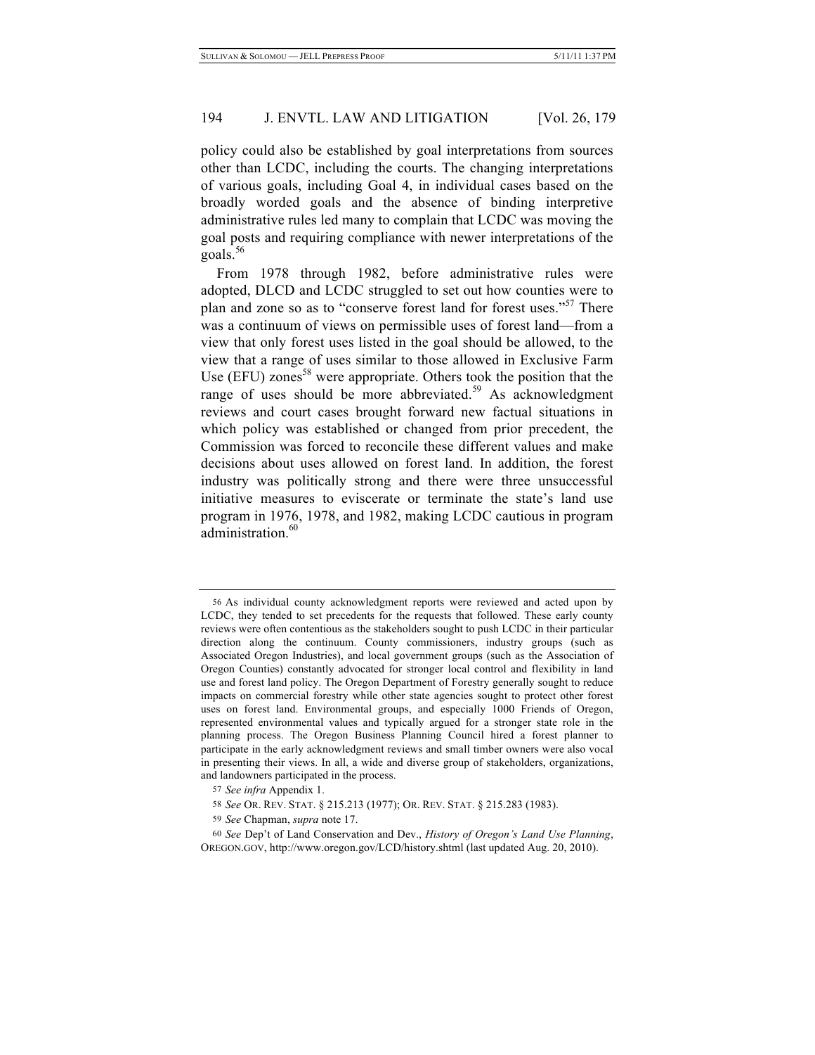policy could also be established by goal interpretations from sources other than LCDC, including the courts. The changing interpretations of various goals, including Goal 4, in individual cases based on the broadly worded goals and the absence of binding interpretive administrative rules led many to complain that LCDC was moving the goal posts and requiring compliance with newer interpretations of the goals.[56]

From 1978 through 1982, before administrative rules were adopted, DLCD and LCDC struggled to set out how counties were to plan and zone so as to "conserve forest land for forest uses."[57] There was a continuum of views on permissible uses of forest land—from a view that only forest uses listed in the goal should be allowed, to the view that a range of uses similar to those allowed in Exclusive Farm Use (EFU) zones[58] were appropriate. Others took the position that the range of uses should be more abbreviated.[59] As acknowledgment reviews and court cases brought forward new factual situations in which policy was established or changed from prior precedent, the Commission was forced to reconcile these different values and make decisions about uses allowed on forest land. In addition, the forest industry was politically strong and there were three unsuccessful initiative measures to eviscerate or terminate the state's land use program in 1976, 1978, and 1982, making LCDC cautious in program administration.[60]

---

56 As individual county acknowledgment reports were reviewed and acted upon by LCDC, they tended to set precedents for the requests that followed. These early county reviews were often contentious as the stakeholders sought to push LCDC in their particular direction along the continuum. County commissioners, industry groups (such as Associated Oregon Industries), and local government groups (such as the Association of Oregon Counties) constantly advocated for stronger local control and flexibility in land use and forest land policy. The Oregon Department of Forestry generally sought to reduce impacts on commercial forestry while other state agencies sought to protect other forest uses on forest land. Environmental groups, and especially 1000 Friends of Oregon, represented environmental values and typically argued for a stronger state role in the planning process. The Oregon Business Planning Council hired a forest planner to participate in the early acknowledgment reviews and small timber owners were also vocal in presenting their views. In all, a wide and diverse group of stakeholders, organizations, and landowners participated in the process.

57 *See infra* Appendix 1.

58 *See* OR. REV. STAT. § 215.213 (1977); OR. REV. STAT. § 215.283 (1983).

59 *See* Chapman, *supra* note 17.

60 *See* Dep't of Land Conservation and Dev., *History of Oregon's Land Use Planning*, OREGON.GOV, http://www.oregon.gov/LCD/history.shtml (last updated Aug. 20, 2010).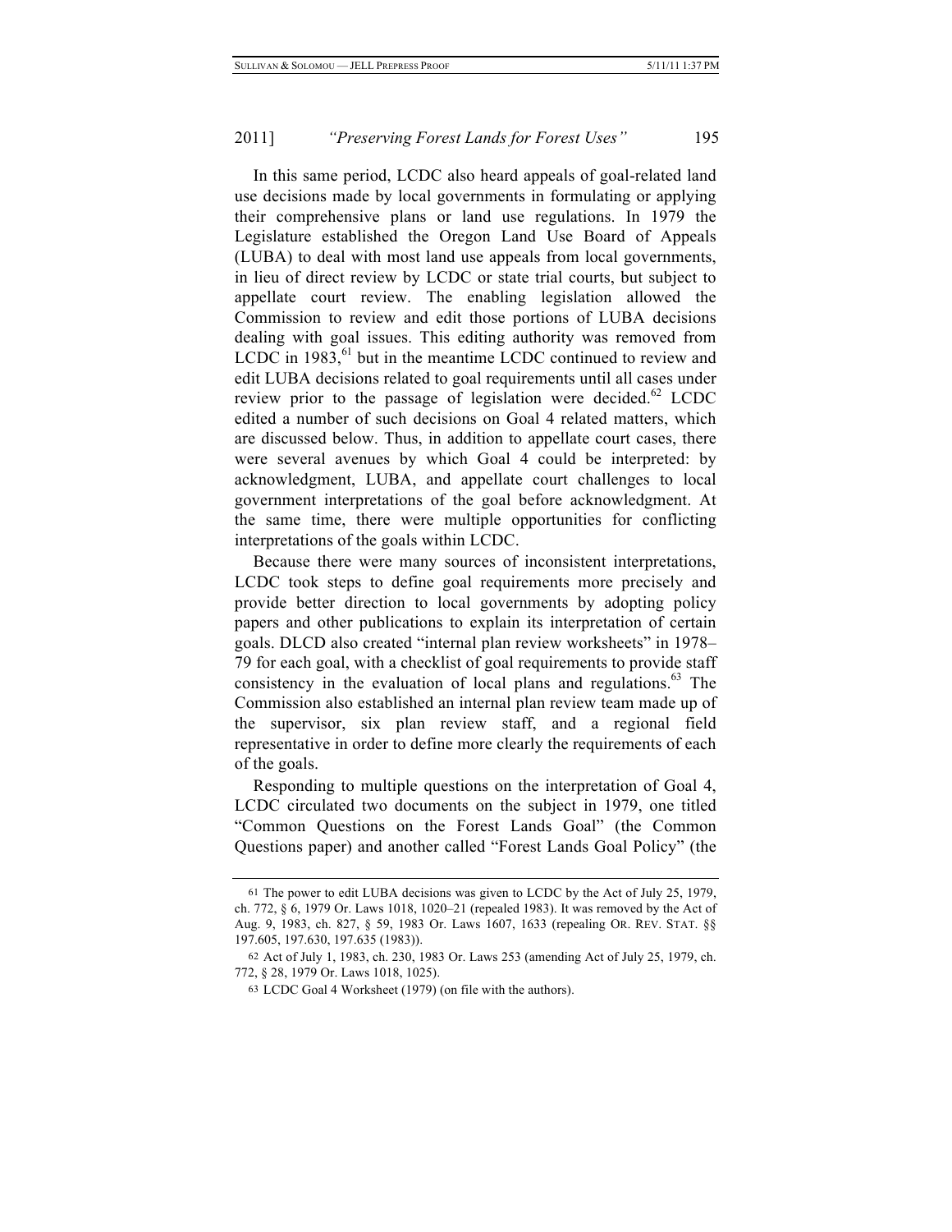In this same period, LCDC also heard appeals of goal-related land use decisions made by local governments in formulating or applying their comprehensive plans or land use regulations. In 1979 the Legislature established the Oregon Land Use Board of Appeals (LUBA) to deal with most land use appeals from local governments, in lieu of direct review by LCDC or state trial courts, but subject to appellate court review. The enabling legislation allowed the Commission to review and edit those portions of LUBA decisions dealing with goal issues. This editing authority was removed from LCDC in 1983,[61] but in the meantime LCDC continued to review and edit LUBA decisions related to goal requirements until all cases under review prior to the passage of legislation were decided.[62] LCDC edited a number of such decisions on Goal 4 related matters, which are discussed below. Thus, in addition to appellate court cases, there were several avenues by which Goal 4 could be interpreted: by acknowledgment, LUBA, and appellate court challenges to local government interpretations of the goal before acknowledgment. At the same time, there were multiple opportunities for conflicting interpretations of the goals within LCDC.

Because there were many sources of inconsistent interpretations, LCDC took steps to define goal requirements more precisely and provide better direction to local governments by adopting policy papers and other publications to explain its interpretation of certain goals. DLCD also created "internal plan review worksheets" in 1978–79 for each goal, with a checklist of goal requirements to provide staff consistency in the evaluation of local plans and regulations.[63] The Commission also established an internal plan review team made up of the supervisor, six plan review staff, and a regional field representative in order to define more clearly the requirements of each of the goals.

Responding to multiple questions on the interpretation of Goal 4, LCDC circulated two documents on the subject in 1979, one titled "Common Questions on the Forest Lands Goal" (the Common Questions paper) and another called "Forest Lands Goal Policy" (the

---

61 The power to edit LUBA decisions was given to LCDC by the Act of July 25, 1979, ch. 772, § 6, 1979 Or. Laws 1018, 1020–21 (repealed 1983). It was removed by the Act of Aug. 9, 1983, ch. 827, § 59, 1983 Or. Laws 1607, 1633 (repealing OR. REV. STAT. §§ 197.605, 197.630, 197.635 (1983)).

62 Act of July 1, 1983, ch. 230, 1983 Or. Laws 253 (amending Act of July 25, 1979, ch. 772, § 28, 1979 Or. Laws 1018, 1025).

63 LCDC Goal 4 Worksheet (1979) (on file with the authors).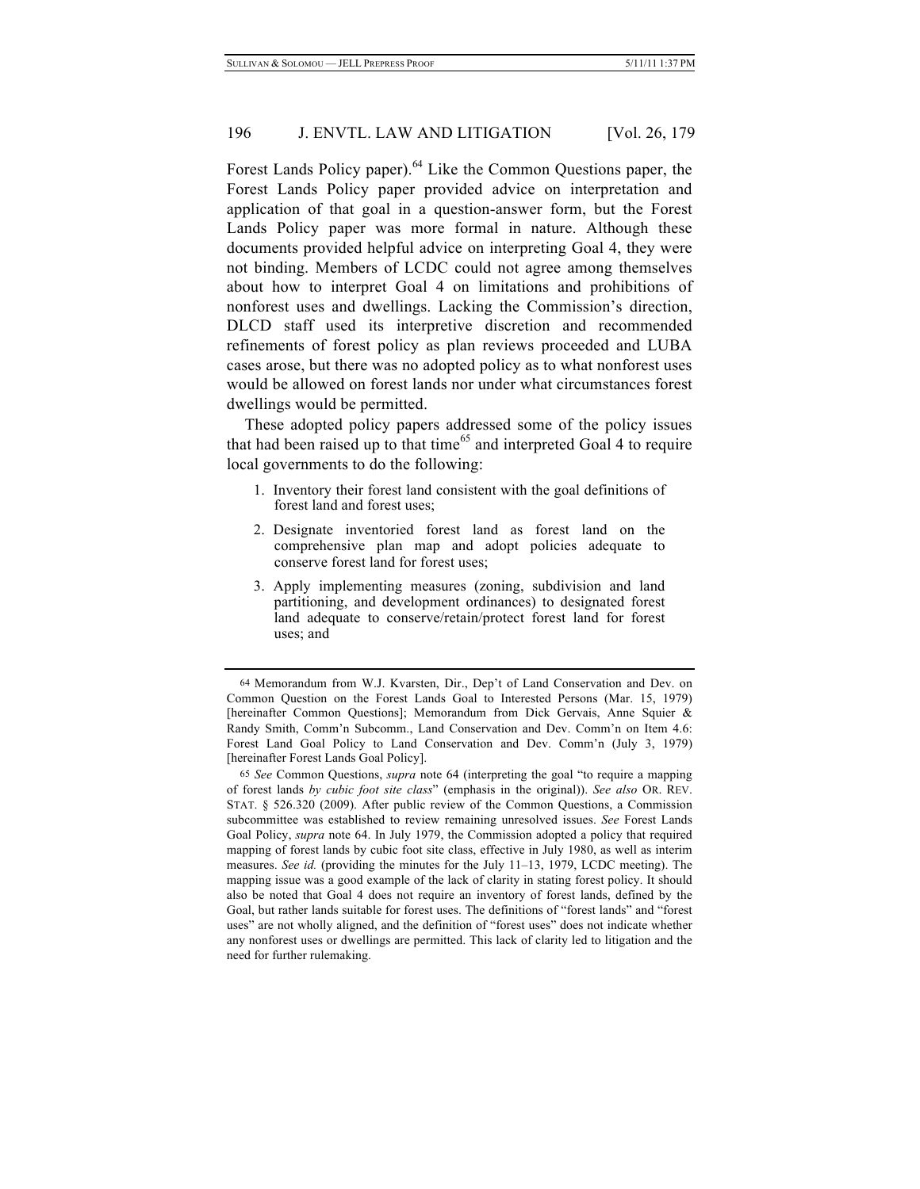Forest Lands Policy paper).[64] Like the Common Questions paper, the Forest Lands Policy paper provided advice on interpretation and application of that goal in a question-answer form, but the Forest Lands Policy paper was more formal in nature. Although these documents provided helpful advice on interpreting Goal 4, they were not binding. Members of LCDC could not agree among themselves about how to interpret Goal 4 on limitations and prohibitions of nonforest uses and dwellings. Lacking the Commission's direction, DLCD staff used its interpretive discretion and recommended refinements of forest policy as plan reviews proceeded and LUBA cases arose, but there was no adopted policy as to what nonforest uses would be allowed on forest lands nor under what circumstances forest dwellings would be permitted.

These adopted policy papers addressed some of the policy issues that had been raised up to that time[65] and interpreted Goal 4 to require local governments to do the following:

1. Inventory their forest land consistent with the goal definitions of forest land and forest uses;
2. Designate inventoried forest land as forest land on the comprehensive plan map and adopt policies adequate to conserve forest land for forest uses;
3. Apply implementing measures (zoning, subdivision and land partitioning, and development ordinances) to designated forest land adequate to conserve/retain/protect forest land for forest uses; and

---

64 Memorandum from W.J. Kvarsten, Dir., Dep't of Land Conservation and Dev. on Common Question on the Forest Lands Goal to Interested Persons (Mar. 15, 1979) [hereinafter Common Questions]; Memorandum from Dick Gervais, Anne Squier & Randy Smith, Comm'n Subcomm., Land Conservation and Dev. Comm'n on Item 4.6: Forest Land Goal Policy to Land Conservation and Dev. Comm'n (July 3, 1979) [hereinafter Forest Lands Goal Policy].

65 *See* Common Questions, *supra* note 64 (interpreting the goal "to require a mapping of forest lands *by cubic foot site class*" (emphasis in the original)). *See also* OR. REV. STAT. § 526.320 (2009). After public review of the Common Questions, a Commission subcommittee was established to review remaining unresolved issues. *See* Forest Lands Goal Policy, *supra* note 64. In July 1979, the Commission adopted a policy that required mapping of forest lands by cubic foot site class, effective in July 1980, as well as interim measures. *See id.* (providing the minutes for the July 11–13, 1979, LCDC meeting). The mapping issue was a good example of the lack of clarity in stating forest policy. It should also be noted that Goal 4 does not require an inventory of forest lands, defined by the Goal, but rather lands suitable for forest uses. The definitions of "forest lands" and "forest uses" are not wholly aligned, and the definition of "forest uses" does not indicate whether any nonforest uses or dwellings are permitted. This lack of clarity led to litigation and the need for further rulemaking.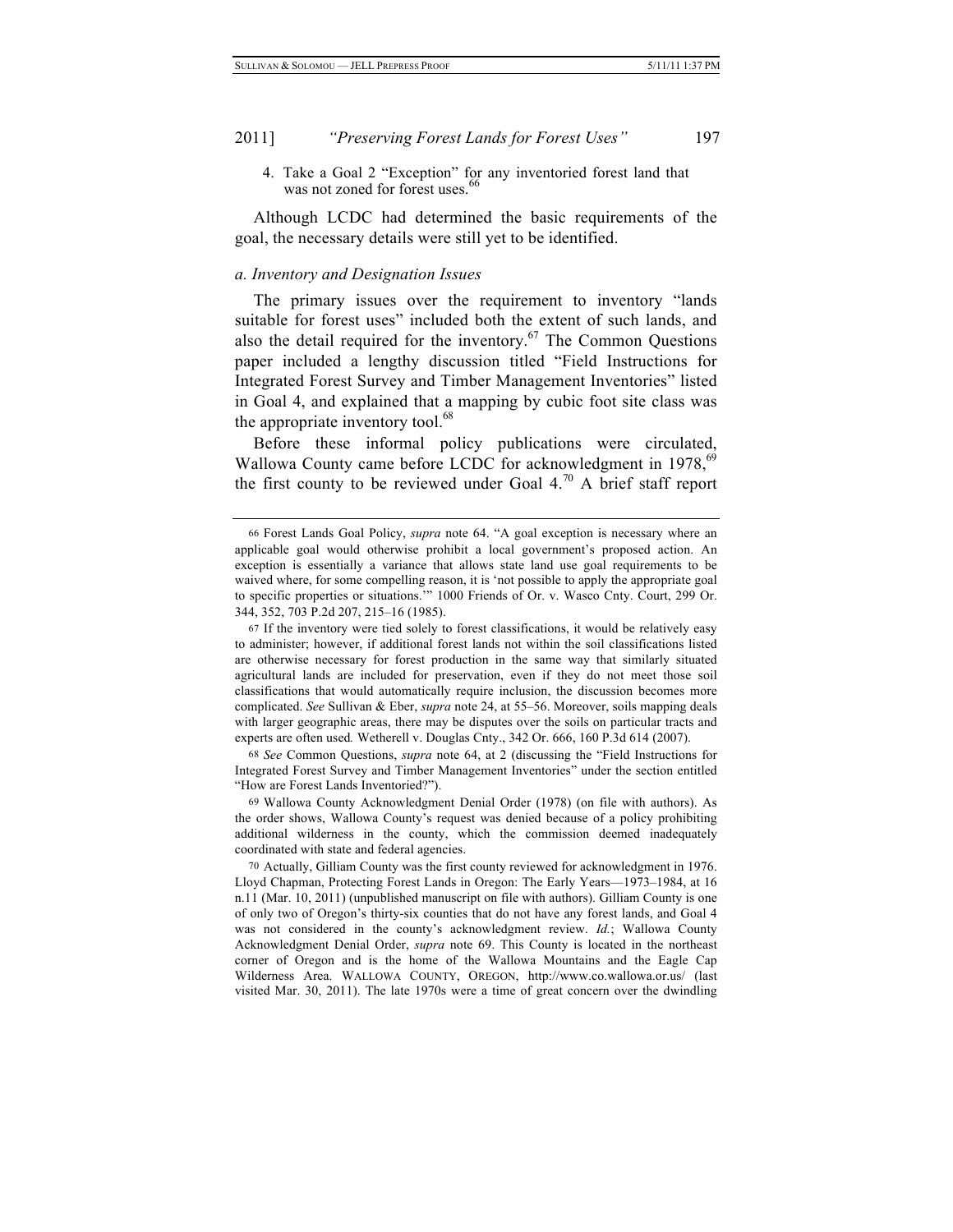4. Take a Goal 2 "Exception" for any inventoried forest land that was not zoned for forest uses.[66]

Although LCDC had determined the basic requirements of the goal, the necessary details were still yet to be identified.

*a. Inventory and Designation Issues*

The primary issues over the requirement to inventory "lands suitable for forest uses" included both the extent of such lands, and also the detail required for the inventory.[67] The Common Questions paper included a lengthy discussion titled "Field Instructions for Integrated Forest Survey and Timber Management Inventories" listed in Goal 4, and explained that a mapping by cubic foot site class was the appropriate inventory tool.[68]

Before these informal policy publications were circulated, Wallowa County came before LCDC for acknowledgment in 1978,[69] the first county to be reviewed under Goal 4.[70] A brief staff report

---

66 Forest Lands Goal Policy, *supra* note 64. "A goal exception is necessary where an applicable goal would otherwise prohibit a local government's proposed action. An exception is essentially a variance that allows state land use goal requirements to be waived where, for some compelling reason, it is 'not possible to apply the appropriate goal to specific properties or situations.'" 1000 Friends of Or. v. Wasco Cnty. Court, 299 Or. 344, 352, 703 P.2d 207, 215–16 (1985).

67 If the inventory were tied solely to forest classifications, it would be relatively easy to administer; however, if additional forest lands not within the soil classifications listed are otherwise necessary for forest production in the same way that similarly situated agricultural lands are included for preservation, even if they do not meet those soil classifications that would automatically require inclusion, the discussion becomes more complicated. *See* Sullivan & Eber, *supra* note 24, at 55–56. Moreover, soils mapping deals with larger geographic areas, there may be disputes over the soils on particular tracts and experts are often used*.* Wetherell v. Douglas Cnty., 342 Or. 666, 160 P.3d 614 (2007).

68 *See* Common Questions, *supra* note 64, at 2 (discussing the "Field Instructions for Integrated Forest Survey and Timber Management Inventories" under the section entitled "How are Forest Lands Inventoried?").

69 Wallowa County Acknowledgment Denial Order (1978) (on file with authors). As the order shows, Wallowa County's request was denied because of a policy prohibiting additional wilderness in the county, which the commission deemed inadequately coordinated with state and federal agencies.

70 Actually, Gilliam County was the first county reviewed for acknowledgment in 1976. Lloyd Chapman, Protecting Forest Lands in Oregon: The Early Years—1973–1984, at 16 n.11 (Mar. 10, 2011) (unpublished manuscript on file with authors). Gilliam County is one of only two of Oregon's thirty-six counties that do not have any forest lands, and Goal 4 was not considered in the county's acknowledgment review. *Id.*; Wallowa County Acknowledgment Denial Order, *supra* note 69. This County is located in the northeast corner of Oregon and is the home of the Wallowa Mountains and the Eagle Cap Wilderness Area. WALLOWA COUNTY, OREGON, http://www.co.wallowa.or.us/ (last visited Mar. 30, 2011). The late 1970s were a time of great concern over the dwindling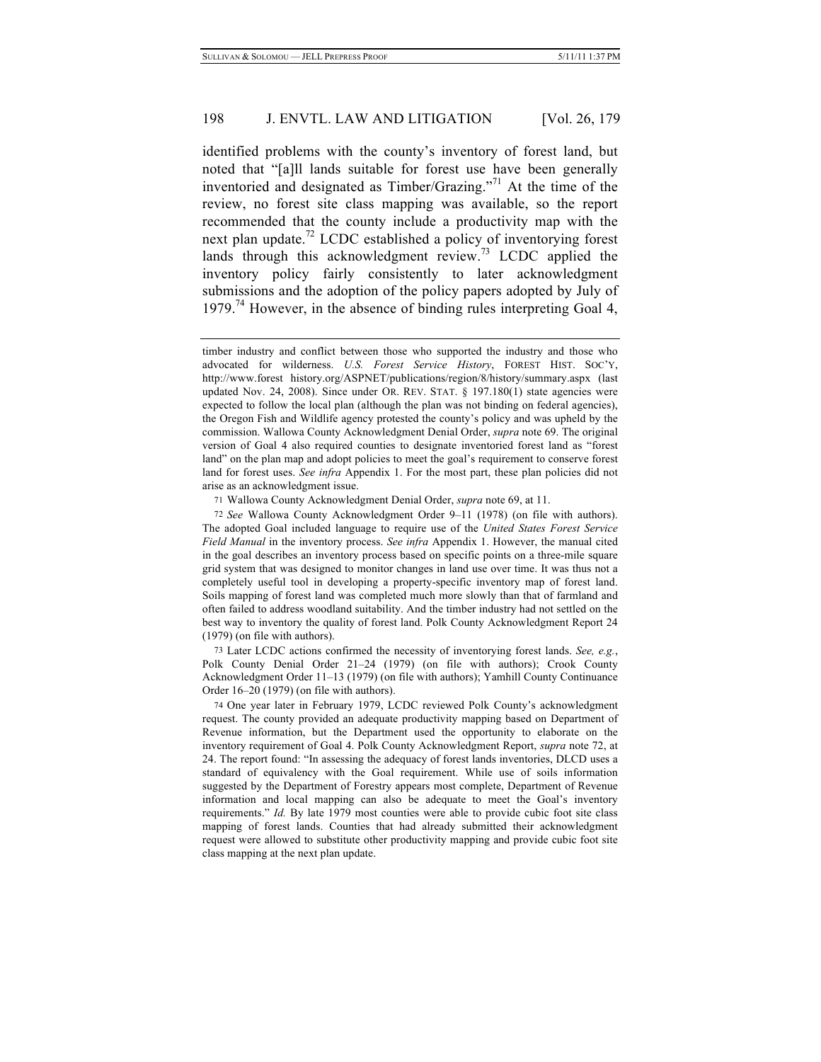identified problems with the county's inventory of forest land, but noted that "[a]ll lands suitable for forest use have been generally inventoried and designated as Timber/Grazing."[71] At the time of the review, no forest site class mapping was available, so the report recommended that the county include a productivity map with the next plan update.[72] LCDC established a policy of inventorying forest lands through this acknowledgment review.[73] LCDC applied the inventory policy fairly consistently to later acknowledgment submissions and the adoption of the policy papers adopted by July of 1979.[74] However, in the absence of binding rules interpreting Goal 4,

---

timber industry and conflict between those who supported the industry and those who advocated for wilderness. *U.S. Forest Service History*, FOREST HIST. SOC'Y, http://www.forest history.org/ASPNET/publications/region/8/history/summary.aspx (last updated Nov. 24, 2008). Since under OR. REV. STAT. § 197.180(1) state agencies were expected to follow the local plan (although the plan was not binding on federal agencies), the Oregon Fish and Wildlife agency protested the county's policy and was upheld by the commission. Wallowa County Acknowledgment Denial Order, *supra* note 69. The original version of Goal 4 also required counties to designate inventoried forest land as "forest land" on the plan map and adopt policies to meet the goal's requirement to conserve forest land for forest uses. *See infra* Appendix 1. For the most part, these plan policies did not arise as an acknowledgment issue.

71 Wallowa County Acknowledgment Denial Order, *supra* note 69, at 11.

72 *See* Wallowa County Acknowledgment Order 9–11 (1978) (on file with authors). The adopted Goal included language to require use of the *United States Forest Service Field Manual* in the inventory process. *See infra* Appendix 1. However, the manual cited in the goal describes an inventory process based on specific points on a three-mile square grid system that was designed to monitor changes in land use over time. It was thus not a completely useful tool in developing a property-specific inventory map of forest land. Soils mapping of forest land was completed much more slowly than that of farmland and often failed to address woodland suitability. And the timber industry had not settled on the best way to inventory the quality of forest land. Polk County Acknowledgment Report 24 (1979) (on file with authors).

73 Later LCDC actions confirmed the necessity of inventorying forest lands. *See, e.g.*, Polk County Denial Order 21–24 (1979) (on file with authors); Crook County Acknowledgment Order 11–13 (1979) (on file with authors); Yamhill County Continuance Order 16–20 (1979) (on file with authors).

74 One year later in February 1979, LCDC reviewed Polk County's acknowledgment request. The county provided an adequate productivity mapping based on Department of Revenue information, but the Department used the opportunity to elaborate on the inventory requirement of Goal 4. Polk County Acknowledgment Report, *supra* note 72, at 24. The report found: "In assessing the adequacy of forest lands inventories, DLCD uses a standard of equivalency with the Goal requirement. While use of soils information suggested by the Department of Forestry appears most complete, Department of Revenue information and local mapping can also be adequate to meet the Goal's inventory requirements." *Id.* By late 1979 most counties were able to provide cubic foot site class mapping of forest lands. Counties that had already submitted their acknowledgment request were allowed to substitute other productivity mapping and provide cubic foot site class mapping at the next plan update.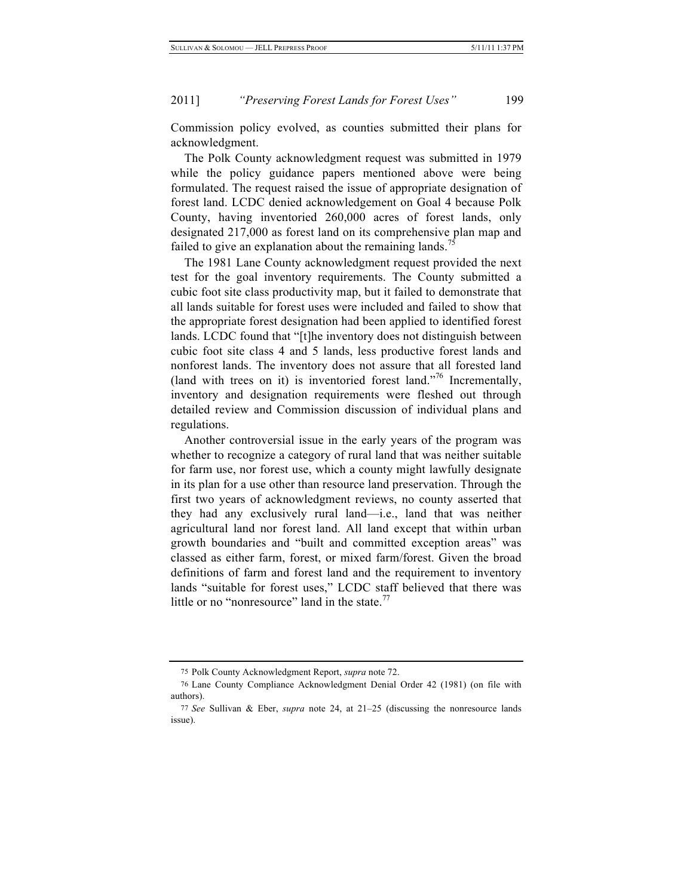Commission policy evolved, as counties submitted their plans for acknowledgment.

The Polk County acknowledgment request was submitted in 1979 while the policy guidance papers mentioned above were being formulated. The request raised the issue of appropriate designation of forest land. LCDC denied acknowledgement on Goal 4 because Polk County, having inventoried 260,000 acres of forest lands, only designated 217,000 as forest land on its comprehensive plan map and failed to give an explanation about the remaining lands.[75]

The 1981 Lane County acknowledgment request provided the next test for the goal inventory requirements. The County submitted a cubic foot site class productivity map, but it failed to demonstrate that all lands suitable for forest uses were included and failed to show that the appropriate forest designation had been applied to identified forest lands. LCDC found that "[t]he inventory does not distinguish between cubic foot site class 4 and 5 lands, less productive forest lands and nonforest lands. The inventory does not assure that all forested land (land with trees on it) is inventoried forest land."[76] Incrementally, inventory and designation requirements were fleshed out through detailed review and Commission discussion of individual plans and regulations.

Another controversial issue in the early years of the program was whether to recognize a category of rural land that was neither suitable for farm use, nor forest use, which a county might lawfully designate in its plan for a use other than resource land preservation. Through the first two years of acknowledgment reviews, no county asserted that they had any exclusively rural land—i.e., land that was neither agricultural land nor forest land. All land except that within urban growth boundaries and "built and committed exception areas" was classed as either farm, forest, or mixed farm/forest. Given the broad definitions of farm and forest land and the requirement to inventory lands "suitable for forest uses," LCDC staff believed that there was little or no "nonresource" land in the state.[77]

---

[75] Polk County Acknowledgment Report, *supra* note 72.

[76] Lane County Compliance Acknowledgment Denial Order 42 (1981) (on file with authors).

[77] *See* Sullivan & Eber, *supra* note 24, at 21–25 (discussing the nonresource lands issue).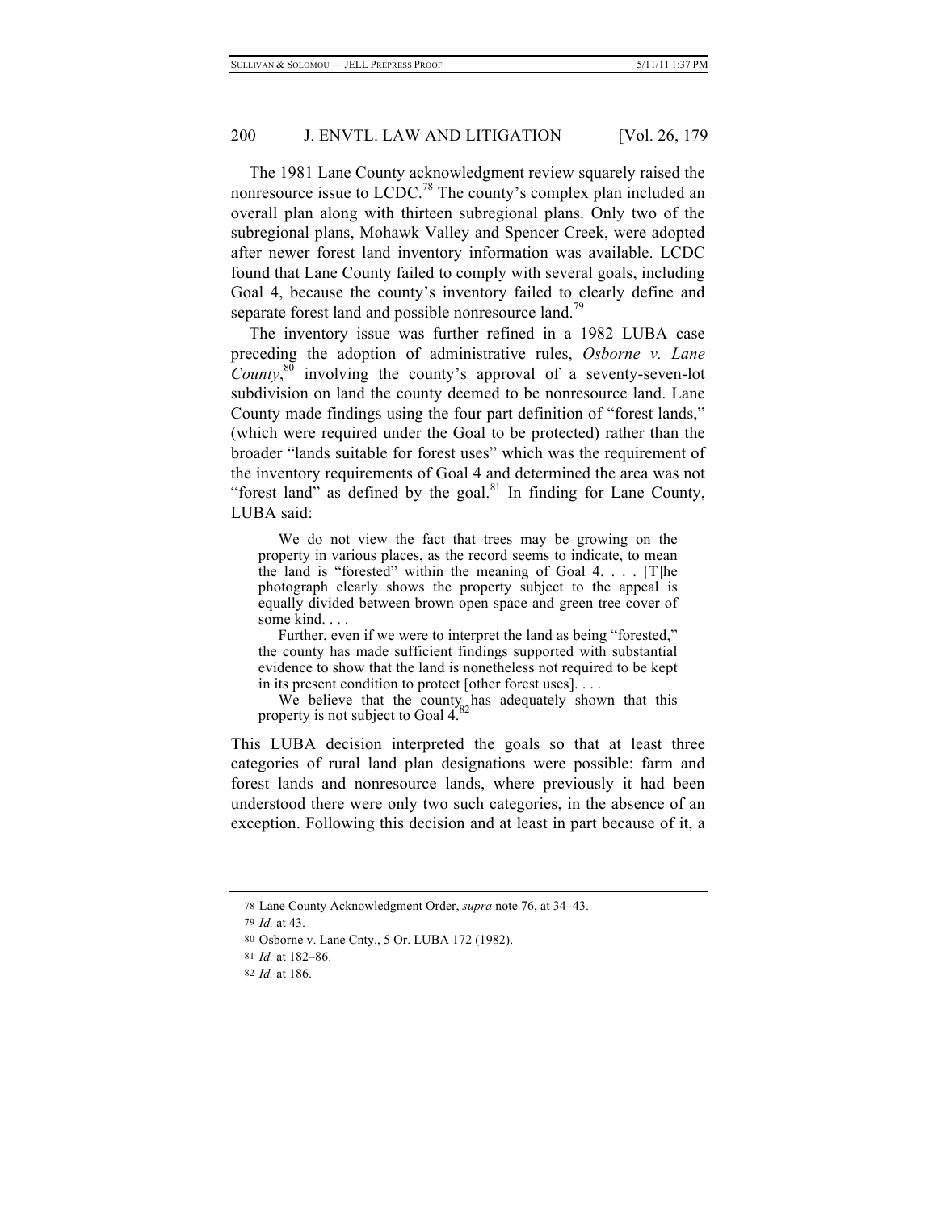The 1981 Lane County acknowledgment review squarely raised the nonresource issue to LCDC.[78] The county's complex plan included an overall plan along with thirteen subregional plans. Only two of the subregional plans, Mohawk Valley and Spencer Creek, were adopted after newer forest land inventory information was available. LCDC found that Lane County failed to comply with several goals, including Goal 4, because the county's inventory failed to clearly define and separate forest land and possible nonresource land.[79]

The inventory issue was further refined in a 1982 LUBA case preceding the adoption of administrative rules, *Osborne v. Lane County*,[80] involving the county's approval of a seventy-seven-lot subdivision on land the county deemed to be nonresource land. Lane County made findings using the four part definition of "forest lands," (which were required under the Goal to be protected) rather than the broader "lands suitable for forest uses" which was the requirement of the inventory requirements of Goal 4 and determined the area was not "forest land" as defined by the goal.[81] In finding for Lane County, LUBA said:

> We do not view the fact that trees may be growing on the property in various places, as the record seems to indicate, to mean the land is "forested" within the meaning of Goal 4. . . . [T]he photograph clearly shows the property subject to the appeal is equally divided between brown open space and green tree cover of some kind. . . .
>
> Further, even if we were to interpret the land as being "forested," the county has made sufficient findings supported with substantial evidence to show that the land is nonetheless not required to be kept in its present condition to protect [other forest uses]. . . .
>
> We believe that the county has adequately shown that this property is not subject to Goal 4.[82]

This LUBA decision interpreted the goals so that at least three categories of rural land plan designations were possible: farm and forest lands and nonresource lands, where previously it had been understood there were only two such categories, in the absence of an exception. Following this decision and at least in part because of it, a

---

78 Lane County Acknowledgment Order, *supra* note 76, at 34–43.

79 *Id.* at 43.

80 Osborne v. Lane Cnty., 5 Or. LUBA 172 (1982).

81 *Id.* at 182–86.

82 *Id.* at 186.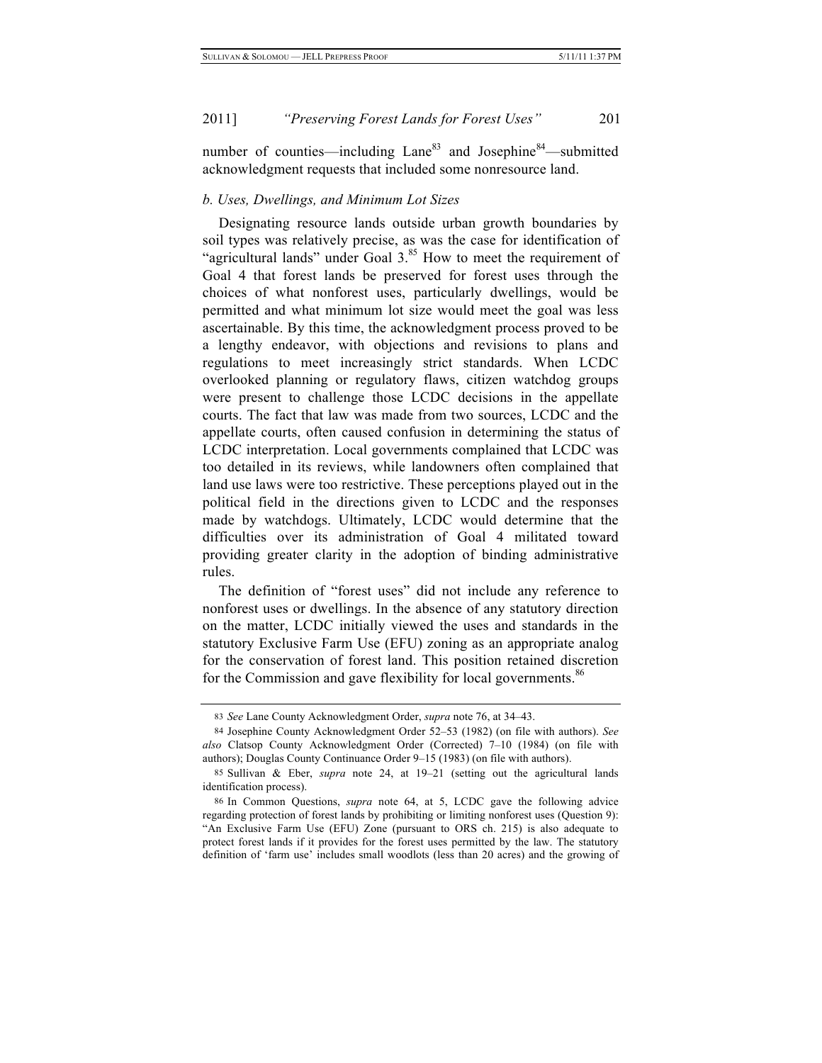number of counties—including Lane[83] and Josephine[84]—submitted acknowledgment requests that included some nonresource land.

### *b. Uses, Dwellings, and Minimum Lot Sizes*

Designating resource lands outside urban growth boundaries by soil types was relatively precise, as was the case for identification of "agricultural lands" under Goal 3.[85] How to meet the requirement of Goal 4 that forest lands be preserved for forest uses through the choices of what nonforest uses, particularly dwellings, would be permitted and what minimum lot size would meet the goal was less ascertainable. By this time, the acknowledgment process proved to be a lengthy endeavor, with objections and revisions to plans and regulations to meet increasingly strict standards. When LCDC overlooked planning or regulatory flaws, citizen watchdog groups were present to challenge those LCDC decisions in the appellate courts. The fact that law was made from two sources, LCDC and the appellate courts, often caused confusion in determining the status of LCDC interpretation. Local governments complained that LCDC was too detailed in its reviews, while landowners often complained that land use laws were too restrictive. These perceptions played out in the political field in the directions given to LCDC and the responses made by watchdogs. Ultimately, LCDC would determine that the difficulties over its administration of Goal 4 militated toward providing greater clarity in the adoption of binding administrative rules.

The definition of "forest uses" did not include any reference to nonforest uses or dwellings. In the absence of any statutory direction on the matter, LCDC initially viewed the uses and standards in the statutory Exclusive Farm Use (EFU) zoning as an appropriate analog for the conservation of forest land. This position retained discretion for the Commission and gave flexibility for local governments.[86]

---

83 *See* Lane County Acknowledgment Order, *supra* note 76, at 34–43.

84 Josephine County Acknowledgment Order 52–53 (1982) (on file with authors). *See also* Clatsop County Acknowledgment Order (Corrected) 7–10 (1984) (on file with authors); Douglas County Continuance Order 9–15 (1983) (on file with authors).

85 Sullivan & Eber, *supra* note 24, at 19–21 (setting out the agricultural lands identification process).

86 In Common Questions, *supra* note 64, at 5, LCDC gave the following advice regarding protection of forest lands by prohibiting or limiting nonforest uses (Question 9): "An Exclusive Farm Use (EFU) Zone (pursuant to ORS ch. 215) is also adequate to protect forest lands if it provides for the forest uses permitted by the law. The statutory definition of 'farm use' includes small woodlots (less than 20 acres) and the growing of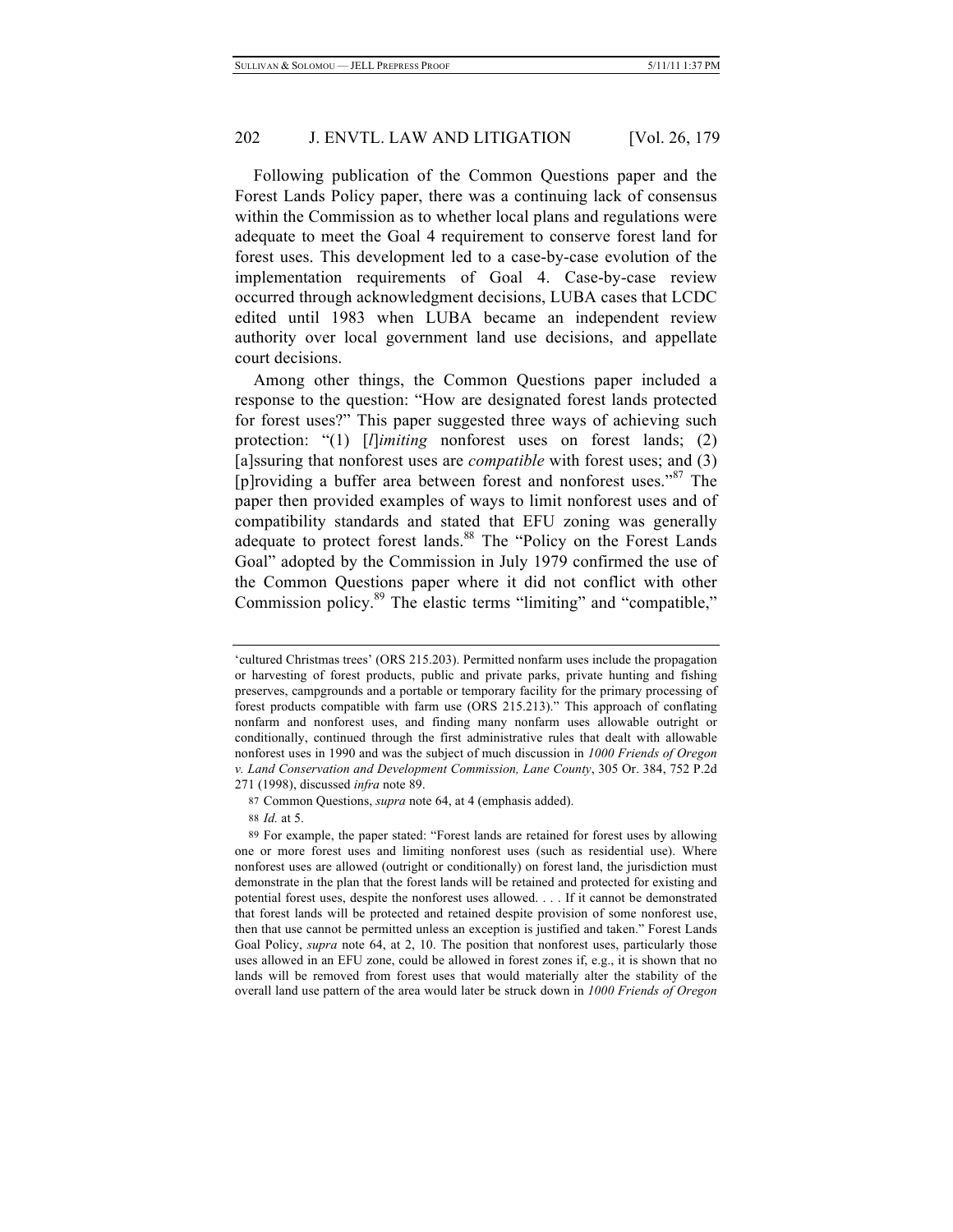Following publication of the Common Questions paper and the Forest Lands Policy paper, there was a continuing lack of consensus within the Commission as to whether local plans and regulations were adequate to meet the Goal 4 requirement to conserve forest land for forest uses. This development led to a case-by-case evolution of the implementation requirements of Goal 4. Case-by-case review occurred through acknowledgment decisions, LUBA cases that LCDC edited until 1983 when LUBA became an independent review authority over local government land use decisions, and appellate court decisions.

Among other things, the Common Questions paper included a response to the question: "How are designated forest lands protected for forest uses?" This paper suggested three ways of achieving such protection: "(1) [*l*]*imiting* nonforest uses on forest lands; (2) [a]ssuring that nonforest uses are *compatible* with forest uses; and (3) [p]roviding a buffer area between forest and nonforest uses."[87] The paper then provided examples of ways to limit nonforest uses and of compatibility standards and stated that EFU zoning was generally adequate to protect forest lands.[88] The "Policy on the Forest Lands Goal" adopted by the Commission in July 1979 confirmed the use of the Common Questions paper where it did not conflict with other Commission policy.[89] The elastic terms "limiting" and "compatible,"

---

'cultured Christmas trees' (ORS 215.203). Permitted nonfarm uses include the propagation or harvesting of forest products, public and private parks, private hunting and fishing preserves, campgrounds and a portable or temporary facility for the primary processing of forest products compatible with farm use (ORS 215.213)." This approach of conflating nonfarm and nonforest uses, and finding many nonfarm uses allowable outright or conditionally, continued through the first administrative rules that dealt with allowable nonforest uses in 1990 and was the subject of much discussion in *1000 Friends of Oregon v. Land Conservation and Development Commission, Lane County*, 305 Or. 384, 752 P.2d 271 (1998), discussed *infra* note 89.

87 Common Questions, *supra* note 64, at 4 (emphasis added).

88 *Id.* at 5.

89 For example, the paper stated: "Forest lands are retained for forest uses by allowing one or more forest uses and limiting nonforest uses (such as residential use). Where nonforest uses are allowed (outright or conditionally) on forest land, the jurisdiction must demonstrate in the plan that the forest lands will be retained and protected for existing and potential forest uses, despite the nonforest uses allowed. . . . If it cannot be demonstrated that forest lands will be protected and retained despite provision of some nonforest use, then that use cannot be permitted unless an exception is justified and taken." Forest Lands Goal Policy, *supra* note 64, at 2, 10. The position that nonforest uses, particularly those uses allowed in an EFU zone, could be allowed in forest zones if, e.g., it is shown that no lands will be removed from forest uses that would materially alter the stability of the overall land use pattern of the area would later be struck down in *1000 Friends of Oregon*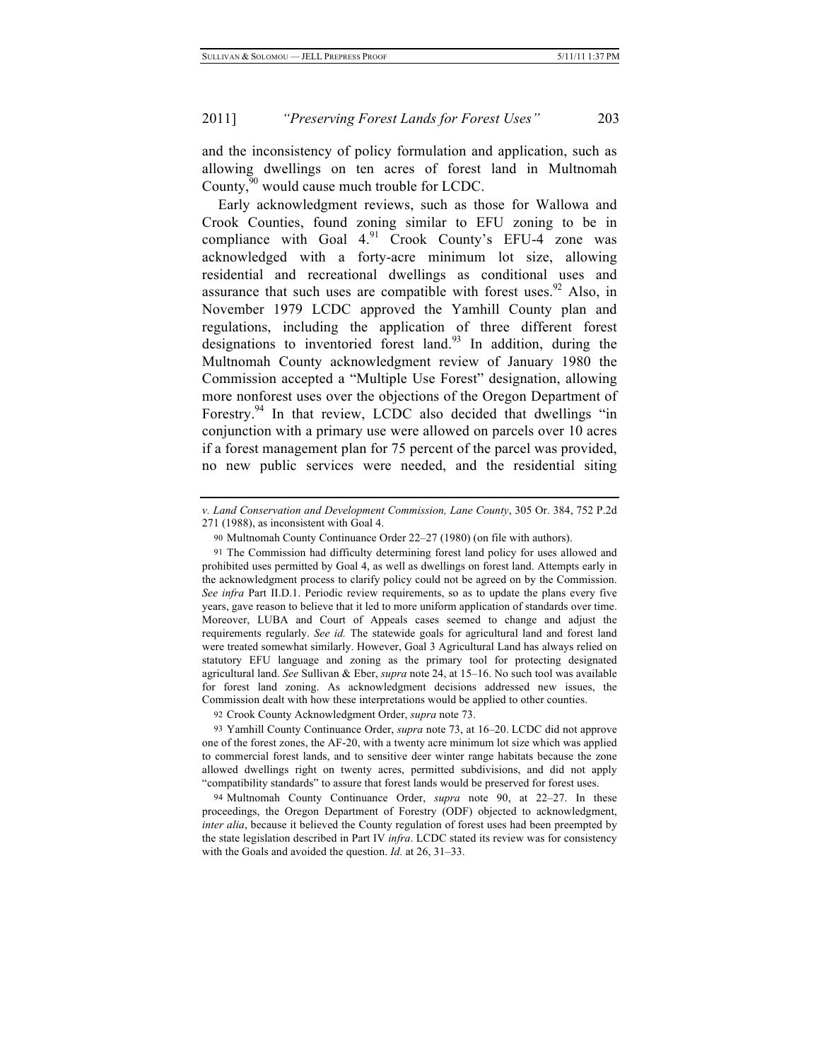and the inconsistency of policy formulation and application, such as allowing dwellings on ten acres of forest land in Multnomah County,[90] would cause much trouble for LCDC.

Early acknowledgment reviews, such as those for Wallowa and Crook Counties, found zoning similar to EFU zoning to be in compliance with Goal 4.[91] Crook County's EFU-4 zone was acknowledged with a forty-acre minimum lot size, allowing residential and recreational dwellings as conditional uses and assurance that such uses are compatible with forest uses.[92] Also, in November 1979 LCDC approved the Yamhill County plan and regulations, including the application of three different forest designations to inventoried forest land.[93] In addition, during the Multnomah County acknowledgment review of January 1980 the Commission accepted a "Multiple Use Forest" designation, allowing more nonforest uses over the objections of the Oregon Department of Forestry.[94] In that review, LCDC also decided that dwellings "in conjunction with a primary use were allowed on parcels over 10 acres if a forest management plan for 75 percent of the parcel was provided, no new public services were needed, and the residential siting

---

*v. Land Conservation and Development Commission, Lane County*, 305 Or. 384, 752 P.2d 271 (1988), as inconsistent with Goal 4.

90 Multnomah County Continuance Order 22–27 (1980) (on file with authors).

91 The Commission had difficulty determining forest land policy for uses allowed and prohibited uses permitted by Goal 4, as well as dwellings on forest land. Attempts early in the acknowledgment process to clarify policy could not be agreed on by the Commission. *See infra* Part II.D.1. Periodic review requirements, so as to update the plans every five years, gave reason to believe that it led to more uniform application of standards over time. Moreover, LUBA and Court of Appeals cases seemed to change and adjust the requirements regularly. *See id.* The statewide goals for agricultural land and forest land were treated somewhat similarly. However, Goal 3 Agricultural Land has always relied on statutory EFU language and zoning as the primary tool for protecting designated agricultural land. *See* Sullivan & Eber, *supra* note 24, at 15–16. No such tool was available for forest land zoning. As acknowledgment decisions addressed new issues, the Commission dealt with how these interpretations would be applied to other counties.

92 Crook County Acknowledgment Order, *supra* note 73.

93 Yamhill County Continuance Order, *supra* note 73, at 16–20. LCDC did not approve one of the forest zones, the AF-20, with a twenty acre minimum lot size which was applied to commercial forest lands, and to sensitive deer winter range habitats because the zone allowed dwellings right on twenty acres, permitted subdivisions, and did not apply "compatibility standards" to assure that forest lands would be preserved for forest uses.

94 Multnomah County Continuance Order, *supra* note 90, at 22–27. In these proceedings, the Oregon Department of Forestry (ODF) objected to acknowledgment, *inter alia*, because it believed the County regulation of forest uses had been preempted by the state legislation described in Part IV *infra*. LCDC stated its review was for consistency with the Goals and avoided the question. *Id.* at 26, 31–33.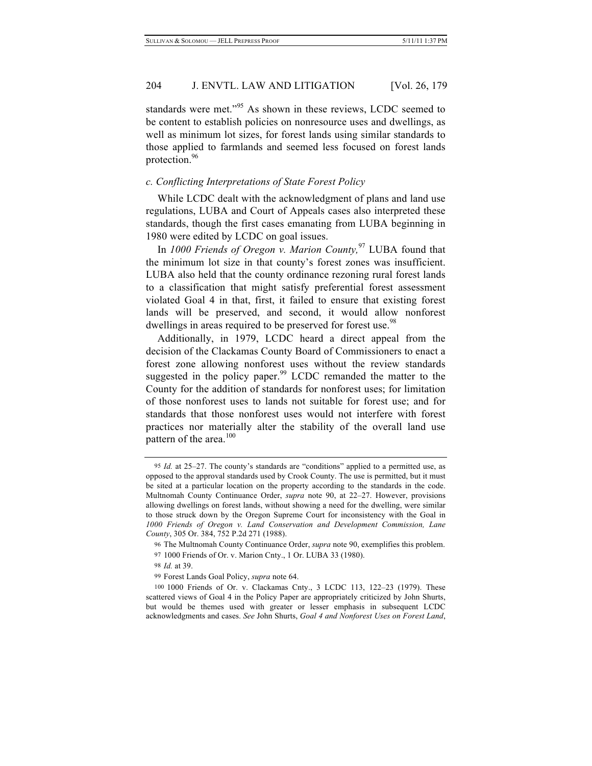standards were met."[95] As shown in these reviews, LCDC seemed to be content to establish policies on nonresource uses and dwellings, as well as minimum lot sizes, for forest lands using similar standards to those applied to farmlands and seemed less focused on forest lands protection.[96]

### *c. Conflicting Interpretations of State Forest Policy*

While LCDC dealt with the acknowledgment of plans and land use regulations, LUBA and Court of Appeals cases also interpreted these standards, though the first cases emanating from LUBA beginning in 1980 were edited by LCDC on goal issues.

In *1000 Friends of Oregon v. Marion County,*[97] LUBA found that the minimum lot size in that county's forest zones was insufficient. LUBA also held that the county ordinance rezoning rural forest lands to a classification that might satisfy preferential forest assessment violated Goal 4 in that, first, it failed to ensure that existing forest lands will be preserved, and second, it would allow nonforest dwellings in areas required to be preserved for forest use.[98]

Additionally, in 1979, LCDC heard a direct appeal from the decision of the Clackamas County Board of Commissioners to enact a forest zone allowing nonforest uses without the review standards suggested in the policy paper.[99] LCDC remanded the matter to the County for the addition of standards for nonforest uses; for limitation of those nonforest uses to lands not suitable for forest use; and for standards that those nonforest uses would not interfere with forest practices nor materially alter the stability of the overall land use pattern of the area.[100]

---

95 *Id.* at 25–27. The county's standards are "conditions" applied to a permitted use, as opposed to the approval standards used by Crook County. The use is permitted, but it must be sited at a particular location on the property according to the standards in the code. Multnomah County Continuance Order, *supra* note 90, at 22–27. However, provisions allowing dwellings on forest lands, without showing a need for the dwelling, were similar to those struck down by the Oregon Supreme Court for inconsistency with the Goal in *1000 Friends of Oregon v. Land Conservation and Development Commission, Lane County*, 305 Or. 384, 752 P.2d 271 (1988).

96 The Multnomah County Continuance Order, *supra* note 90, exemplifies this problem.

97 1000 Friends of Or. v. Marion Cnty., 1 Or. LUBA 33 (1980).

98 *Id.* at 39.

99 Forest Lands Goal Policy, *supra* note 64.

100 1000 Friends of Or. v. Clackamas Cnty., 3 LCDC 113, 122–23 (1979). These scattered views of Goal 4 in the Policy Paper are appropriately criticized by John Shurts, but would be themes used with greater or lesser emphasis in subsequent LCDC acknowledgments and cases. *See* John Shurts, *Goal 4 and Nonforest Uses on Forest Land*,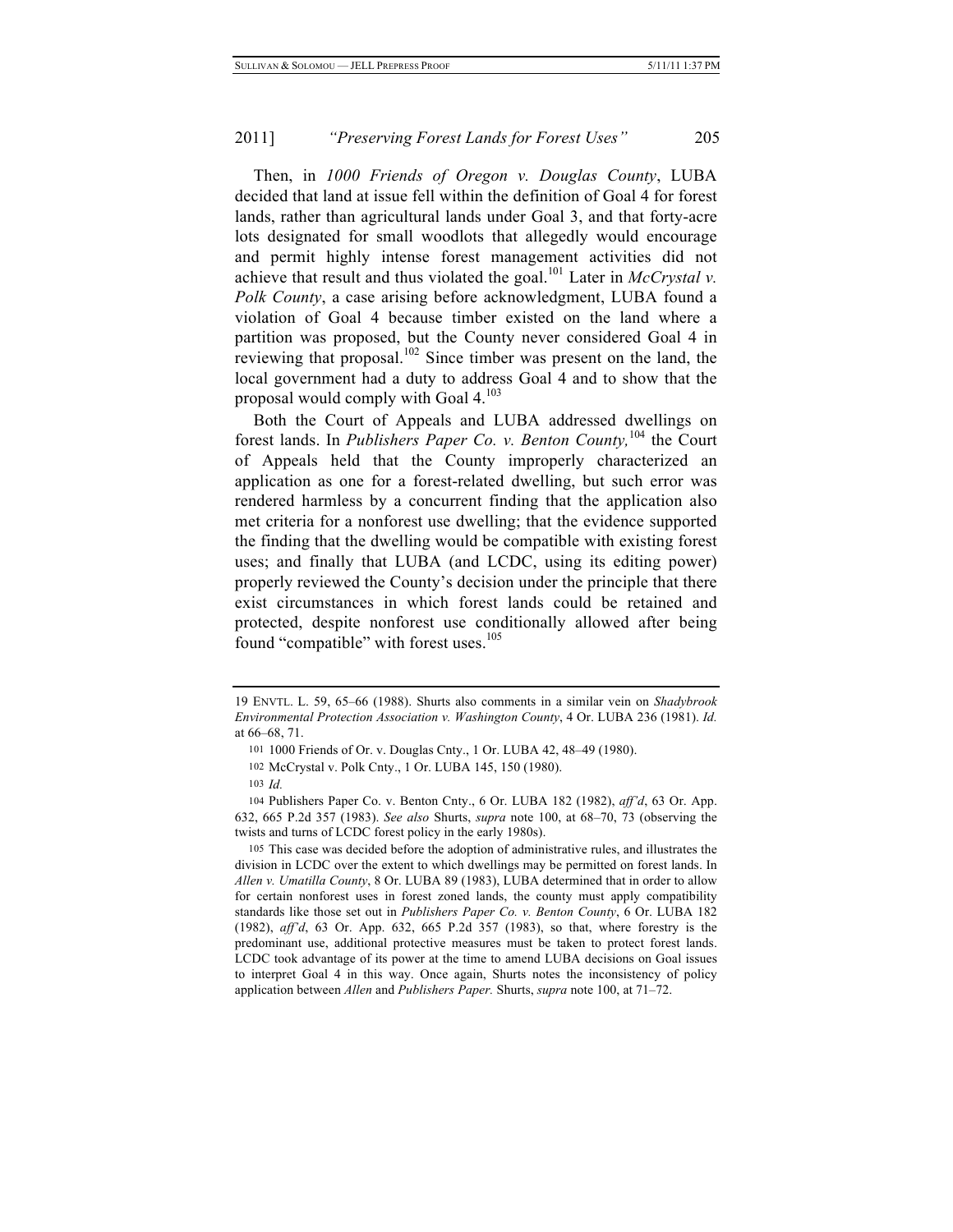Then, in *1000 Friends of Oregon v. Douglas County*, LUBA decided that land at issue fell within the definition of Goal 4 for forest lands, rather than agricultural lands under Goal 3, and that forty-acre lots designated for small woodlots that allegedly would encourage and permit highly intense forest management activities did not achieve that result and thus violated the goal.[101] Later in *McCrystal v. Polk County*, a case arising before acknowledgment, LUBA found a violation of Goal 4 because timber existed on the land where a partition was proposed, but the County never considered Goal 4 in reviewing that proposal.[102] Since timber was present on the land, the local government had a duty to address Goal 4 and to show that the proposal would comply with Goal 4.[103]

Both the Court of Appeals and LUBA addressed dwellings on forest lands. In *Publishers Paper Co. v. Benton County,*[104] the Court of Appeals held that the County improperly characterized an application as one for a forest-related dwelling, but such error was rendered harmless by a concurrent finding that the application also met criteria for a nonforest use dwelling; that the evidence supported the finding that the dwelling would be compatible with existing forest uses; and finally that LUBA (and LCDC, using its editing power) properly reviewed the County's decision under the principle that there exist circumstances in which forest lands could be retained and protected, despite nonforest use conditionally allowed after being found "compatible" with forest uses.[105]

---

19 ENVTL. L. 59, 65–66 (1988). Shurts also comments in a similar vein on *Shadybrook Environmental Protection Association v. Washington County*, 4 Or. LUBA 236 (1981). *Id.* at 66–68, 71.

101 1000 Friends of Or. v. Douglas Cnty., 1 Or. LUBA 42, 48–49 (1980).

102 McCrystal v. Polk Cnty., 1 Or. LUBA 145, 150 (1980).

103 *Id.*

104 Publishers Paper Co. v. Benton Cnty., 6 Or. LUBA 182 (1982), *aff'd*, 63 Or. App. 632, 665 P.2d 357 (1983). *See also* Shurts, *supra* note 100, at 68–70, 73 (observing the twists and turns of LCDC forest policy in the early 1980s).

105 This case was decided before the adoption of administrative rules, and illustrates the division in LCDC over the extent to which dwellings may be permitted on forest lands. In *Allen v. Umatilla County*, 8 Or. LUBA 89 (1983), LUBA determined that in order to allow for certain nonforest uses in forest zoned lands, the county must apply compatibility standards like those set out in *Publishers Paper Co. v. Benton County*, 6 Or. LUBA 182 (1982), *aff'd*, 63 Or. App. 632, 665 P.2d 357 (1983), so that, where forestry is the predominant use, additional protective measures must be taken to protect forest lands. LCDC took advantage of its power at the time to amend LUBA decisions on Goal issues to interpret Goal 4 in this way. Once again, Shurts notes the inconsistency of policy application between *Allen* and *Publishers Paper.* Shurts, *supra* note 100, at 71–72.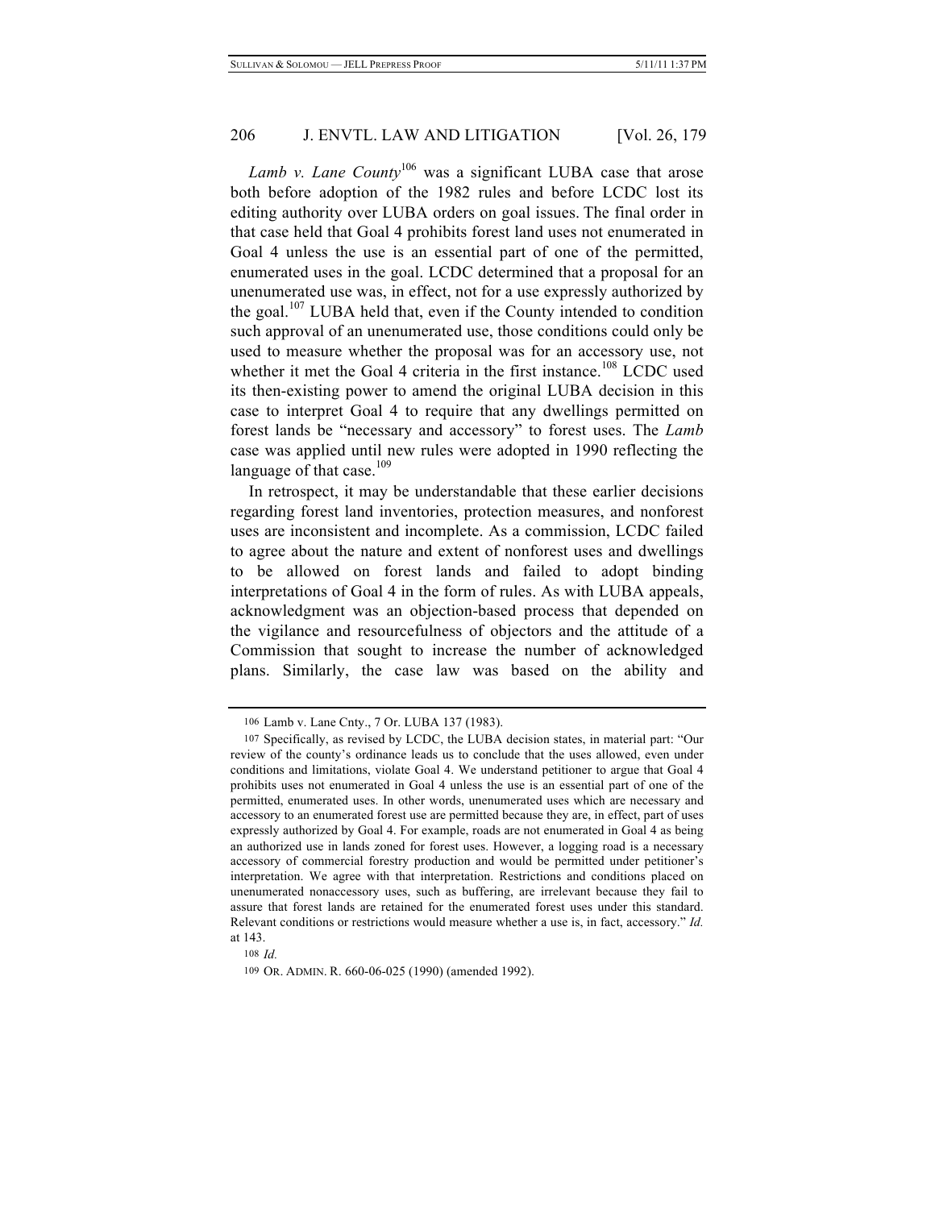*Lamb v. Lane County*[106] was a significant LUBA case that arose both before adoption of the 1982 rules and before LCDC lost its editing authority over LUBA orders on goal issues. The final order in that case held that Goal 4 prohibits forest land uses not enumerated in Goal 4 unless the use is an essential part of one of the permitted, enumerated uses in the goal. LCDC determined that a proposal for an unenumerated use was, in effect, not for a use expressly authorized by the goal.[107] LUBA held that, even if the County intended to condition such approval of an unenumerated use, those conditions could only be used to measure whether the proposal was for an accessory use, not whether it met the Goal 4 criteria in the first instance.[108] LCDC used its then-existing power to amend the original LUBA decision in this case to interpret Goal 4 to require that any dwellings permitted on forest lands be "necessary and accessory" to forest uses. The *Lamb* case was applied until new rules were adopted in 1990 reflecting the language of that case.[109]

In retrospect, it may be understandable that these earlier decisions regarding forest land inventories, protection measures, and nonforest uses are inconsistent and incomplete. As a commission, LCDC failed to agree about the nature and extent of nonforest uses and dwellings to be allowed on forest lands and failed to adopt binding interpretations of Goal 4 in the form of rules. As with LUBA appeals, acknowledgment was an objection-based process that depended on the vigilance and resourcefulness of objectors and the attitude of a Commission that sought to increase the number of acknowledged plans. Similarly, the case law was based on the ability and

---

106 Lamb v. Lane Cnty., 7 Or. LUBA 137 (1983).

107 Specifically, as revised by LCDC, the LUBA decision states, in material part: "Our review of the county's ordinance leads us to conclude that the uses allowed, even under conditions and limitations, violate Goal 4. We understand petitioner to argue that Goal 4 prohibits uses not enumerated in Goal 4 unless the use is an essential part of one of the permitted, enumerated uses. In other words, unenumerated uses which are necessary and accessory to an enumerated forest use are permitted because they are, in effect, part of uses expressly authorized by Goal 4. For example, roads are not enumerated in Goal 4 as being an authorized use in lands zoned for forest uses. However, a logging road is a necessary accessory of commercial forestry production and would be permitted under petitioner's interpretation. We agree with that interpretation. Restrictions and conditions placed on unenumerated nonaccessory uses, such as buffering, are irrelevant because they fail to assure that forest lands are retained for the enumerated forest uses under this standard. Relevant conditions or restrictions would measure whether a use is, in fact, accessory." *Id.* at 143.

108 *Id.*

109 OR. ADMIN. R. 660-06-025 (1990) (amended 1992).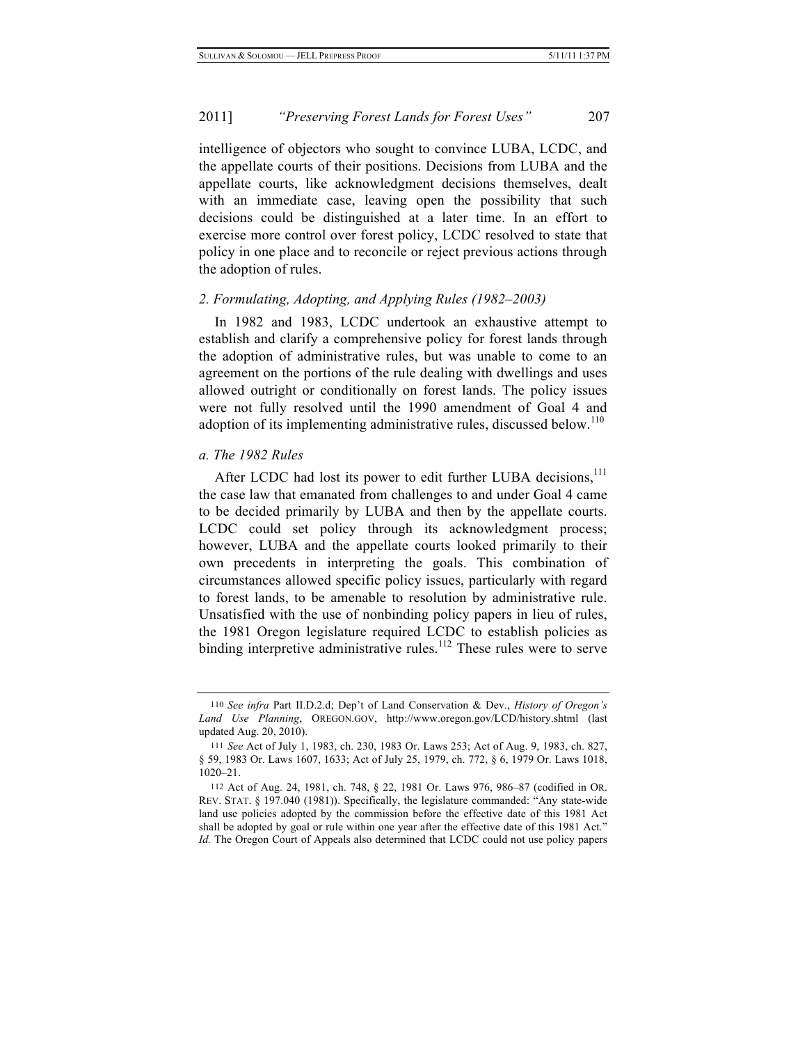intelligence of objectors who sought to convince LUBA, LCDC, and the appellate courts of their positions. Decisions from LUBA and the appellate courts, like acknowledgment decisions themselves, dealt with an immediate case, leaving open the possibility that such decisions could be distinguished at a later time. In an effort to exercise more control over forest policy, LCDC resolved to state that policy in one place and to reconcile or reject previous actions through the adoption of rules.

### *2. Formulating, Adopting, and Applying Rules (1982–2003)*

In 1982 and 1983, LCDC undertook an exhaustive attempt to establish and clarify a comprehensive policy for forest lands through the adoption of administrative rules, but was unable to come to an agreement on the portions of the rule dealing with dwellings and uses allowed outright or conditionally on forest lands. The policy issues were not fully resolved until the 1990 amendment of Goal 4 and adoption of its implementing administrative rules, discussed below.[110]

#### *a. The 1982 Rules*

After LCDC had lost its power to edit further LUBA decisions,[111] the case law that emanated from challenges to and under Goal 4 came to be decided primarily by LUBA and then by the appellate courts. LCDC could set policy through its acknowledgment process; however, LUBA and the appellate courts looked primarily to their own precedents in interpreting the goals. This combination of circumstances allowed specific policy issues, particularly with regard to forest lands, to be amenable to resolution by administrative rule. Unsatisfied with the use of nonbinding policy papers in lieu of rules, the 1981 Oregon legislature required LCDC to establish policies as binding interpretive administrative rules.[112] These rules were to serve

---

110 *See infra* Part II.D.2.d; Dep't of Land Conservation & Dev., *History of Oregon's Land Use Planning*, OREGON.GOV, http://www.oregon.gov/LCD/history.shtml (last updated Aug. 20, 2010).

111 *See* Act of July 1, 1983, ch. 230, 1983 Or. Laws 253; Act of Aug. 9, 1983, ch. 827, § 59, 1983 Or. Laws 1607, 1633; Act of July 25, 1979, ch. 772, § 6, 1979 Or. Laws 1018, 1020–21.

112 Act of Aug. 24, 1981, ch. 748, § 22, 1981 Or. Laws 976, 986–87 (codified in OR. REV. STAT. § 197.040 (1981)). Specifically, the legislature commanded: "Any state-wide land use policies adopted by the commission before the effective date of this 1981 Act shall be adopted by goal or rule within one year after the effective date of this 1981 Act." *Id.* The Oregon Court of Appeals also determined that LCDC could not use policy papers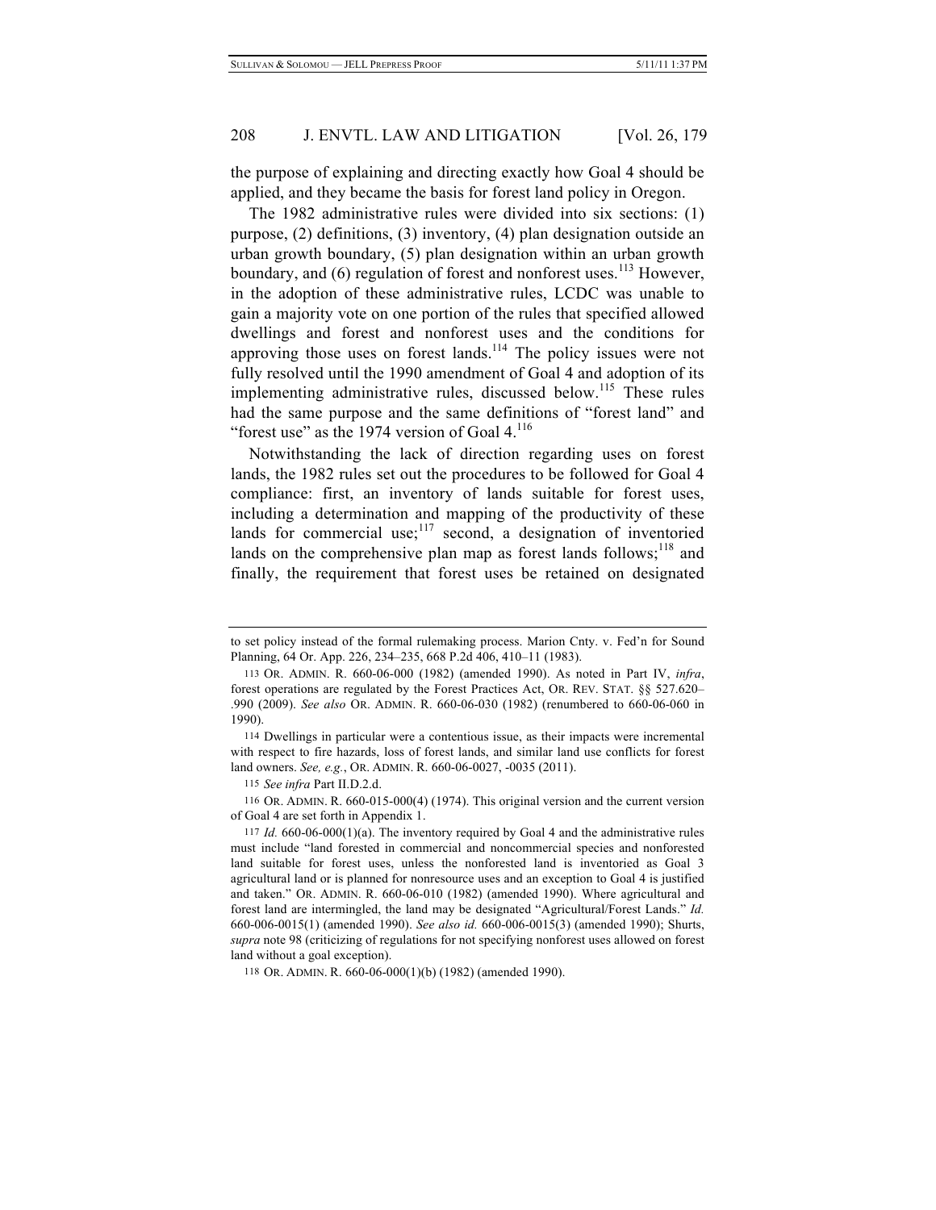the purpose of explaining and directing exactly how Goal 4 should be applied, and they became the basis for forest land policy in Oregon.

The 1982 administrative rules were divided into six sections: (1) purpose, (2) definitions, (3) inventory, (4) plan designation outside an urban growth boundary, (5) plan designation within an urban growth boundary, and (6) regulation of forest and nonforest uses.[113] However, in the adoption of these administrative rules, LCDC was unable to gain a majority vote on one portion of the rules that specified allowed dwellings and forest and nonforest uses and the conditions for approving those uses on forest lands.[114] The policy issues were not fully resolved until the 1990 amendment of Goal 4 and adoption of its implementing administrative rules, discussed below.[115] These rules had the same purpose and the same definitions of "forest land" and "forest use" as the 1974 version of Goal 4.[116]

Notwithstanding the lack of direction regarding uses on forest lands, the 1982 rules set out the procedures to be followed for Goal 4 compliance: first, an inventory of lands suitable for forest uses, including a determination and mapping of the productivity of these lands for commercial use;[117] second, a designation of inventoried lands on the comprehensive plan map as forest lands follows;[118] and finally, the requirement that forest uses be retained on designated

---

to set policy instead of the formal rulemaking process. Marion Cnty. v. Fed'n for Sound Planning, 64 Or. App. 226, 234–235, 668 P.2d 406, 410–11 (1983).

113 OR. ADMIN. R. 660-06-000 (1982) (amended 1990). As noted in Part IV, *infra*, forest operations are regulated by the Forest Practices Act, OR. REV. STAT. §§ 527.620–.990 (2009). *See also* OR. ADMIN. R. 660-06-030 (1982) (renumbered to 660-06-060 in 1990).

114 Dwellings in particular were a contentious issue, as their impacts were incremental with respect to fire hazards, loss of forest lands, and similar land use conflicts for forest land owners. *See, e.g.*, OR. ADMIN. R. 660-06-0027, -0035 (2011).

115 *See infra* Part II.D.2.d.

116 OR. ADMIN. R. 660-015-000(4) (1974). This original version and the current version of Goal 4 are set forth in Appendix 1.

117 *Id.* 660-06-000(1)(a). The inventory required by Goal 4 and the administrative rules must include "land forested in commercial and noncommercial species and nonforested land suitable for forest uses, unless the nonforested land is inventoried as Goal 3 agricultural land or is planned for nonresource uses and an exception to Goal 4 is justified and taken." OR. ADMIN. R. 660-06-010 (1982) (amended 1990). Where agricultural and forest land are intermingled, the land may be designated "Agricultural/Forest Lands." *Id.* 660-006-0015(1) (amended 1990). *See also id.* 660-006-0015(3) (amended 1990); Shurts, *supra* note 98 (criticizing of regulations for not specifying nonforest uses allowed on forest land without a goal exception).

118 OR. ADMIN. R. 660-06-000(1)(b) (1982) (amended 1990).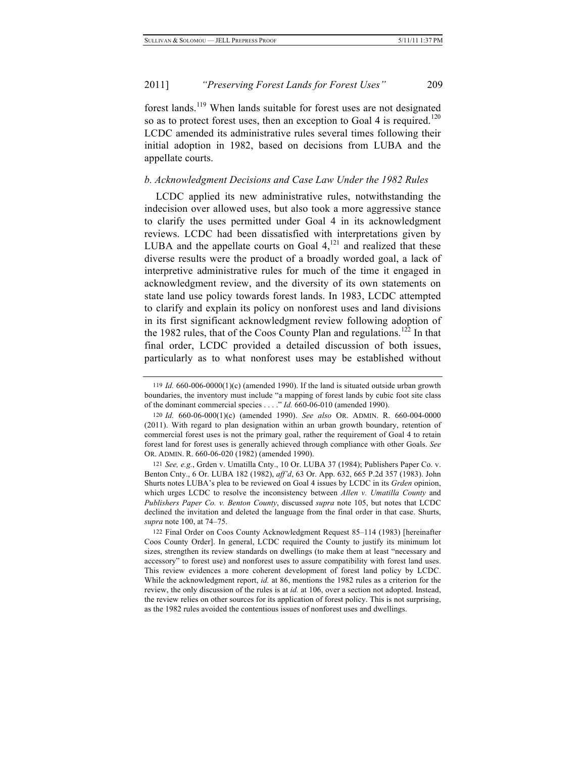forest lands.[119] When lands suitable for forest uses are not designated so as to protect forest uses, then an exception to Goal 4 is required.[120] LCDC amended its administrative rules several times following their initial adoption in 1982, based on decisions from LUBA and the appellate courts.

### *b. Acknowledgment Decisions and Case Law Under the 1982 Rules*

LCDC applied its new administrative rules, notwithstanding the indecision over allowed uses, but also took a more aggressive stance to clarify the uses permitted under Goal 4 in its acknowledgment reviews. LCDC had been dissatisfied with interpretations given by LUBA and the appellate courts on Goal 4,[121] and realized that these diverse results were the product of a broadly worded goal, a lack of interpretive administrative rules for much of the time it engaged in acknowledgment review, and the diversity of its own statements on state land use policy towards forest lands. In 1983, LCDC attempted to clarify and explain its policy on nonforest uses and land divisions in its first significant acknowledgment review following adoption of the 1982 rules, that of the Coos County Plan and regulations.[122] In that final order, LCDC provided a detailed discussion of both issues, particularly as to what nonforest uses may be established without

---

119 *Id.* 660-006-0000(1)(c) (amended 1990). If the land is situated outside urban growth boundaries, the inventory must include "a mapping of forest lands by cubic foot site class of the dominant commercial species . . . ." *Id.* 660-06-010 (amended 1990).

120 *Id.* 660-06-000(1)(c) (amended 1990). *See also* OR. ADMIN. R. 660-004-0000 (2011). With regard to plan designation within an urban growth boundary, retention of commercial forest uses is not the primary goal, rather the requirement of Goal 4 to retain forest land for forest uses is generally achieved through compliance with other Goals. *See* OR. ADMIN. R. 660-06-020 (1982) (amended 1990).

121 *See, e.g.*, Grden v. Umatilla Cnty., 10 Or. LUBA 37 (1984); Publishers Paper Co. v. Benton Cnty., 6 Or. LUBA 182 (1982), *aff'd*, 63 Or. App. 632, 665 P.2d 357 (1983). John Shurts notes LUBA's plea to be reviewed on Goal 4 issues by LCDC in its *Grden* opinion, which urges LCDC to resolve the inconsistency between *Allen v. Umatilla County* and *Publishers Paper Co. v. Benton County*, discussed *supra* note 105, but notes that LCDC declined the invitation and deleted the language from the final order in that case. Shurts, *supra* note 100, at 74–75.

122 Final Order on Coos County Acknowledgment Request 85–114 (1983) [hereinafter Coos County Order]. In general, LCDC required the County to justify its minimum lot sizes, strengthen its review standards on dwellings (to make them at least "necessary and accessory" to forest use) and nonforest uses to assure compatibility with forest land uses. This review evidences a more coherent development of forest land policy by LCDC. While the acknowledgment report, *id.* at 86, mentions the 1982 rules as a criterion for the review, the only discussion of the rules is at *id.* at 106, over a section not adopted. Instead, the review relies on other sources for its application of forest policy. This is not surprising, as the 1982 rules avoided the contentious issues of nonforest uses and dwellings.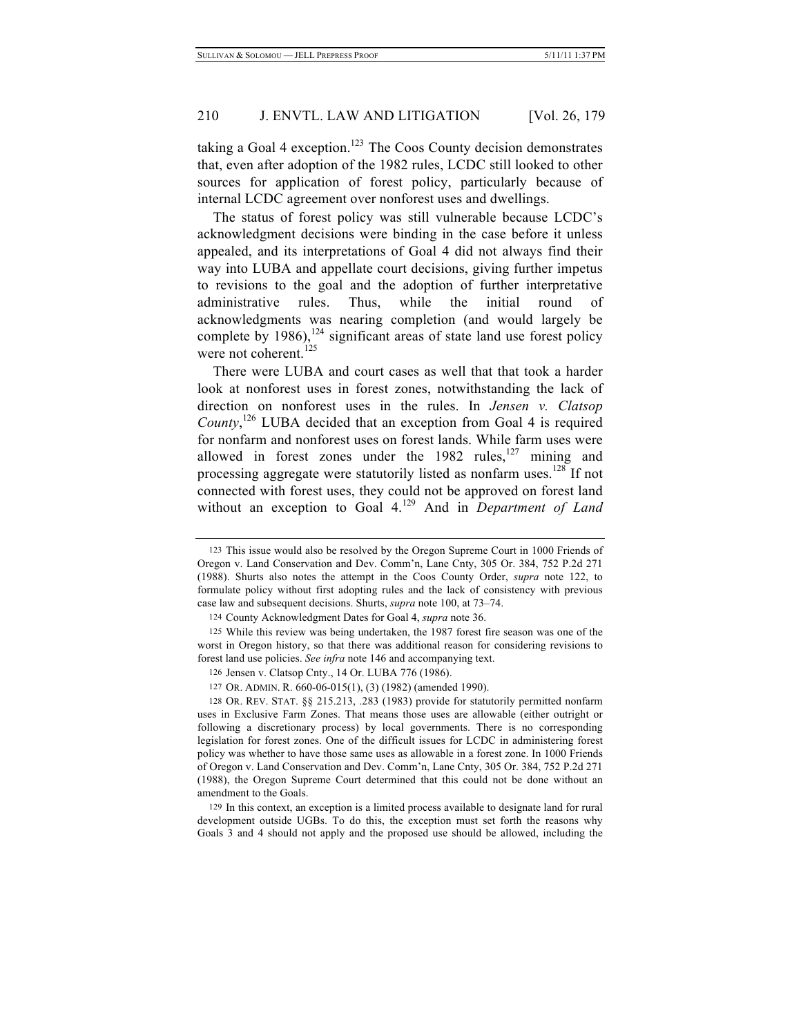taking a Goal 4 exception.[123] The Coos County decision demonstrates that, even after adoption of the 1982 rules, LCDC still looked to other sources for application of forest policy, particularly because of internal LCDC agreement over nonforest uses and dwellings.

The status of forest policy was still vulnerable because LCDC's acknowledgment decisions were binding in the case before it unless appealed, and its interpretations of Goal 4 did not always find their way into LUBA and appellate court decisions, giving further impetus to revisions to the goal and the adoption of further interpretative administrative rules. Thus, while the initial round of acknowledgments was nearing completion (and would largely be complete by 1986),[124] significant areas of state land use forest policy were not coherent.[125]

There were LUBA and court cases as well that that took a harder look at nonforest uses in forest zones, notwithstanding the lack of direction on nonforest uses in the rules. In *Jensen v. Clatsop County*,[126] LUBA decided that an exception from Goal 4 is required for nonfarm and nonforest uses on forest lands. While farm uses were allowed in forest zones under the 1982 rules,[127] mining and processing aggregate were statutorily listed as nonfarm uses.[128] If not connected with forest uses, they could not be approved on forest land without an exception to Goal 4.[129] And in *Department of Land*

---

123 This issue would also be resolved by the Oregon Supreme Court in 1000 Friends of Oregon v. Land Conservation and Dev. Comm'n, Lane Cnty, 305 Or. 384, 752 P.2d 271 (1988). Shurts also notes the attempt in the Coos County Order, *supra* note 122, to formulate policy without first adopting rules and the lack of consistency with previous case law and subsequent decisions. Shurts, *supra* note 100, at 73–74.

124 County Acknowledgment Dates for Goal 4, *supra* note 36.

125 While this review was being undertaken, the 1987 forest fire season was one of the worst in Oregon history, so that there was additional reason for considering revisions to forest land use policies. *See infra* note 146 and accompanying text.

126 Jensen v. Clatsop Cnty., 14 Or. LUBA 776 (1986).

127 OR. ADMIN. R. 660-06-015(1), (3) (1982) (amended 1990).

128 OR. REV. STAT. §§ 215.213, .283 (1983) provide for statutorily permitted nonfarm uses in Exclusive Farm Zones. That means those uses are allowable (either outright or following a discretionary process) by local governments. There is no corresponding legislation for forest zones. One of the difficult issues for LCDC in administering forest policy was whether to have those same uses as allowable in a forest zone. In 1000 Friends of Oregon v. Land Conservation and Dev. Comm'n, Lane Cnty, 305 Or. 384, 752 P.2d 271 (1988), the Oregon Supreme Court determined that this could not be done without an amendment to the Goals.

129 In this context, an exception is a limited process available to designate land for rural development outside UGBs. To do this, the exception must set forth the reasons why Goals 3 and 4 should not apply and the proposed use should be allowed, including the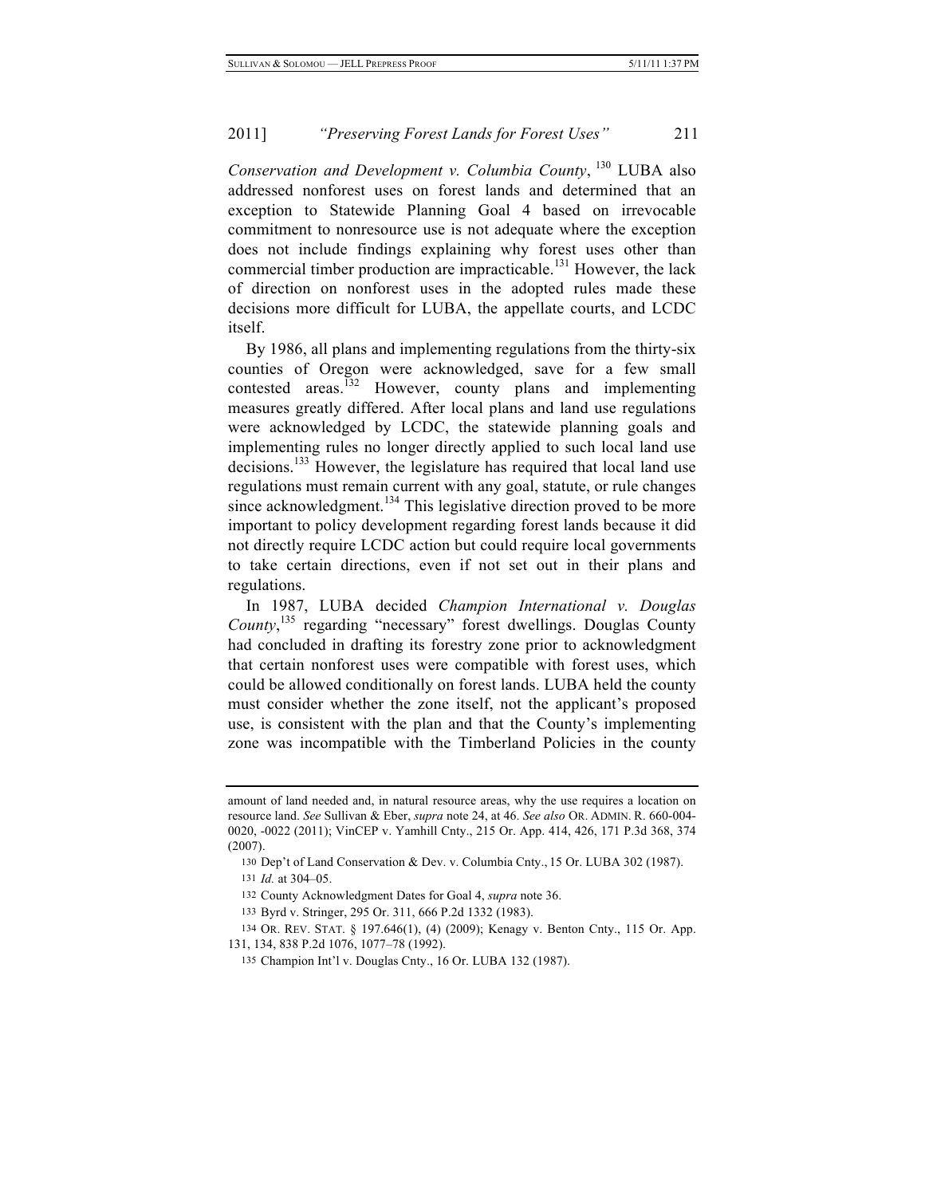*Conservation and Development v. Columbia County*, [130] LUBA also addressed nonforest uses on forest lands and determined that an exception to Statewide Planning Goal 4 based on irrevocable commitment to nonresource use is not adequate where the exception does not include findings explaining why forest uses other than commercial timber production are impracticable.[131] However, the lack of direction on nonforest uses in the adopted rules made these decisions more difficult for LUBA, the appellate courts, and LCDC itself.

By 1986, all plans and implementing regulations from the thirty-six counties of Oregon were acknowledged, save for a few small contested areas.[132] However, county plans and implementing measures greatly differed. After local plans and land use regulations were acknowledged by LCDC, the statewide planning goals and implementing rules no longer directly applied to such local land use decisions.[133] However, the legislature has required that local land use regulations must remain current with any goal, statute, or rule changes since acknowledgment.[134] This legislative direction proved to be more important to policy development regarding forest lands because it did not directly require LCDC action but could require local governments to take certain directions, even if not set out in their plans and regulations.

In 1987, LUBA decided *Champion International v. Douglas County*,[135] regarding "necessary" forest dwellings. Douglas County had concluded in drafting its forestry zone prior to acknowledgment that certain nonforest uses were compatible with forest uses, which could be allowed conditionally on forest lands. LUBA held the county must consider whether the zone itself, not the applicant's proposed use, is consistent with the plan and that the County's implementing zone was incompatible with the Timberland Policies in the county

---

amount of land needed and, in natural resource areas, why the use requires a location on resource land. *See* Sullivan & Eber, *supra* note 24, at 46. *See also* OR. ADMIN. R. 660-004-0020, -0022 (2011); VinCEP v. Yamhill Cnty., 215 Or. App. 414, 426, 171 P.3d 368, 374 (2007).

130 Dep't of Land Conservation & Dev. v. Columbia Cnty., 15 Or. LUBA 302 (1987).

131 *Id.* at 304–05.

132 County Acknowledgment Dates for Goal 4, *supra* note 36.

133 Byrd v. Stringer, 295 Or. 311, 666 P.2d 1332 (1983).

134 OR. REV. STAT. § 197.646(1), (4) (2009); Kenagy v. Benton Cnty., 115 Or. App. 131, 134, 838 P.2d 1076, 1077–78 (1992).

135 Champion Int'l v. Douglas Cnty., 16 Or. LUBA 132 (1987).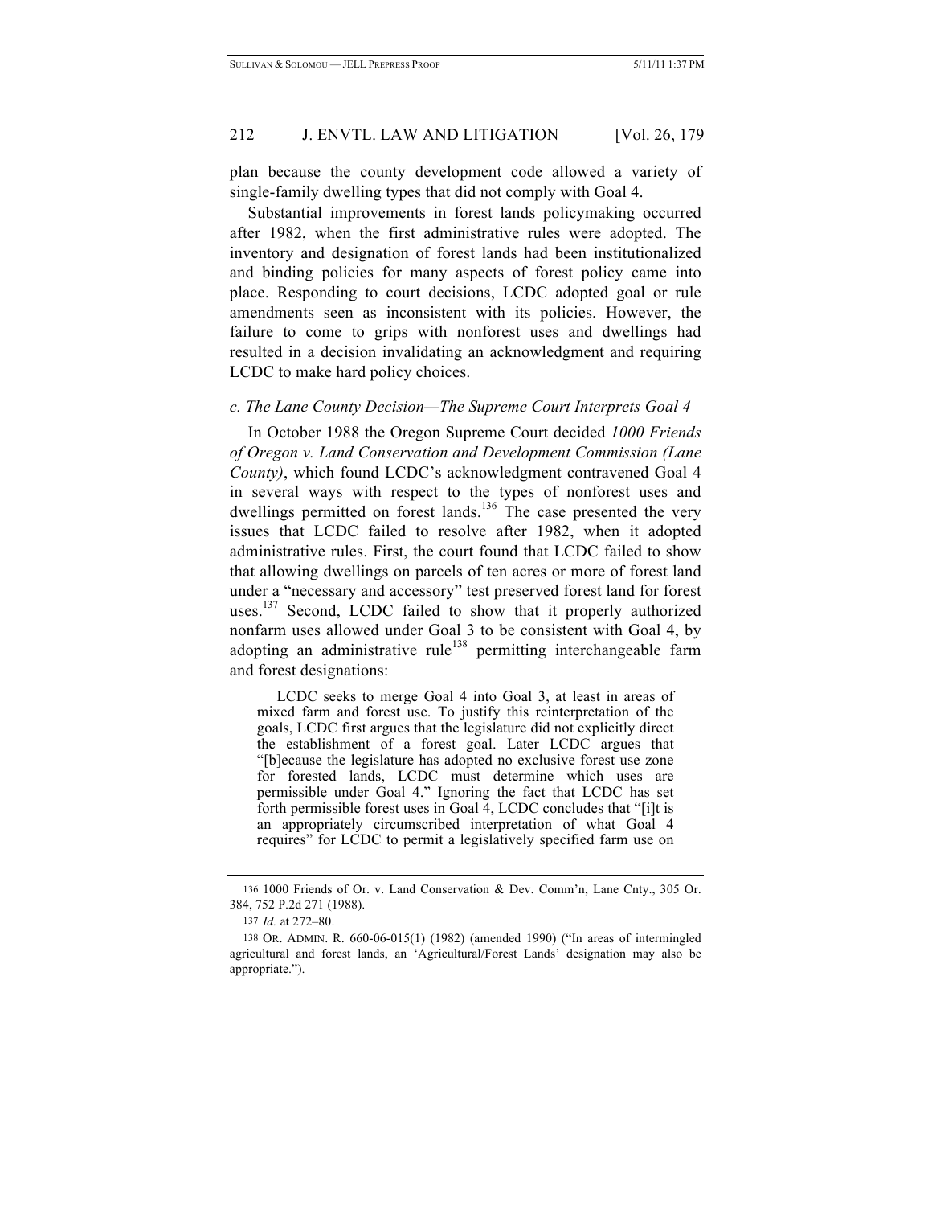plan because the county development code allowed a variety of single-family dwelling types that did not comply with Goal 4.

Substantial improvements in forest lands policymaking occurred after 1982, when the first administrative rules were adopted. The inventory and designation of forest lands had been institutionalized and binding policies for many aspects of forest policy came into place. Responding to court decisions, LCDC adopted goal or rule amendments seen as inconsistent with its policies. However, the failure to come to grips with nonforest uses and dwellings had resulted in a decision invalidating an acknowledgment and requiring LCDC to make hard policy choices.

*c. The Lane County Decision—The Supreme Court Interprets Goal 4*

In October 1988 the Oregon Supreme Court decided *1000 Friends of Oregon v. Land Conservation and Development Commission (Lane County)*, which found LCDC's acknowledgment contravened Goal 4 in several ways with respect to the types of nonforest uses and dwellings permitted on forest lands.[136] The case presented the very issues that LCDC failed to resolve after 1982, when it adopted administrative rules. First, the court found that LCDC failed to show that allowing dwellings on parcels of ten acres or more of forest land under a "necessary and accessory" test preserved forest land for forest uses.[137] Second, LCDC failed to show that it properly authorized nonfarm uses allowed under Goal 3 to be consistent with Goal 4, by adopting an administrative rule[138] permitting interchangeable farm and forest designations:

> LCDC seeks to merge Goal 4 into Goal 3, at least in areas of mixed farm and forest use. To justify this reinterpretation of the goals, LCDC first argues that the legislature did not explicitly direct the establishment of a forest goal. Later LCDC argues that "[b]ecause the legislature has adopted no exclusive forest use zone for forested lands, LCDC must determine which uses are permissible under Goal 4." Ignoring the fact that LCDC has set forth permissible forest uses in Goal 4, LCDC concludes that "[i]t is an appropriately circumscribed interpretation of what Goal 4 requires" for LCDC to permit a legislatively specified farm use on

---

136 1000 Friends of Or. v. Land Conservation & Dev. Comm'n, Lane Cnty., 305 Or. 384, 752 P.2d 271 (1988).

137 *Id.* at 272–80.

138 OR. ADMIN. R. 660-06-015(1) (1982) (amended 1990) ("In areas of intermingled agricultural and forest lands, an 'Agricultural/Forest Lands' designation may also be appropriate.").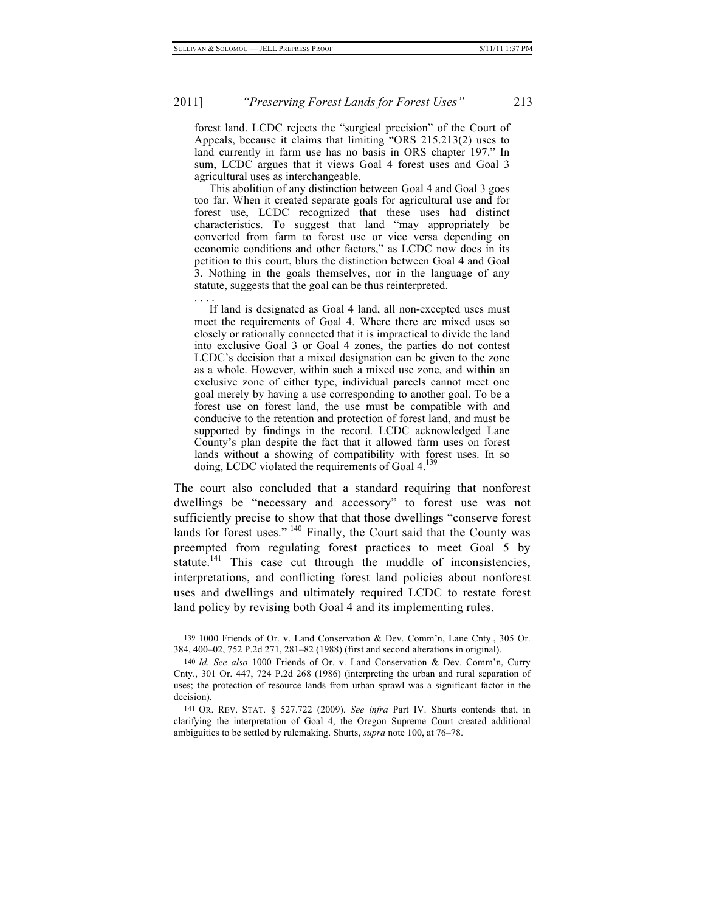forest land. LCDC rejects the "surgical precision" of the Court of Appeals, because it claims that limiting "ORS 215.213(2) uses to land currently in farm use has no basis in ORS chapter 197." In sum, LCDC argues that it views Goal 4 forest uses and Goal 3 agricultural uses as interchangeable.

> This abolition of any distinction between Goal 4 and Goal 3 goes too far. When it created separate goals for agricultural use and for forest use, LCDC recognized that these uses had distinct characteristics. To suggest that land "may appropriately be converted from farm to forest use or vice versa depending on economic conditions and other factors," as LCDC now does in its petition to this court, blurs the distinction between Goal 4 and Goal 3. Nothing in the goals themselves, nor in the language of any statute, suggests that the goal can be thus reinterpreted.
>
> . . . .
>
> If land is designated as Goal 4 land, all non-excepted uses must meet the requirements of Goal 4. Where there are mixed uses so closely or rationally connected that it is impractical to divide the land into exclusive Goal 3 or Goal 4 zones, the parties do not contest LCDC's decision that a mixed designation can be given to the zone as a whole. However, within such a mixed use zone, and within an exclusive zone of either type, individual parcels cannot meet one goal merely by having a use corresponding to another goal. To be a forest use on forest land, the use must be compatible with and conducive to the retention and protection of forest land, and must be supported by findings in the record. LCDC acknowledged Lane County's plan despite the fact that it allowed farm uses on forest lands without a showing of compatibility with forest uses. In so doing, LCDC violated the requirements of Goal 4.[139]

The court also concluded that a standard requiring that nonforest dwellings be "necessary and accessory" to forest use was not sufficiently precise to show that that those dwellings "conserve forest lands for forest uses." [140] Finally, the Court said that the County was preempted from regulating forest practices to meet Goal 5 by statute.[141] This case cut through the muddle of inconsistencies, interpretations, and conflicting forest land policies about nonforest uses and dwellings and ultimately required LCDC to restate forest land policy by revising both Goal 4 and its implementing rules.

---

139 1000 Friends of Or. v. Land Conservation & Dev. Comm'n, Lane Cnty., 305 Or. 384, 400–02, 752 P.2d 271, 281–82 (1988) (first and second alterations in original).

140 *Id. See also* 1000 Friends of Or. v. Land Conservation & Dev. Comm'n, Curry Cnty., 301 Or. 447, 724 P.2d 268 (1986) (interpreting the urban and rural separation of uses; the protection of resource lands from urban sprawl was a significant factor in the decision).

141 OR. REV. STAT. § 527.722 (2009). *See infra* Part IV. Shurts contends that, in clarifying the interpretation of Goal 4, the Oregon Supreme Court created additional ambiguities to be settled by rulemaking. Shurts, *supra* note 100, at 76–78.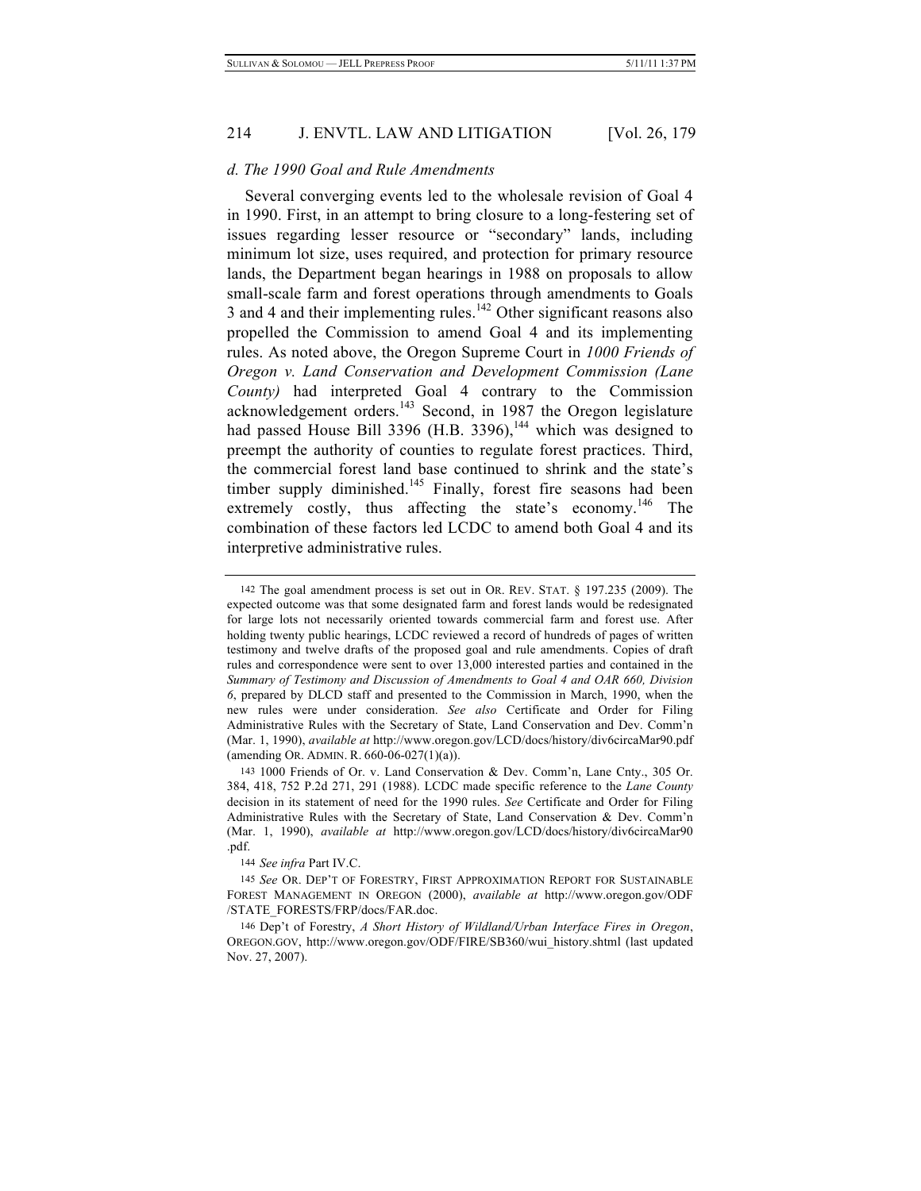*d. The 1990 Goal and Rule Amendments*

Several converging events led to the wholesale revision of Goal 4 in 1990. First, in an attempt to bring closure to a long-festering set of issues regarding lesser resource or "secondary" lands, including minimum lot size, uses required, and protection for primary resource lands, the Department began hearings in 1988 on proposals to allow small-scale farm and forest operations through amendments to Goals 3 and 4 and their implementing rules.[142] Other significant reasons also propelled the Commission to amend Goal 4 and its implementing rules. As noted above, the Oregon Supreme Court in *1000 Friends of Oregon v. Land Conservation and Development Commission (Lane County)* had interpreted Goal 4 contrary to the Commission acknowledgement orders.[143] Second, in 1987 the Oregon legislature had passed House Bill 3396 (H.B. 3396),[144] which was designed to preempt the authority of counties to regulate forest practices. Third, the commercial forest land base continued to shrink and the state's timber supply diminished.[145] Finally, forest fire seasons had been extremely costly, thus affecting the state's economy.[146] The combination of these factors led LCDC to amend both Goal 4 and its interpretive administrative rules.

---

142 The goal amendment process is set out in OR. REV. STAT. § 197.235 (2009). The expected outcome was that some designated farm and forest lands would be redesignated for large lots not necessarily oriented towards commercial farm and forest use. After holding twenty public hearings, LCDC reviewed a record of hundreds of pages of written testimony and twelve drafts of the proposed goal and rule amendments. Copies of draft rules and correspondence were sent to over 13,000 interested parties and contained in the *Summary of Testimony and Discussion of Amendments to Goal 4 and OAR 660, Division 6*, prepared by DLCD staff and presented to the Commission in March, 1990, when the new rules were under consideration. *See also* Certificate and Order for Filing Administrative Rules with the Secretary of State, Land Conservation and Dev. Comm'n (Mar. 1, 1990), *available at* http://www.oregon.gov/LCD/docs/history/div6circaMar90.pdf (amending OR. ADMIN. R. 660-06-027(1)(a)).

143 1000 Friends of Or. v. Land Conservation & Dev. Comm'n, Lane Cnty., 305 Or. 384, 418, 752 P.2d 271, 291 (1988). LCDC made specific reference to the *Lane County* decision in its statement of need for the 1990 rules. *See* Certificate and Order for Filing Administrative Rules with the Secretary of State, Land Conservation & Dev. Comm'n (Mar. 1, 1990), *available at* http://www.oregon.gov/LCD/docs/history/div6circaMar90.pdf.

144 *See infra* Part IV.C.

145 *See* OR. DEP'T OF FORESTRY, FIRST APPROXIMATION REPORT FOR SUSTAINABLE FOREST MANAGEMENT IN OREGON (2000), *available at* http://www.oregon.gov/ODF/STATE_FORESTS/FRP/docs/FAR.doc.

146 Dep't of Forestry, *A Short History of Wildland/Urban Interface Fires in Oregon*, OREGON.GOV, http://www.oregon.gov/ODF/FIRE/SB360/wui_history.shtml (last updated Nov. 27, 2007).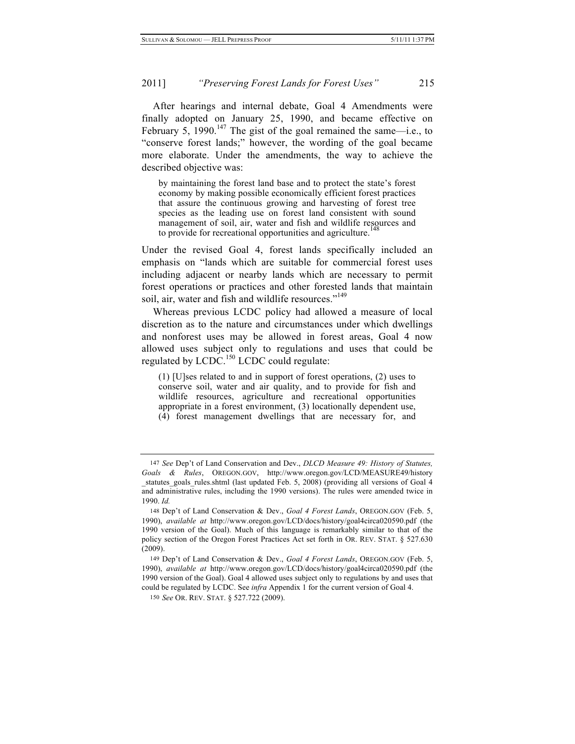After hearings and internal debate, Goal 4 Amendments were finally adopted on January 25, 1990, and became effective on February 5, 1990.[147] The gist of the goal remained the same—i.e., to "conserve forest lands;" however, the wording of the goal became more elaborate. Under the amendments, the way to achieve the described objective was:

> by maintaining the forest land base and to protect the state's forest economy by making possible economically efficient forest practices that assure the continuous growing and harvesting of forest tree species as the leading use on forest land consistent with sound management of soil, air, water and fish and wildlife resources and to provide for recreational opportunities and agriculture.[148]

Under the revised Goal 4, forest lands specifically included an emphasis on "lands which are suitable for commercial forest uses including adjacent or nearby lands which are necessary to permit forest operations or practices and other forested lands that maintain soil, air, water and fish and wildlife resources."[149]

Whereas previous LCDC policy had allowed a measure of local discretion as to the nature and circumstances under which dwellings and nonforest uses may be allowed in forest areas, Goal 4 now allowed uses subject only to regulations and uses that could be regulated by LCDC.[150] LCDC could regulate:

> (1) [U]ses related to and in support of forest operations, (2) uses to conserve soil, water and air quality, and to provide for fish and wildlife resources, agriculture and recreational opportunities appropriate in a forest environment, (3) locationally dependent use, (4) forest management dwellings that are necessary for, and

---

147 *See* Dep't of Land Conservation and Dev., *DLCD Measure 49: History of Statutes, Goals & Rules*, OREGON.GOV, http://www.oregon.gov/LCD/MEASURE49/history_statutes_goals_rules.shtml (last updated Feb. 5, 2008) (providing all versions of Goal 4 and administrative rules, including the 1990 versions). The rules were amended twice in 1990. *Id.*

148 Dep't of Land Conservation & Dev., *Goal 4 Forest Lands*, OREGON.GOV (Feb. 5, 1990), *available at* http://www.oregon.gov/LCD/docs/history/goal4circa020590.pdf (the 1990 version of the Goal). Much of this language is remarkably similar to that of the policy section of the Oregon Forest Practices Act set forth in OR. REV. STAT. § 527.630 (2009).

149 Dep't of Land Conservation & Dev., *Goal 4 Forest Lands*, OREGON.GOV (Feb. 5, 1990), *available at* http://www.oregon.gov/LCD/docs/history/goal4circa020590.pdf (the 1990 version of the Goal). Goal 4 allowed uses subject only to regulations by and uses that could be regulated by LCDC. See *infra* Appendix 1 for the current version of Goal 4.

150 *See* OR. REV. STAT. § 527.722 (2009).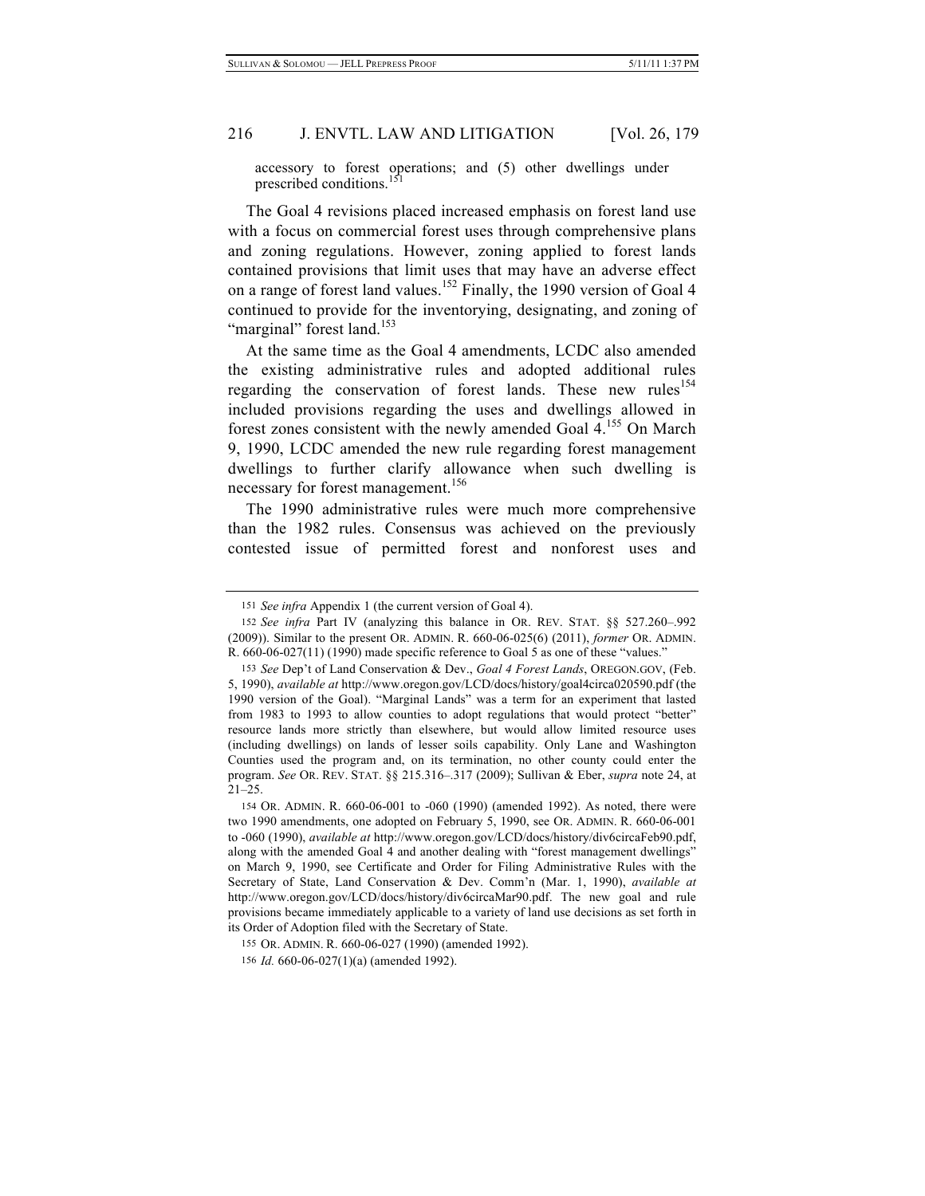accessory to forest operations; and (5) other dwellings under prescribed conditions.[151]

The Goal 4 revisions placed increased emphasis on forest land use with a focus on commercial forest uses through comprehensive plans and zoning regulations. However, zoning applied to forest lands contained provisions that limit uses that may have an adverse effect on a range of forest land values.[152] Finally, the 1990 version of Goal 4 continued to provide for the inventorying, designating, and zoning of "marginal" forest land.[153]

At the same time as the Goal 4 amendments, LCDC also amended the existing administrative rules and adopted additional rules regarding the conservation of forest lands. These new rules[154] included provisions regarding the uses and dwellings allowed in forest zones consistent with the newly amended Goal 4.[155] On March 9, 1990, LCDC amended the new rule regarding forest management dwellings to further clarify allowance when such dwelling is necessary for forest management.[156]

The 1990 administrative rules were much more comprehensive than the 1982 rules. Consensus was achieved on the previously contested issue of permitted forest and nonforest uses and

---

151 *See infra* Appendix 1 (the current version of Goal 4).

152 *See infra* Part IV (analyzing this balance in OR. REV. STAT. §§ 527.260–.992 (2009)). Similar to the present OR. ADMIN. R. 660-06-025(6) (2011), *former* OR. ADMIN. R. 660-06-027(11) (1990) made specific reference to Goal 5 as one of these "values."

153 *See* Dep't of Land Conservation & Dev., *Goal 4 Forest Lands*, OREGON.GOV, (Feb. 5, 1990), *available at* http://www.oregon.gov/LCD/docs/history/goal4circa020590.pdf (the 1990 version of the Goal). "Marginal Lands" was a term for an experiment that lasted from 1983 to 1993 to allow counties to adopt regulations that would protect "better" resource lands more strictly than elsewhere, but would allow limited resource uses (including dwellings) on lands of lesser soils capability. Only Lane and Washington Counties used the program and, on its termination, no other county could enter the program. *See* OR. REV. STAT. §§ 215.316–.317 (2009); Sullivan & Eber, *supra* note 24, at 21–25.

154 OR. ADMIN. R. 660-06-001 to -060 (1990) (amended 1992). As noted, there were two 1990 amendments, one adopted on February 5, 1990, see OR. ADMIN. R. 660-06-001 to -060 (1990), *available at* http://www.oregon.gov/LCD/docs/history/div6circaFeb90.pdf, along with the amended Goal 4 and another dealing with "forest management dwellings" on March 9, 1990, see Certificate and Order for Filing Administrative Rules with the Secretary of State, Land Conservation & Dev. Comm'n (Mar. 1, 1990), *available at* http://www.oregon.gov/LCD/docs/history/div6circaMar90.pdf. The new goal and rule provisions became immediately applicable to a variety of land use decisions as set forth in its Order of Adoption filed with the Secretary of State.

155 OR. ADMIN. R. 660-06-027 (1990) (amended 1992).

156 *Id.* 660-06-027(1)(a) (amended 1992).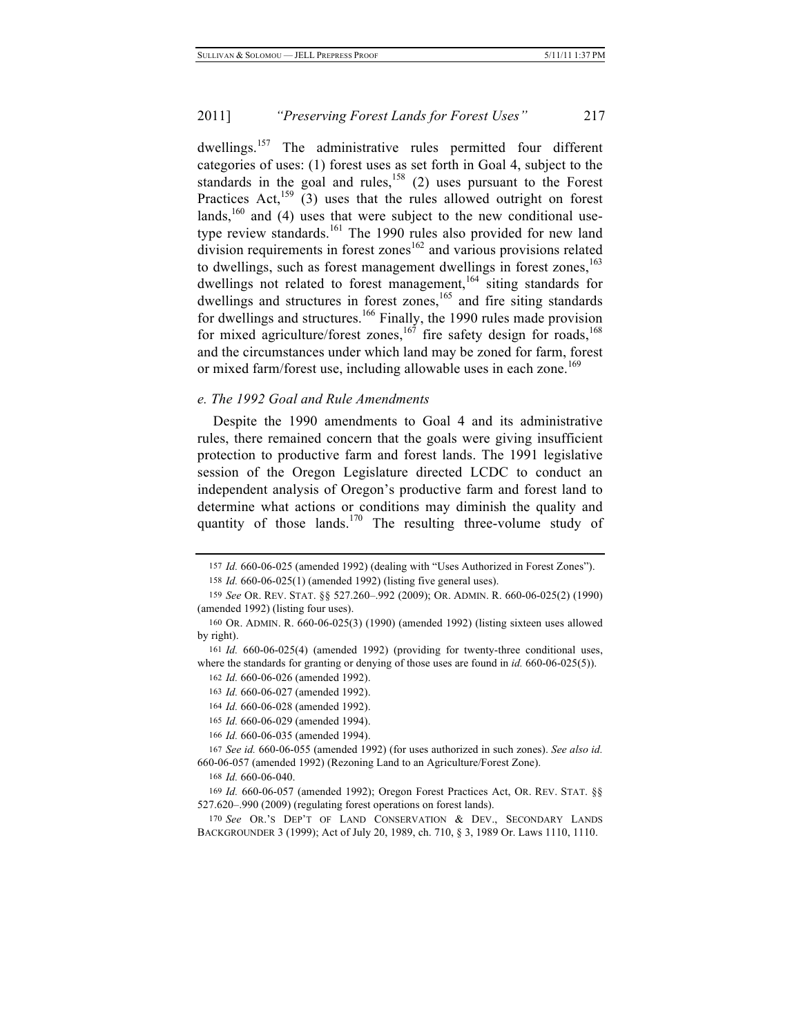dwellings.[157] The administrative rules permitted four different categories of uses: (1) forest uses as set forth in Goal 4, subject to the standards in the goal and rules,[158] (2) uses pursuant to the Forest Practices Act,[159] (3) uses that the rules allowed outright on forest lands,[160] and (4) uses that were subject to the new conditional use-type review standards.[161] The 1990 rules also provided for new land division requirements in forest zones[162] and various provisions related to dwellings, such as forest management dwellings in forest zones,[163] dwellings not related to forest management,[164] siting standards for dwellings and structures in forest zones,[165] and fire siting standards for dwellings and structures.[166] Finally, the 1990 rules made provision for mixed agriculture/forest zones,[167] fire safety design for roads,[168] and the circumstances under which land may be zoned for farm, forest or mixed farm/forest use, including allowable uses in each zone.[169]

*e. The 1992 Goal and Rule Amendments*

Despite the 1990 amendments to Goal 4 and its administrative rules, there remained concern that the goals were giving insufficient protection to productive farm and forest lands. The 1991 legislative session of the Oregon Legislature directed LCDC to conduct an independent analysis of Oregon's productive farm and forest land to determine what actions or conditions may diminish the quality and quantity of those lands.[170] The resulting three-volume study of

---

157 *Id.* 660-06-025 (amended 1992) (dealing with "Uses Authorized in Forest Zones").

158 *Id.* 660-06-025(1) (amended 1992) (listing five general uses).

159 *See* OR. REV. STAT. §§ 527.260–.992 (2009); OR. ADMIN. R. 660-06-025(2) (1990) (amended 1992) (listing four uses).

160 OR. ADMIN. R. 660-06-025(3) (1990) (amended 1992) (listing sixteen uses allowed by right).

161 *Id.* 660-06-025(4) (amended 1992) (providing for twenty-three conditional uses, where the standards for granting or denying of those uses are found in *id.* 660-06-025(5)).

162 *Id.* 660-06-026 (amended 1992).

163 *Id.* 660-06-027 (amended 1992).

164 *Id.* 660-06-028 (amended 1992).

165 *Id.* 660-06-029 (amended 1994).

166 *Id.* 660-06-035 (amended 1994).

167 *See id.* 660-06-055 (amended 1992) (for uses authorized in such zones). *See also id.* 660-06-057 (amended 1992) (Rezoning Land to an Agriculture/Forest Zone).

168 *Id.* 660-06-040.

169 *Id.* 660-06-057 (amended 1992); Oregon Forest Practices Act, OR. REV. STAT. §§ 527.620–.990 (2009) (regulating forest operations on forest lands).

170 *See* OR.'S DEP'T OF LAND CONSERVATION & DEV., SECONDARY LANDS BACKGROUNDER 3 (1999); Act of July 20, 1989, ch. 710, § 3, 1989 Or. Laws 1110, 1110.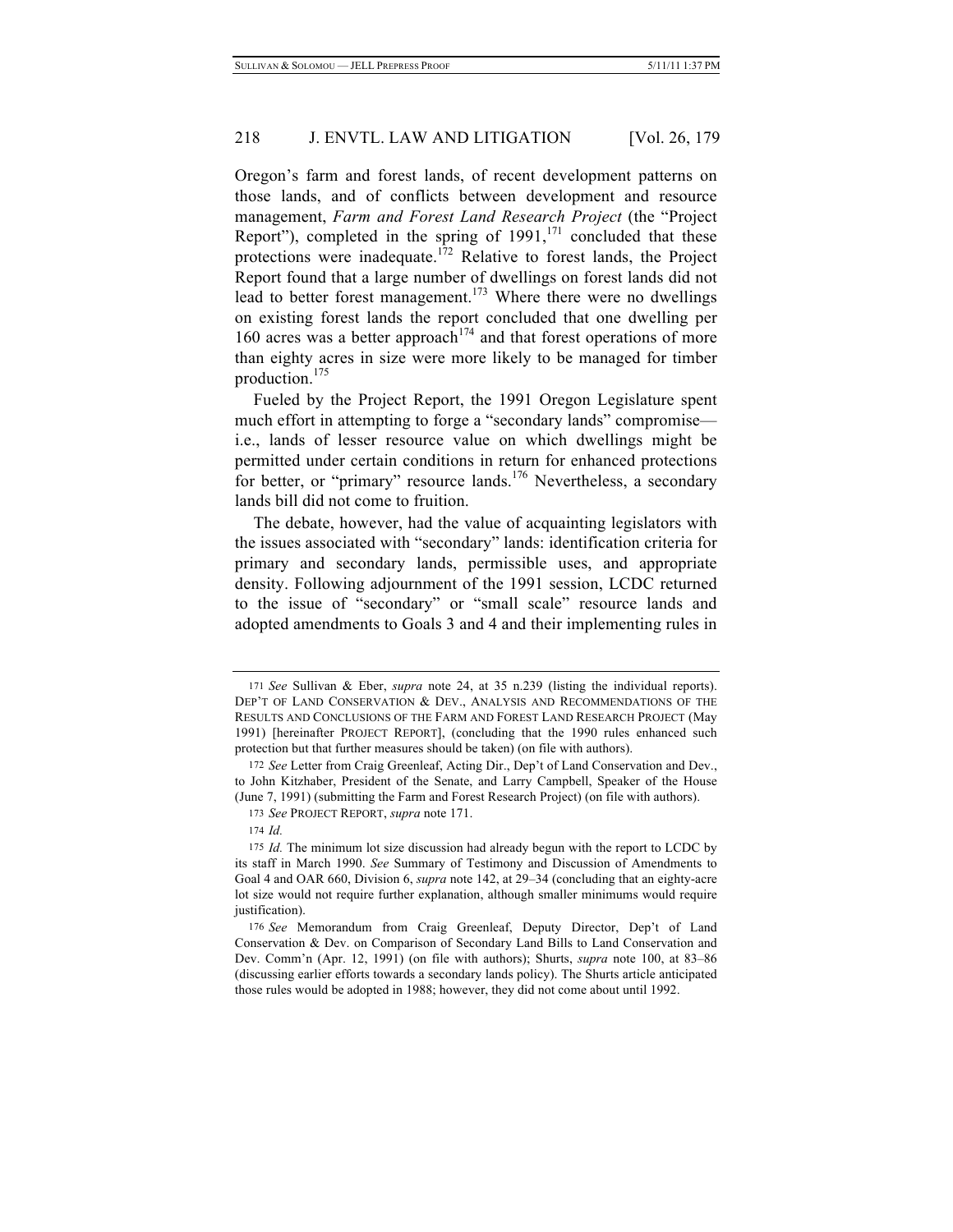Oregon's farm and forest lands, of recent development patterns on those lands, and of conflicts between development and resource management, *Farm and Forest Land Research Project* (the "Project Report"), completed in the spring of 1991,[171] concluded that these protections were inadequate.[172] Relative to forest lands, the Project Report found that a large number of dwellings on forest lands did not lead to better forest management.[173] Where there were no dwellings on existing forest lands the report concluded that one dwelling per 160 acres was a better approach[174] and that forest operations of more than eighty acres in size were more likely to be managed for timber production.[175]

Fueled by the Project Report, the 1991 Oregon Legislature spent much effort in attempting to forge a "secondary lands" compromise—i.e., lands of lesser resource value on which dwellings might be permitted under certain conditions in return for enhanced protections for better, or "primary" resource lands.[176] Nevertheless, a secondary lands bill did not come to fruition.

The debate, however, had the value of acquainting legislators with the issues associated with "secondary" lands: identification criteria for primary and secondary lands, permissible uses, and appropriate density. Following adjournment of the 1991 session, LCDC returned to the issue of "secondary" or "small scale" resource lands and adopted amendments to Goals 3 and 4 and their implementing rules in

---

171 *See* Sullivan & Eber, *supra* note 24, at 35 n.239 (listing the individual reports). DEP'T OF LAND CONSERVATION & DEV., ANALYSIS AND RECOMMENDATIONS OF THE RESULTS AND CONCLUSIONS OF THE FARM AND FOREST LAND RESEARCH PROJECT (May 1991) [hereinafter PROJECT REPORT], (concluding that the 1990 rules enhanced such protection but that further measures should be taken) (on file with authors).

172 *See* Letter from Craig Greenleaf, Acting Dir., Dep't of Land Conservation and Dev., to John Kitzhaber, President of the Senate, and Larry Campbell, Speaker of the House (June 7, 1991) (submitting the Farm and Forest Research Project) (on file with authors).

173 *See* PROJECT REPORT, *supra* note 171.

174 *Id.*

175 *Id.* The minimum lot size discussion had already begun with the report to LCDC by its staff in March 1990. *See* Summary of Testimony and Discussion of Amendments to Goal 4 and OAR 660, Division 6, *supra* note 142, at 29–34 (concluding that an eighty-acre lot size would not require further explanation, although smaller minimums would require justification).

176 *See* Memorandum from Craig Greenleaf, Deputy Director, Dep't of Land Conservation & Dev. on Comparison of Secondary Land Bills to Land Conservation and Dev. Comm'n (Apr. 12, 1991) (on file with authors); Shurts, *supra* note 100, at 83–86 (discussing earlier efforts towards a secondary lands policy). The Shurts article anticipated those rules would be adopted in 1988; however, they did not come about until 1992.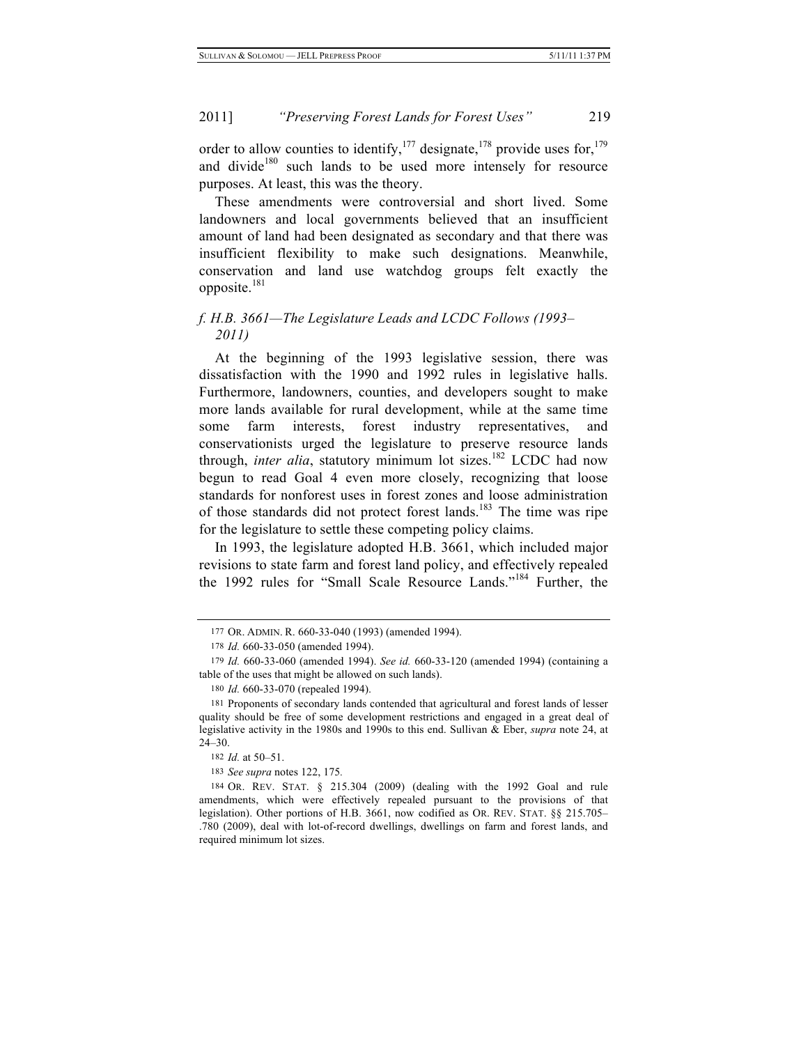order to allow counties to identify,[177] designate,[178] provide uses for,[179] and divide[180] such lands to be used more intensely for resource purposes. At least, this was the theory.

These amendments were controversial and short lived. Some landowners and local governments believed that an insufficient amount of land had been designated as secondary and that there was insufficient flexibility to make such designations. Meanwhile, conservation and land use watchdog groups felt exactly the opposite.[181]

### *f. H.B. 3661—The Legislature Leads and LCDC Follows (1993–2011)*

At the beginning of the 1993 legislative session, there was dissatisfaction with the 1990 and 1992 rules in legislative halls. Furthermore, landowners, counties, and developers sought to make more lands available for rural development, while at the same time some farm interests, forest industry representatives, and conservationists urged the legislature to preserve resource lands through, *inter alia*, statutory minimum lot sizes.[182] LCDC had now begun to read Goal 4 even more closely, recognizing that loose standards for nonforest uses in forest zones and loose administration of those standards did not protect forest lands.[183] The time was ripe for the legislature to settle these competing policy claims.

In 1993, the legislature adopted H.B. 3661, which included major revisions to state farm and forest land policy, and effectively repealed the 1992 rules for "Small Scale Resource Lands."[184] Further, the

---

177 OR. ADMIN. R. 660-33-040 (1993) (amended 1994).

178 *Id.* 660-33-050 (amended 1994).

179 *Id.* 660-33-060 (amended 1994). *See id.* 660-33-120 (amended 1994) (containing a table of the uses that might be allowed on such lands).

180 *Id.* 660-33-070 (repealed 1994).

181 Proponents of secondary lands contended that agricultural and forest lands of lesser quality should be free of some development restrictions and engaged in a great deal of legislative activity in the 1980s and 1990s to this end. Sullivan & Eber, *supra* note 24, at 24–30.

182 *Id.* at 50–51.

183 *See supra* notes 122, 175.

184 OR. REV. STAT. § 215.304 (2009) (dealing with the 1992 Goal and rule amendments, which were effectively repealed pursuant to the provisions of that legislation). Other portions of H.B. 3661, now codified as OR. REV. STAT. §§ 215.705–.780 (2009), deal with lot-of-record dwellings, dwellings on farm and forest lands, and required minimum lot sizes.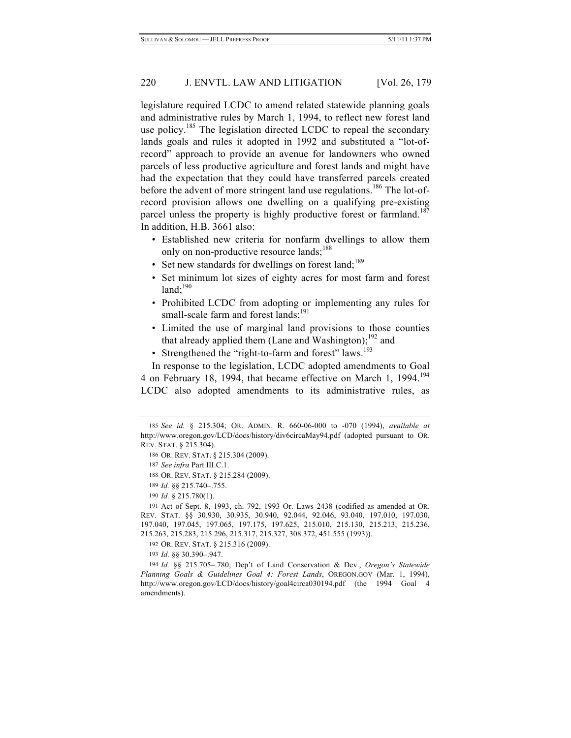legislature required LCDC to amend related statewide planning goals and administrative rules by March 1, 1994, to reflect new forest land use policy.[185] The legislation directed LCDC to repeal the secondary lands goals and rules it adopted in 1992 and substituted a "lot-of-record" approach to provide an avenue for landowners who owned parcels of less productive agriculture and forest lands and might have had the expectation that they could have transferred parcels created before the advent of more stringent land use regulations.[186] The lot-of-record provision allows one dwelling on a qualifying pre-existing parcel unless the property is highly productive forest or farmland.[187] In addition, H.B. 3661 also:

- Established new criteria for nonfarm dwellings to allow them only on non-productive resource lands;[188]
- Set new standards for dwellings on forest land;[189]
- Set minimum lot sizes of eighty acres for most farm and forest land;[190]
- Prohibited LCDC from adopting or implementing any rules for small-scale farm and forest lands;[191]
- Limited the use of marginal land provisions to those counties that already applied them (Lane and Washington);[192] and
- Strengthened the "right-to-farm and forest" laws.[193]

In response to the legislation, LCDC adopted amendments to Goal 4 on February 18, 1994, that became effective on March 1, 1994.[194] LCDC also adopted amendments to its administrative rules, as

---

185 *See id.* § 215.304; OR. ADMIN. R. 660-06-000 to -070 (1994), *available at* http://www.oregon.gov/LCD/docs/history/div6circaMay94.pdf (adopted pursuant to OR. REV. STAT. § 215.304).

186 OR. REV. STAT. § 215.304 (2009).

187 *See infra* Part III.C.1.

188 OR. REV. STAT. § 215.284 (2009).

189 *Id.* §§ 215.740–.755.

190 *Id.* § 215.780(1).

191 Act of Sept. 8, 1993, ch. 792, 1993 Or. Laws 2438 (codified as amended at OR. REV. STAT. §§ 30.930, 30.935, 30.940, 92.044, 92.046, 93.040, 197.010, 197.030, 197.040, 197.045, 197.065, 197.175, 197.625, 215.010, 215.130, 215.213, 215.236, 215.263, 215.283, 215.296, 215.317, 215.327, 308.372, 451.555 (1993)).

192 OR. REV. STAT. § 215.316 (2009).

193 *Id.* §§ 30.390–.947.

194 *Id.* §§ 215.705–.780; Dep't of Land Conservation & Dev., *Oregon's Statewide Planning Goals & Guidelines Goal 4: Forest Lands*, OREGON.GOV (Mar. 1, 1994), http://www.oregon.gov/LCD/docs/history/goal4circa030194.pdf (the 1994 Goal 4 amendments).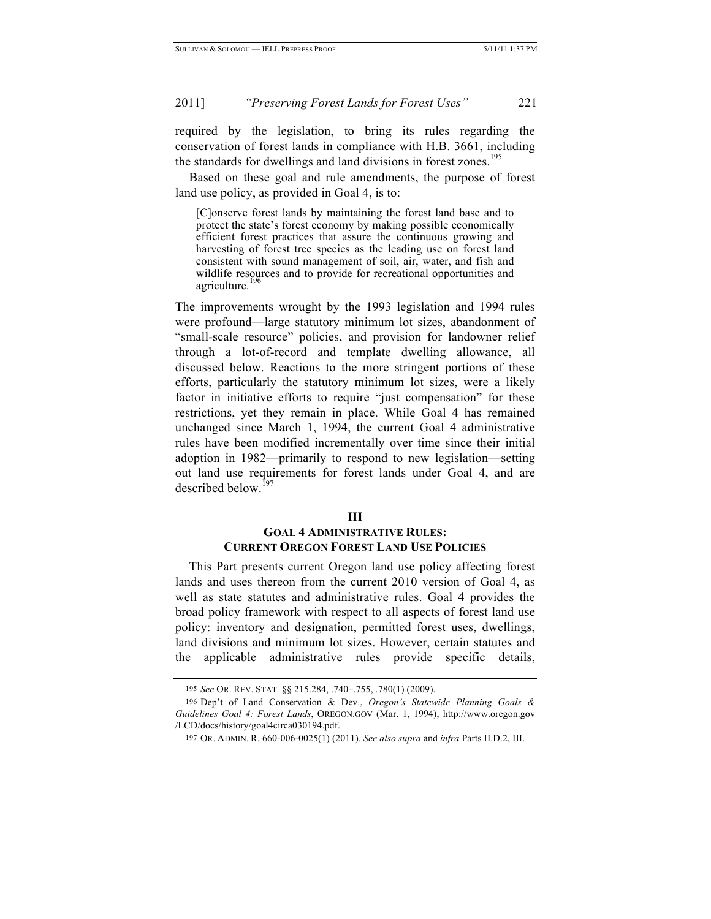required by the legislation, to bring its rules regarding the conservation of forest lands in compliance with H.B. 3661, including the standards for dwellings and land divisions in forest zones.[195]

Based on these goal and rule amendments, the purpose of forest land use policy, as provided in Goal 4, is to:

> [C]onserve forest lands by maintaining the forest land base and to protect the state's forest economy by making possible economically efficient forest practices that assure the continuous growing and harvesting of forest tree species as the leading use on forest land consistent with sound management of soil, air, water, and fish and wildlife resources and to provide for recreational opportunities and agriculture.[196]

The improvements wrought by the 1993 legislation and 1994 rules were profound—large statutory minimum lot sizes, abandonment of "small-scale resource" policies, and provision for landowner relief through a lot-of-record and template dwelling allowance, all discussed below. Reactions to the more stringent portions of these efforts, particularly the statutory minimum lot sizes, were a likely factor in initiative efforts to require "just compensation" for these restrictions, yet they remain in place. While Goal 4 has remained unchanged since March 1, 1994, the current Goal 4 administrative rules have been modified incrementally over time since their initial adoption in 1982—primarily to respond to new legislation—setting out land use requirements for forest lands under Goal 4, and are described below.[197]

## III
## GOAL 4 ADMINISTRATIVE RULES: CURRENT OREGON FOREST LAND USE POLICIES

This Part presents current Oregon land use policy affecting forest lands and uses thereon from the current 2010 version of Goal 4, as well as state statutes and administrative rules. Goal 4 provides the broad policy framework with respect to all aspects of forest land use policy: inventory and designation, permitted forest uses, dwellings, land divisions and minimum lot sizes. However, certain statutes and the applicable administrative rules provide specific details,

---

195 *See* OR. REV. STAT. §§ 215.284, .740–.755, .780(1) (2009).

196 Dep't of Land Conservation & Dev., *Oregon's Statewide Planning Goals & Guidelines Goal 4: Forest Lands*, OREGON.GOV (Mar. 1, 1994), http://www.oregon.gov/LCD/docs/history/goal4circa030194.pdf.

197 OR. ADMIN. R. 660-006-0025(1) (2011). *See also supra* and *infra* Parts II.D.2, III.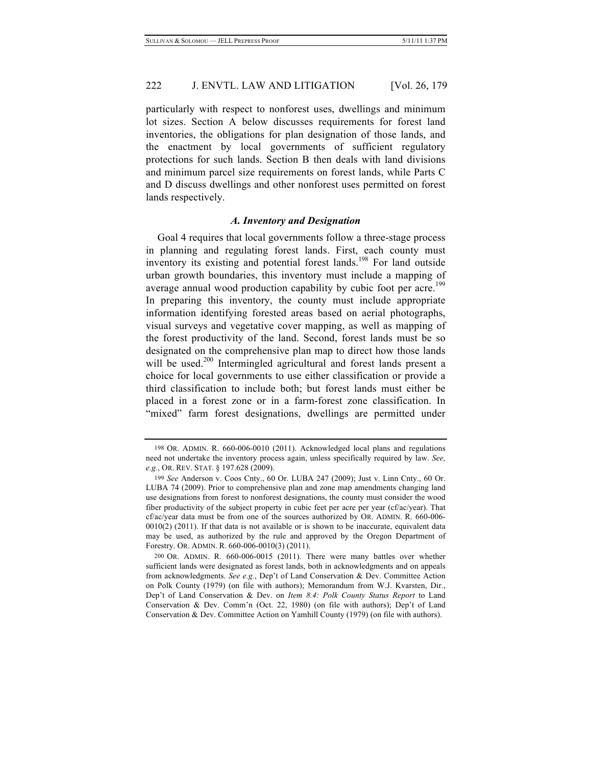particularly with respect to nonforest uses, dwellings and minimum lot sizes. Section A below discusses requirements for forest land inventories, the obligations for plan designation of those lands, and the enactment by local governments of sufficient regulatory protections for such lands. Section B then deals with land divisions and minimum parcel size requirements on forest lands, while Parts C and D discuss dwellings and other nonforest uses permitted on forest lands respectively.

### *A. Inventory and Designation*

Goal 4 requires that local governments follow a three-stage process in planning and regulating forest lands. First, each county must inventory its existing and potential forest lands.[198] For land outside urban growth boundaries, this inventory must include a mapping of average annual wood production capability by cubic foot per acre.[199] In preparing this inventory, the county must include appropriate information identifying forested areas based on aerial photographs, visual surveys and vegetative cover mapping, as well as mapping of the forest productivity of the land. Second, forest lands must be so designated on the comprehensive plan map to direct how those lands will be used.[200] Intermingled agricultural and forest lands present a choice for local governments to use either classification or provide a third classification to include both; but forest lands must either be placed in a forest zone or in a farm-forest zone classification. In "mixed" farm forest designations, dwellings are permitted under

---

198 OR. ADMIN. R. 660-006-0010 (2011). Acknowledged local plans and regulations need not undertake the inventory process again, unless specifically required by law. *See, e.g.*, OR. REV. STAT. § 197.628 (2009).

199 *See* Anderson v. Coos Cnty., 60 Or. LUBA 247 (2009); Just v. Linn Cnty., 60 Or. LUBA 74 (2009). Prior to comprehensive plan and zone map amendments changing land use designations from forest to nonforest designations, the county must consider the wood fiber productivity of the subject property in cubic feet per acre per year (cf/ac/year). That cf/ac/year data must be from one of the sources authorized by OR. ADMIN. R. 660-006-0010(2) (2011). If that data is not available or is shown to be inaccurate, equivalent data may be used, as authorized by the rule and approved by the Oregon Department of Forestry. OR. ADMIN. R. 660-006-0010(3) (2011).

200 OR. ADMIN. R. 660-006-0015 (2011). There were many battles over whether sufficient lands were designated as forest lands, both in acknowledgments and on appeals from acknowledgments. *See e.g.*, Dep't of Land Conservation & Dev. Committee Action on Polk County (1979) (on file with authors); Memorandum from W.J. Kvarsten, Dir., Dep't of Land Conservation & Dev. on *Item 8.4: Polk County Status Report* to Land Conservation & Dev. Comm'n (Oct. 22, 1980) (on file with authors); Dep't of Land Conservation & Dev. Committee Action on Yamhill County (1979) (on file with authors).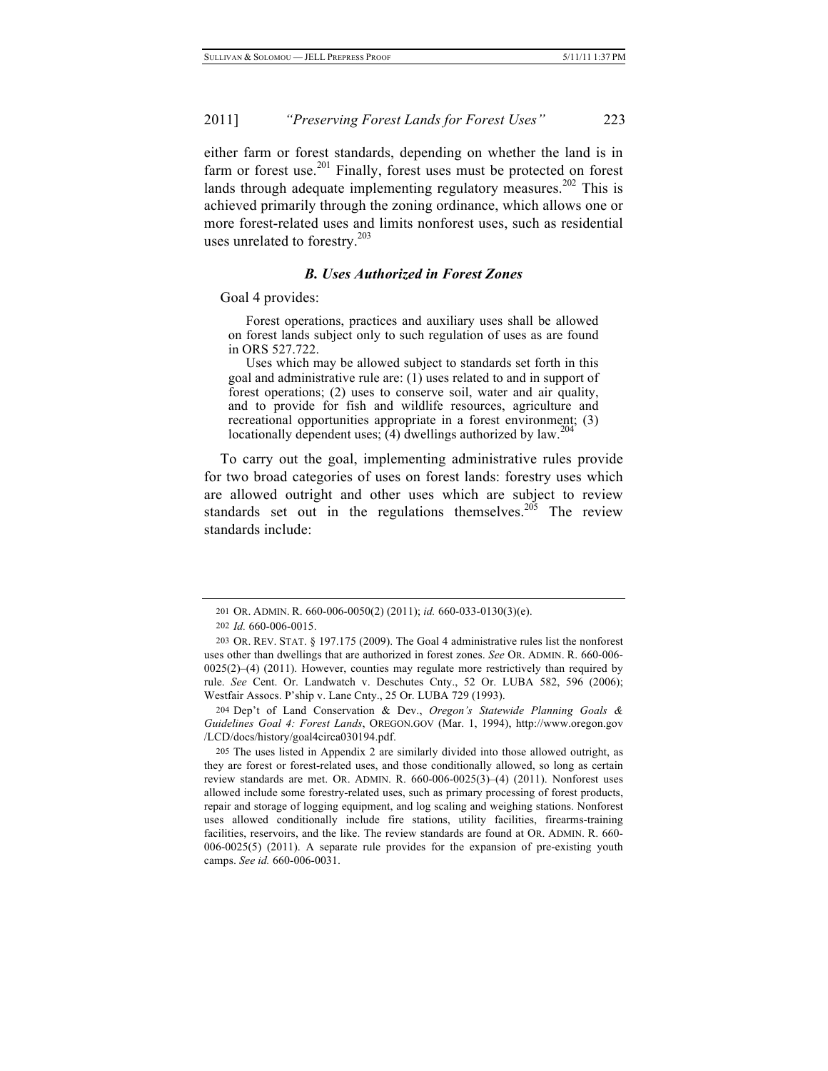either farm or forest standards, depending on whether the land is in farm or forest use.[201] Finally, forest uses must be protected on forest lands through adequate implementing regulatory measures.[202] This is achieved primarily through the zoning ordinance, which allows one or more forest-related uses and limits nonforest uses, such as residential uses unrelated to forestry.[203]

### *B. Uses Authorized in Forest Zones*

Goal 4 provides:

> Forest operations, practices and auxiliary uses shall be allowed on forest lands subject only to such regulation of uses as are found in ORS 527.722.
>
> Uses which may be allowed subject to standards set forth in this goal and administrative rule are: (1) uses related to and in support of forest operations; (2) uses to conserve soil, water and air quality, and to provide for fish and wildlife resources, agriculture and recreational opportunities appropriate in a forest environment; (3) locationally dependent uses; (4) dwellings authorized by law.[204]

To carry out the goal, implementing administrative rules provide for two broad categories of uses on forest lands: forestry uses which are allowed outright and other uses which are subject to review standards set out in the regulations themselves.[205] The review standards include:

---

201 OR. ADMIN. R. 660-006-0050(2) (2011); *id.* 660-033-0130(3)(e).

202 *Id.* 660-006-0015.

203 OR. REV. STAT. § 197.175 (2009). The Goal 4 administrative rules list the nonforest uses other than dwellings that are authorized in forest zones. *See* OR. ADMIN. R. 660-006-0025(2)–(4) (2011). However, counties may regulate more restrictively than required by rule. *See* Cent. Or. Landwatch v. Deschutes Cnty., 52 Or. LUBA 582, 596 (2006); Westfair Assocs. P'ship v. Lane Cnty., 25 Or. LUBA 729 (1993).

204 Dep't of Land Conservation & Dev., *Oregon's Statewide Planning Goals & Guidelines Goal 4: Forest Lands*, OREGON.GOV (Mar. 1, 1994), http://www.oregon.gov/LCD/docs/history/goal4circa030194.pdf.

205 The uses listed in Appendix 2 are similarly divided into those allowed outright, as they are forest or forest-related uses, and those conditionally allowed, so long as certain review standards are met. OR. ADMIN. R. 660-006-0025(3)–(4) (2011). Nonforest uses allowed include some forestry-related uses, such as primary processing of forest products, repair and storage of logging equipment, and log scaling and weighing stations. Nonforest uses allowed conditionally include fire stations, utility facilities, firearms-training facilities, reservoirs, and the like. The review standards are found at OR. ADMIN. R. 660-006-0025(5) (2011). A separate rule provides for the expansion of pre-existing youth camps. *See id.* 660-006-0031.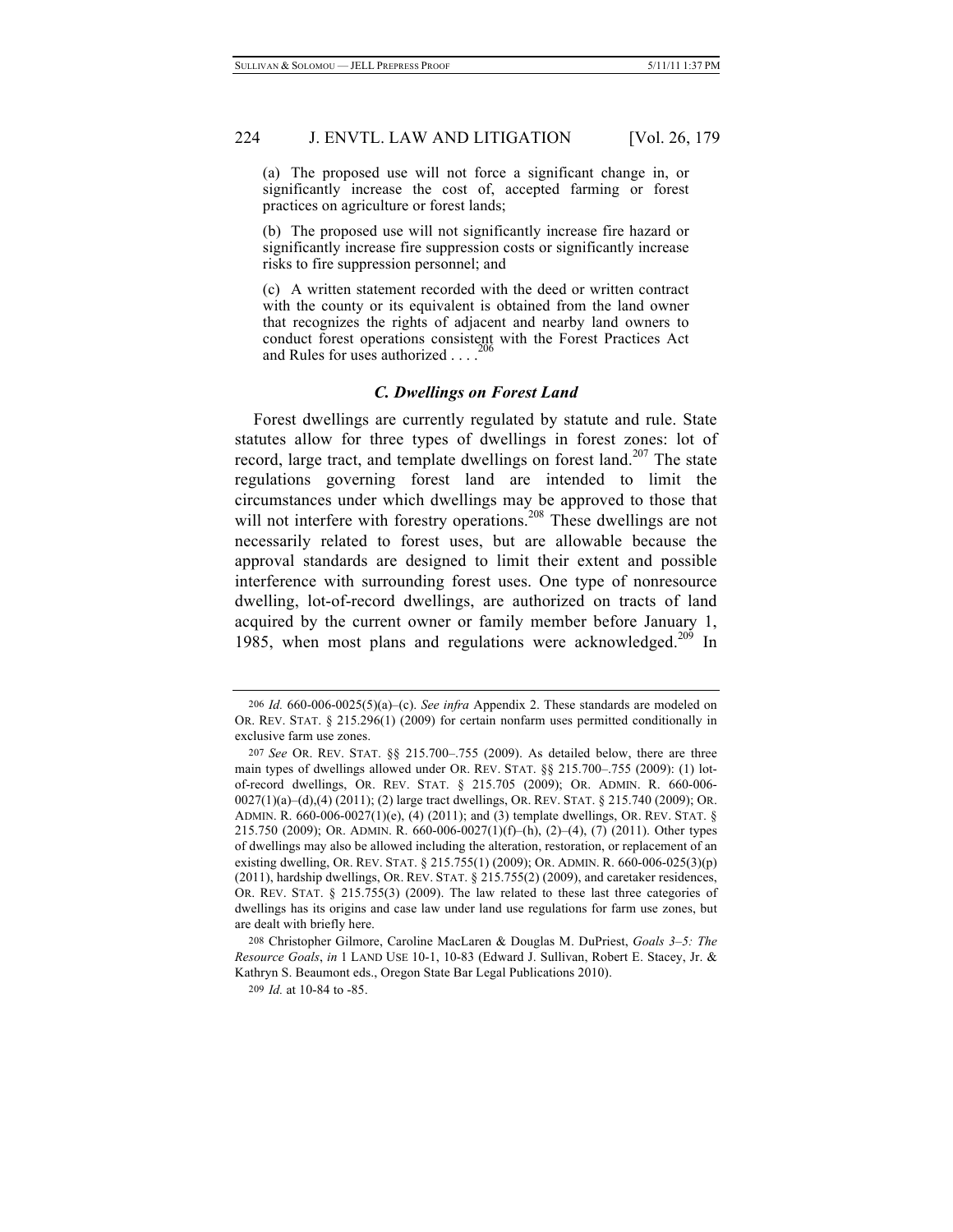> (a) The proposed use will not force a significant change in, or significantly increase the cost of, accepted farming or forest practices on agriculture or forest lands;
>
> (b) The proposed use will not significantly increase fire hazard or significantly increase fire suppression costs or significantly increase risks to fire suppression personnel; and
>
> (c) A written statement recorded with the deed or written contract with the county or its equivalent is obtained from the land owner that recognizes the rights of adjacent and nearby land owners to conduct forest operations consistent with the Forest Practices Act and Rules for uses authorized . . . .[206]

### *C. Dwellings on Forest Land*

Forest dwellings are currently regulated by statute and rule. State statutes allow for three types of dwellings in forest zones: lot of record, large tract, and template dwellings on forest land.[207] The state regulations governing forest land are intended to limit the circumstances under which dwellings may be approved to those that will not interfere with forestry operations.[208] These dwellings are not necessarily related to forest uses, but are allowable because the approval standards are designed to limit their extent and possible interference with surrounding forest uses. One type of nonresource dwelling, lot-of-record dwellings, are authorized on tracts of land acquired by the current owner or family member before January 1, 1985, when most plans and regulations were acknowledged.[209] In

---

206 *Id.* 660-006-0025(5)(a)–(c). *See infra* Appendix 2. These standards are modeled on OR. REV. STAT. § 215.296(1) (2009) for certain nonfarm uses permitted conditionally in exclusive farm use zones.

207 *See* OR. REV. STAT. §§ 215.700–.755 (2009). As detailed below, there are three main types of dwellings allowed under OR. REV. STAT. §§ 215.700–.755 (2009): (1) lot-of-record dwellings, OR. REV. STAT. § 215.705 (2009); OR. ADMIN. R. 660-006-0027(1)(a)–(d),(4) (2011); (2) large tract dwellings, OR. REV. STAT. § 215.740 (2009); OR. ADMIN. R. 660-006-0027(1)(e), (4) (2011); and (3) template dwellings, OR. REV. STAT. § 215.750 (2009); OR. ADMIN. R. 660-006-0027(1)(f)–(h), (2)–(4), (7) (2011). Other types of dwellings may also be allowed including the alteration, restoration, or replacement of an existing dwelling, OR. REV. STAT. § 215.755(1) (2009); OR. ADMIN. R. 660-006-025(3)(p) (2011), hardship dwellings, OR. REV. STAT. § 215.755(2) (2009), and caretaker residences, OR. REV. STAT. § 215.755(3) (2009). The law related to these last three categories of dwellings has its origins and case law under land use regulations for farm use zones, but are dealt with briefly here.

208 Christopher Gilmore, Caroline MacLaren & Douglas M. DuPriest, *Goals 3–5: The Resource Goals*, *in* 1 LAND USE 10-1, 10-83 (Edward J. Sullivan, Robert E. Stacey, Jr. & Kathryn S. Beaumont eds., Oregon State Bar Legal Publications 2010).

209 *Id.* at 10-84 to -85.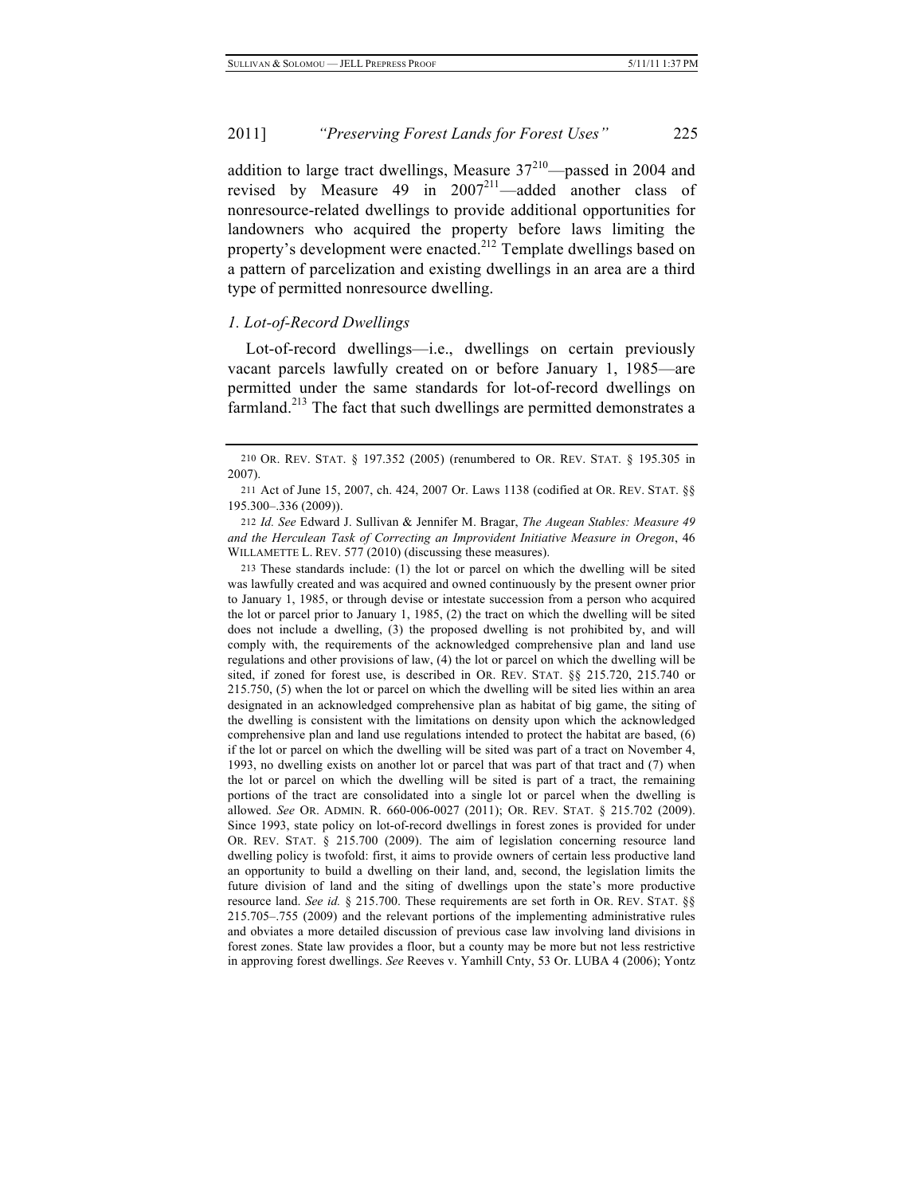addition to large tract dwellings, Measure 37[210]—passed in 2004 and revised by Measure 49 in 2007[211]—added another class of nonresource-related dwellings to provide additional opportunities for landowners who acquired the property before laws limiting the property's development were enacted.[212] Template dwellings based on a pattern of parcelization and existing dwellings in an area are a third type of permitted nonresource dwelling.

### *1. Lot-of-Record Dwellings*

Lot-of-record dwellings—i.e., dwellings on certain previously vacant parcels lawfully created on or before January 1, 1985—are permitted under the same standards for lot-of-record dwellings on farmland.[213] The fact that such dwellings are permitted demonstrates a

---

210 OR. REV. STAT. § 197.352 (2005) (renumbered to OR. REV. STAT. § 195.305 in 2007).

211 Act of June 15, 2007, ch. 424, 2007 Or. Laws 1138 (codified at OR. REV. STAT. §§ 195.300–.336 (2009)).

212 *Id. See* Edward J. Sullivan & Jennifer M. Bragar, *The Augean Stables: Measure 49 and the Herculean Task of Correcting an Improvident Initiative Measure in Oregon*, 46 WILLAMETTE L. REV. 577 (2010) (discussing these measures).

213 These standards include: (1) the lot or parcel on which the dwelling will be sited was lawfully created and was acquired and owned continuously by the present owner prior to January 1, 1985, or through devise or intestate succession from a person who acquired the lot or parcel prior to January 1, 1985, (2) the tract on which the dwelling will be sited does not include a dwelling, (3) the proposed dwelling is not prohibited by, and will comply with, the requirements of the acknowledged comprehensive plan and land use regulations and other provisions of law, (4) the lot or parcel on which the dwelling will be sited, if zoned for forest use, is described in OR. REV. STAT. §§ 215.720, 215.740 or 215.750, (5) when the lot or parcel on which the dwelling will be sited lies within an area designated in an acknowledged comprehensive plan as habitat of big game, the siting of the dwelling is consistent with the limitations on density upon which the acknowledged comprehensive plan and land use regulations intended to protect the habitat are based, (6) if the lot or parcel on which the dwelling will be sited was part of a tract on November 4, 1993, no dwelling exists on another lot or parcel that was part of that tract and (7) when the lot or parcel on which the dwelling will be sited is part of a tract, the remaining portions of the tract are consolidated into a single lot or parcel when the dwelling is allowed. *See* OR. ADMIN. R. 660-006-0027 (2011); OR. REV. STAT. § 215.702 (2009). Since 1993, state policy on lot-of-record dwellings in forest zones is provided for under OR. REV. STAT. § 215.700 (2009). The aim of legislation concerning resource land dwelling policy is twofold: first, it aims to provide owners of certain less productive land an opportunity to build a dwelling on their land, and, second, the legislation limits the future division of land and the siting of dwellings upon the state's more productive resource land. *See id.* § 215.700. These requirements are set forth in OR. REV. STAT. §§ 215.705–.755 (2009) and the relevant portions of the implementing administrative rules and obviates a more detailed discussion of previous case law involving land divisions in forest zones. State law provides a floor, but a county may be more but not less restrictive in approving forest dwellings. *See* Reeves v. Yamhill Cnty, 53 Or. LUBA 4 (2006); Yontz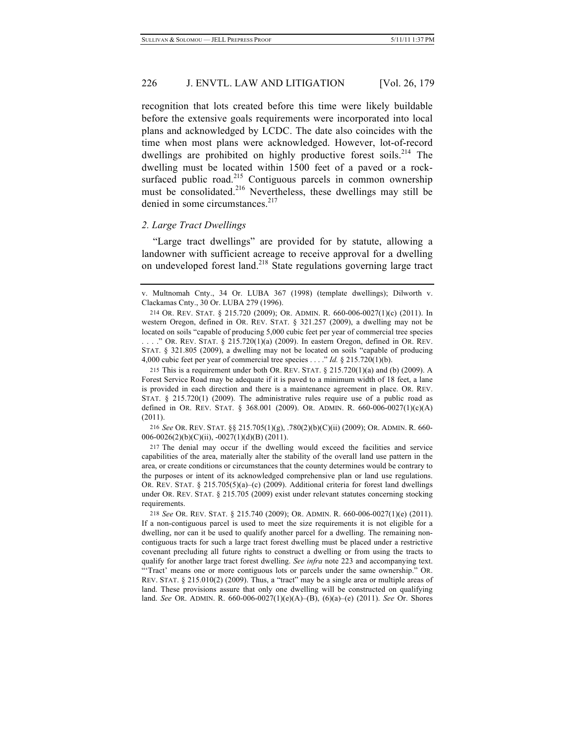recognition that lots created before this time were likely buildable before the extensive goals requirements were incorporated into local plans and acknowledged by LCDC. The date also coincides with the time when most plans were acknowledged. However, lot-of-record dwellings are prohibited on highly productive forest soils.[214] The dwelling must be located within 1500 feet of a paved or a rock-surfaced public road.[215] Contiguous parcels in common ownership must be consolidated.[216] Nevertheless, these dwellings may still be denied in some circumstances.[217]

### *2. Large Tract Dwellings*

"Large tract dwellings" are provided for by statute, allowing a landowner with sufficient acreage to receive approval for a dwelling on undeveloped forest land.[218] State regulations governing large tract

---

v. Multnomah Cnty., 34 Or. LUBA 367 (1998) (template dwellings); Dilworth v. Clackamas Cnty., 30 Or. LUBA 279 (1996).

214 OR. REV. STAT. § 215.720 (2009); OR. ADMIN. R. 660-006-0027(1)(c) (2011). In western Oregon, defined in OR. REV. STAT. § 321.257 (2009), a dwelling may not be located on soils "capable of producing 5,000 cubic feet per year of commercial tree species . . . ." OR. REV. STAT. § 215.720(1)(a) (2009). In eastern Oregon, defined in OR. REV. STAT. § 321.805 (2009), a dwelling may not be located on soils "capable of producing 4,000 cubic feet per year of commercial tree species . . . ." *Id.* § 215.720(1)(b).

215 This is a requirement under both OR. REV. STAT. § 215.720(1)(a) and (b) (2009). A Forest Service Road may be adequate if it is paved to a minimum width of 18 feet, a lane is provided in each direction and there is a maintenance agreement in place. OR. REV. STAT. § 215.720(1) (2009). The administrative rules require use of a public road as defined in OR. REV. STAT. § 368.001 (2009). OR. ADMIN. R. 660-006-0027(1)(c)(A) (2011).

216 *See* OR. REV. STAT. §§ 215.705(1)(g), .780(2)(b)(C)(ii) (2009); OR. ADMIN. R. 660-006-0026(2)(b)(C)(ii), -0027(1)(d)(B) (2011).

217 The denial may occur if the dwelling would exceed the facilities and service capabilities of the area, materially alter the stability of the overall land use pattern in the area, or create conditions or circumstances that the county determines would be contrary to the purposes or intent of its acknowledged comprehensive plan or land use regulations. OR. REV. STAT. § 215.705(5)(a)–(c) (2009). Additional criteria for forest land dwellings under OR. REV. STAT. § 215.705 (2009) exist under relevant statutes concerning stocking requirements.

218 *See* OR. REV. STAT. § 215.740 (2009); OR. ADMIN. R. 660-006-0027(1)(e) (2011). If a non-contiguous parcel is used to meet the size requirements it is not eligible for a dwelling, nor can it be used to qualify another parcel for a dwelling. The remaining non-contiguous tracts for such a large tract forest dwelling must be placed under a restrictive covenant precluding all future rights to construct a dwelling or from using the tracts to qualify for another large tract forest dwelling. *See infra* note 223 and accompanying text. "'Tract' means one or more contiguous lots or parcels under the same ownership." OR. REV. STAT. § 215.010(2) (2009). Thus, a "tract" may be a single area or multiple areas of land. These provisions assure that only one dwelling will be constructed on qualifying land. *See* OR. ADMIN. R. 660-006-0027(1)(e)(A)–(B), (6)(a)–(e) (2011). *See* Or. Shores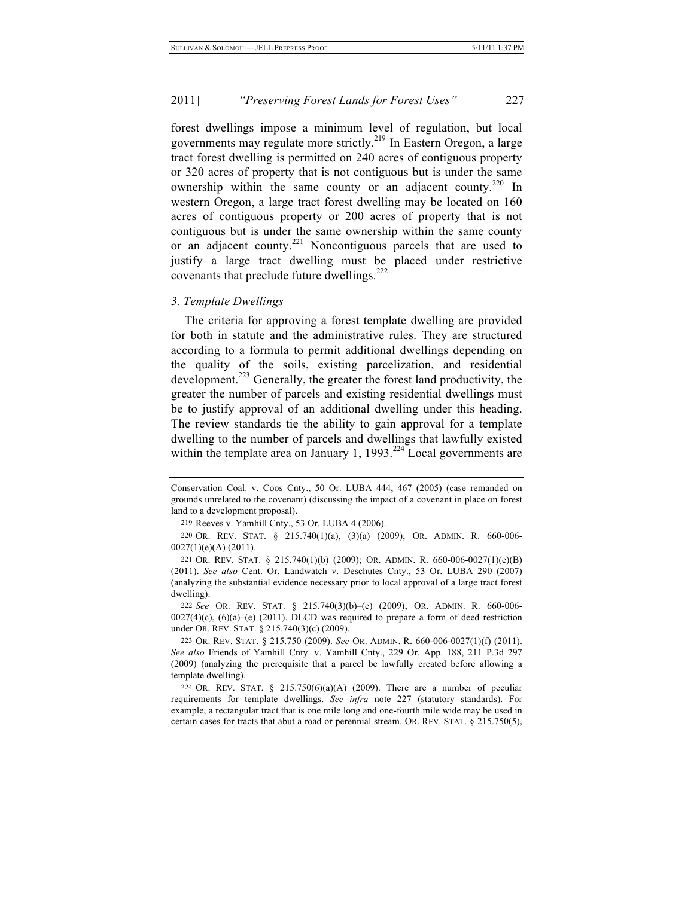forest dwellings impose a minimum level of regulation, but local governments may regulate more strictly.[219] In Eastern Oregon, a large tract forest dwelling is permitted on 240 acres of contiguous property or 320 acres of property that is not contiguous but is under the same ownership within the same county or an adjacent county.[220] In western Oregon, a large tract forest dwelling may be located on 160 acres of contiguous property or 200 acres of property that is not contiguous but is under the same ownership within the same county or an adjacent county.[221] Noncontiguous parcels that are used to justify a large tract dwelling must be placed under restrictive covenants that preclude future dwellings.[222]

### *3. Template Dwellings*

The criteria for approving a forest template dwelling are provided for both in statute and the administrative rules. They are structured according to a formula to permit additional dwellings depending on the quality of the soils, existing parcelization, and residential development.[223] Generally, the greater the forest land productivity, the greater the number of parcels and existing residential dwellings must be to justify approval of an additional dwelling under this heading. The review standards tie the ability to gain approval for a template dwelling to the number of parcels and dwellings that lawfully existed within the template area on January 1, 1993.[224] Local governments are

---

Conservation Coal. v. Coos Cnty., 50 Or. LUBA 444, 467 (2005) (case remanded on grounds unrelated to the covenant) (discussing the impact of a covenant in place on forest land to a development proposal).

219 Reeves v. Yamhill Cnty., 53 Or. LUBA 4 (2006).

220 OR. REV. STAT. § 215.740(1)(a), (3)(a) (2009); OR. ADMIN. R. 660-006-0027(1)(e)(A) (2011).

221 OR. REV. STAT. § 215.740(1)(b) (2009); OR. ADMIN. R. 660-006-0027(1)(e)(B) (2011). *See also* Cent. Or. Landwatch v. Deschutes Cnty., 53 Or. LUBA 290 (2007) (analyzing the substantial evidence necessary prior to local approval of a large tract forest dwelling).

222 *See* OR. REV. STAT. § 215.740(3)(b)–(c) (2009); OR. ADMIN. R. 660-006-0027(4)(c), (6)(a)–(e) (2011). DLCD was required to prepare a form of deed restriction under OR. REV. STAT. § 215.740(3)(c) (2009).

223 OR. REV. STAT. § 215.750 (2009). *See* OR. ADMIN. R. 660-006-0027(1)(f) (2011). *See also* Friends of Yamhill Cnty. v. Yamhill Cnty., 229 Or. App. 188, 211 P.3d 297 (2009) (analyzing the prerequisite that a parcel be lawfully created before allowing a template dwelling).

224 OR. REV. STAT. § 215.750(6)(a)(A) (2009). There are a number of peculiar requirements for template dwellings. *See infra* note 227 (statutory standards). For example, a rectangular tract that is one mile long and one-fourth mile wide may be used in certain cases for tracts that abut a road or perennial stream. OR. REV. STAT. § 215.750(5),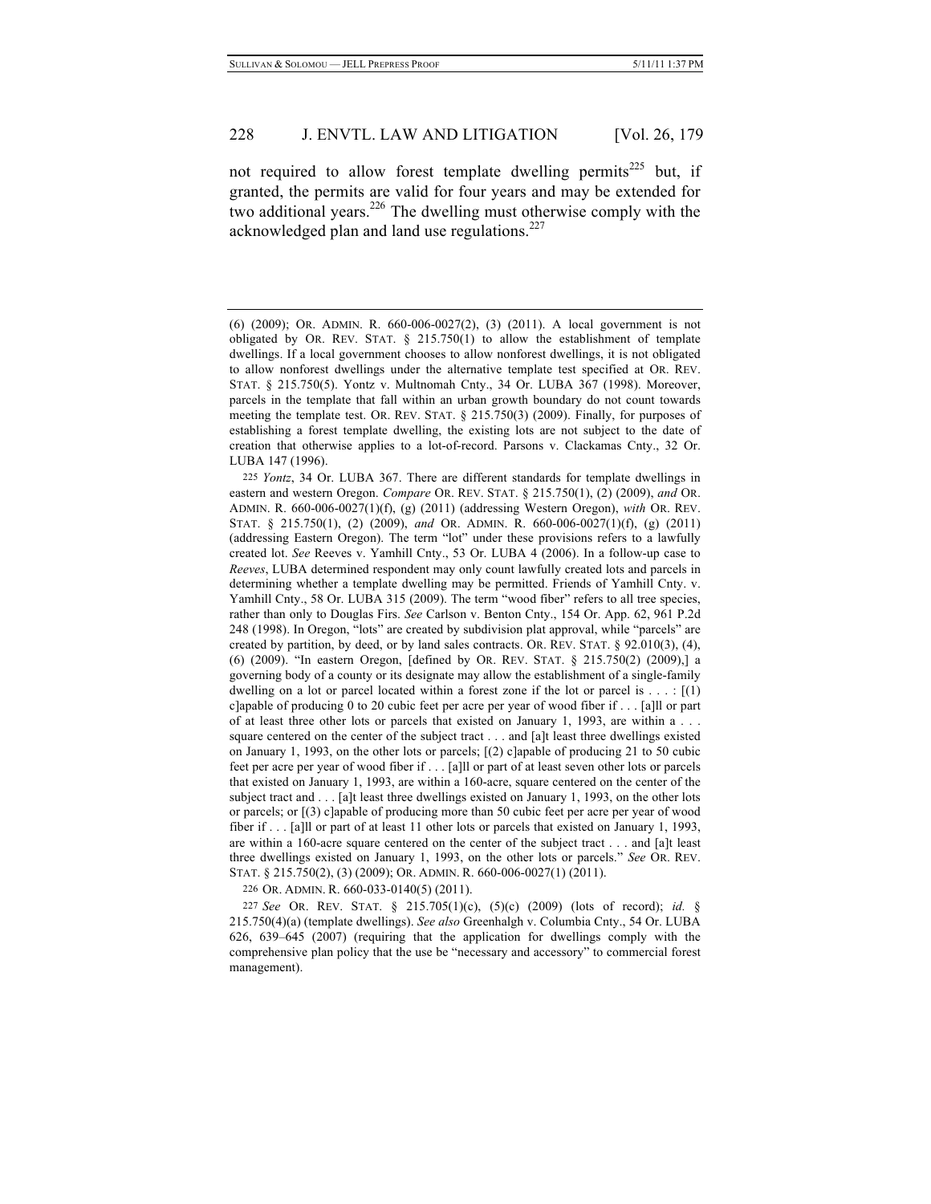not required to allow forest template dwelling permits[225] but, if granted, the permits are valid for four years and may be extended for two additional years.[226] The dwelling must otherwise comply with the acknowledged plan and land use regulations.[227]

---

(6) (2009); OR. ADMIN. R. 660-006-0027(2), (3) (2011). A local government is not obligated by OR. REV. STAT. § 215.750(1) to allow the establishment of template dwellings. If a local government chooses to allow nonforest dwellings, it is not obligated to allow nonforest dwellings under the alternative template test specified at OR. REV. STAT. § 215.750(5). Yontz v. Multnomah Cnty., 34 Or. LUBA 367 (1998). Moreover, parcels in the template that fall within an urban growth boundary do not count towards meeting the template test. OR. REV. STAT. § 215.750(3) (2009). Finally, for purposes of establishing a forest template dwelling, the existing lots are not subject to the date of creation that otherwise applies to a lot-of-record. Parsons v. Clackamas Cnty., 32 Or. LUBA 147 (1996).

225 *Yontz*, 34 Or. LUBA 367. There are different standards for template dwellings in eastern and western Oregon. *Compare* OR. REV. STAT. § 215.750(1), (2) (2009), *and* OR. ADMIN. R. 660-006-0027(1)(f), (g) (2011) (addressing Western Oregon), *with* OR. REV. STAT. § 215.750(1), (2) (2009), *and* OR. ADMIN. R. 660-006-0027(1)(f), (g) (2011) (addressing Eastern Oregon). The term "lot" under these provisions refers to a lawfully created lot. *See* Reeves v. Yamhill Cnty., 53 Or. LUBA 4 (2006). In a follow-up case to *Reeves*, LUBA determined respondent may only count lawfully created lots and parcels in determining whether a template dwelling may be permitted. Friends of Yamhill Cnty. v. Yamhill Cnty., 58 Or. LUBA 315 (2009). The term "wood fiber" refers to all tree species, rather than only to Douglas Firs. *See* Carlson v. Benton Cnty., 154 Or. App. 62, 961 P.2d 248 (1998). In Oregon, "lots" are created by subdivision plat approval, while "parcels" are created by partition, by deed, or by land sales contracts. OR. REV. STAT. § 92.010(3), (4), (6) (2009). "In eastern Oregon, [defined by OR. REV. STAT. § 215.750(2) (2009),] a governing body of a county or its designate may allow the establishment of a single-family dwelling on a lot or parcel located within a forest zone if the lot or parcel is . . . : [(1) c]apable of producing 0 to 20 cubic feet per acre per year of wood fiber if . . . [a]ll or part of at least three other lots or parcels that existed on January 1, 1993, are within a . . . square centered on the center of the subject tract . . . and [a]t least three dwellings existed on January 1, 1993, on the other lots or parcels; [(2) c]apable of producing 21 to 50 cubic feet per acre per year of wood fiber if . . . [a]ll or part of at least seven other lots or parcels that existed on January 1, 1993, are within a 160-acre, square centered on the center of the subject tract and . . . [a]t least three dwellings existed on January 1, 1993, on the other lots or parcels; or [(3) c]apable of producing more than 50 cubic feet per acre per year of wood fiber if . . . [a]ll or part of at least 11 other lots or parcels that existed on January 1, 1993, are within a 160-acre square centered on the center of the subject tract . . . and [a]t least three dwellings existed on January 1, 1993, on the other lots or parcels." *See* OR. REV. STAT. § 215.750(2), (3) (2009); OR. ADMIN. R. 660-006-0027(1) (2011).

226 OR. ADMIN. R. 660-033-0140(5) (2011).

227 *See* OR. REV. STAT. § 215.705(1)(c), (5)(c) (2009) (lots of record); *id.* § 215.750(4)(a) (template dwellings). *See also* Greenhalgh v. Columbia Cnty., 54 Or. LUBA 626, 639–645 (2007) (requiring that the application for dwellings comply with the comprehensive plan policy that the use be "necessary and accessory" to commercial forest management).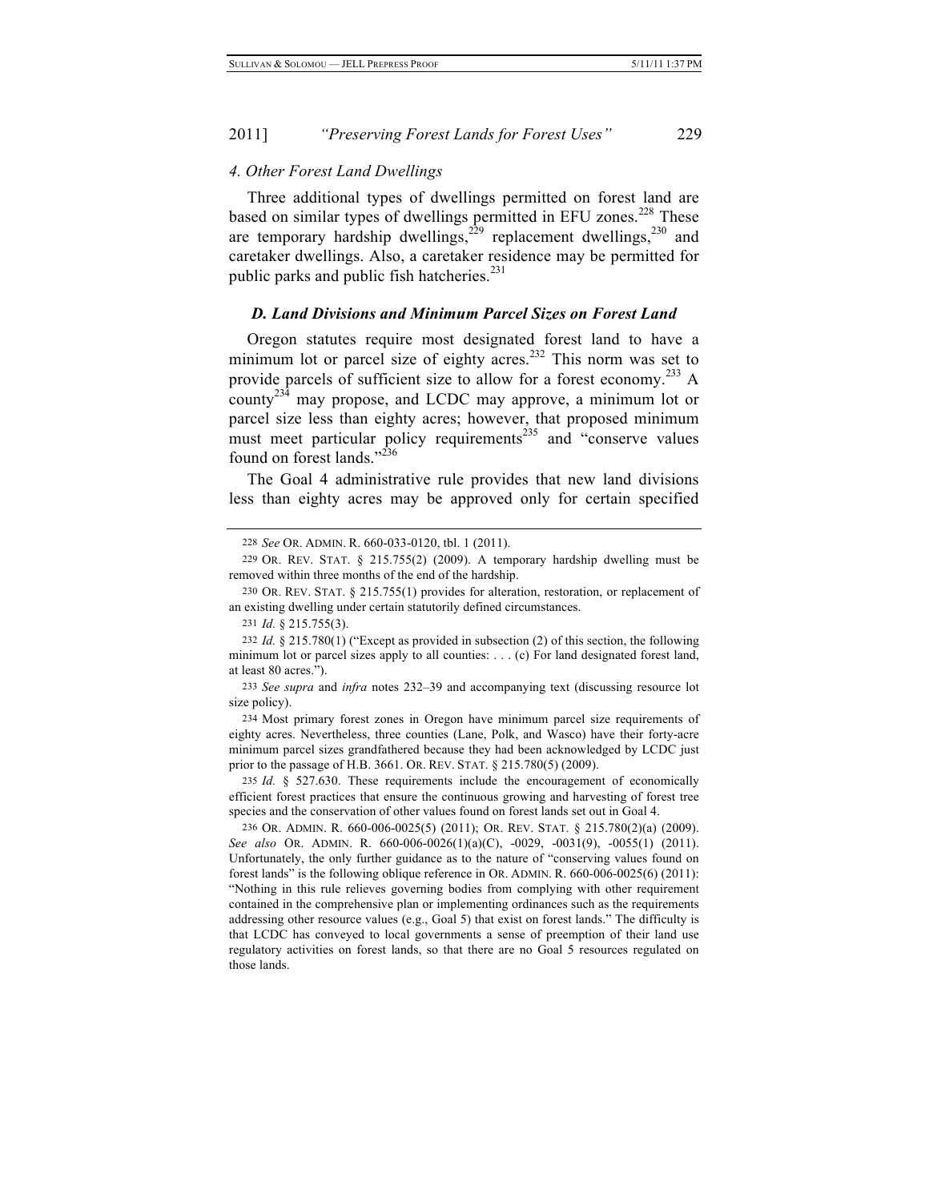### *4. Other Forest Land Dwellings*

Three additional types of dwellings permitted on forest land are based on similar types of dwellings permitted in EFU zones.[228] These are temporary hardship dwellings,[229] replacement dwellings,[230] and caretaker dwellings. Also, a caretaker residence may be permitted for public parks and public fish hatcheries.[231]

### *D. Land Divisions and Minimum Parcel Sizes on Forest Land*

Oregon statutes require most designated forest land to have a minimum lot or parcel size of eighty acres.[232] This norm was set to provide parcels of sufficient size to allow for a forest economy.[233] A county[234] may propose, and LCDC may approve, a minimum lot or parcel size less than eighty acres; however, that proposed minimum must meet particular policy requirements[235] and "conserve values found on forest lands."[236]

The Goal 4 administrative rule provides that new land divisions less than eighty acres may be approved only for certain specified

---

228 *See* OR. ADMIN. R. 660-033-0120, tbl. 1 (2011).

229 OR. REV. STAT. § 215.755(2) (2009). A temporary hardship dwelling must be removed within three months of the end of the hardship.

230 OR. REV. STAT. § 215.755(1) provides for alteration, restoration, or replacement of an existing dwelling under certain statutorily defined circumstances.

231 *Id.* § 215.755(3).

232 *Id.* § 215.780(1) ("Except as provided in subsection (2) of this section, the following minimum lot or parcel sizes apply to all counties: . . . (c) For land designated forest land, at least 80 acres.").

233 *See supra* and *infra* notes 232–39 and accompanying text (discussing resource lot size policy).

234 Most primary forest zones in Oregon have minimum parcel size requirements of eighty acres. Nevertheless, three counties (Lane, Polk, and Wasco) have their forty-acre minimum parcel sizes grandfathered because they had been acknowledged by LCDC just prior to the passage of H.B. 3661. OR. REV. STAT. § 215.780(5) (2009).

235 *Id.* § 527.630. These requirements include the encouragement of economically efficient forest practices that ensure the continuous growing and harvesting of forest tree species and the conservation of other values found on forest lands set out in Goal 4.

236 OR. ADMIN. R. 660-006-0025(5) (2011); OR. REV. STAT. § 215.780(2)(a) (2009). *See also* OR. ADMIN. R. 660-006-0026(1)(a)(C), -0029, -0031(9), -0055(1) (2011). Unfortunately, the only further guidance as to the nature of "conserving values found on forest lands" is the following oblique reference in OR. ADMIN. R. 660-006-0025(6) (2011): "Nothing in this rule relieves governing bodies from complying with other requirement contained in the comprehensive plan or implementing ordinances such as the requirements addressing other resource values (e.g., Goal 5) that exist on forest lands." The difficulty is that LCDC has conveyed to local governments a sense of preemption of their land use regulatory activities on forest lands, so that there are no Goal 5 resources regulated on those lands.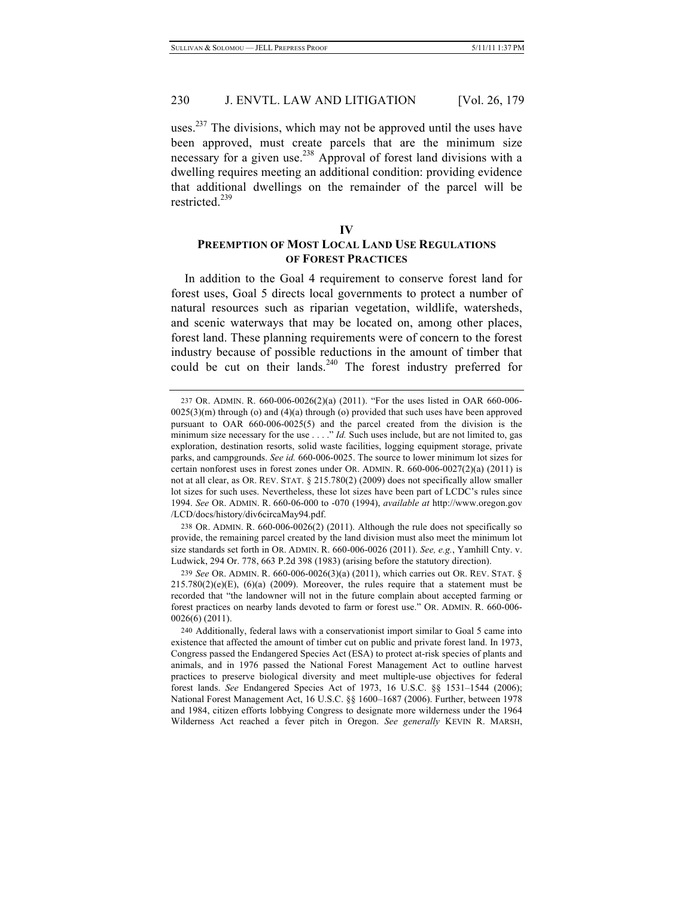uses.[237] The divisions, which may not be approved until the uses have been approved, must create parcels that are the minimum size necessary for a given use.[238] Approval of forest land divisions with a dwelling requires meeting an additional condition: providing evidence that additional dwellings on the remainder of the parcel will be restricted.[239]

## IV
## PREEMPTION OF MOST LOCAL LAND USE REGULATIONS OF FOREST PRACTICES

In addition to the Goal 4 requirement to conserve forest land for forest uses, Goal 5 directs local governments to protect a number of natural resources such as riparian vegetation, wildlife, watersheds, and scenic waterways that may be located on, among other places, forest land. These planning requirements were of concern to the forest industry because of possible reductions in the amount of timber that could be cut on their lands.[240] The forest industry preferred for

---

237 OR. ADMIN. R. 660-006-0026(2)(a) (2011). "For the uses listed in OAR 660-006-0025(3)(m) through (o) and (4)(a) through (o) provided that such uses have been approved pursuant to OAR 660-006-0025(5) and the parcel created from the division is the minimum size necessary for the use . . . ." *Id.* Such uses include, but are not limited to, gas exploration, destination resorts, solid waste facilities, logging equipment storage, private parks, and campgrounds. *See id.* 660-006-0025. The source to lower minimum lot sizes for certain nonforest uses in forest zones under OR. ADMIN. R. 660-006-0027(2)(a) (2011) is not at all clear, as OR. REV. STAT. § 215.780(2) (2009) does not specifically allow smaller lot sizes for such uses. Nevertheless, these lot sizes have been part of LCDC's rules since 1994. *See* OR. ADMIN. R. 660-06-000 to -070 (1994), *available at* http://www.oregon.gov/LCD/docs/history/div6circaMay94.pdf.

238 OR. ADMIN. R. 660-006-0026(2) (2011). Although the rule does not specifically so provide, the remaining parcel created by the land division must also meet the minimum lot size standards set forth in OR. ADMIN. R. 660-006-0026 (2011). *See, e.g.*, Yamhill Cnty. v. Ludwick, 294 Or. 778, 663 P.2d 398 (1983) (arising before the statutory direction).

239 *See* OR. ADMIN. R. 660-006-0026(3)(a) (2011), which carries out OR. REV. STAT. § 215.780(2)(e)(E), (6)(a) (2009). Moreover, the rules require that a statement must be recorded that "the landowner will not in the future complain about accepted farming or forest practices on nearby lands devoted to farm or forest use." OR. ADMIN. R. 660-006-0026(6) (2011).

240 Additionally, federal laws with a conservationist import similar to Goal 5 came into existence that affected the amount of timber cut on public and private forest land. In 1973, Congress passed the Endangered Species Act (ESA) to protect at-risk species of plants and animals, and in 1976 passed the National Forest Management Act to outline harvest practices to preserve biological diversity and meet multiple-use objectives for federal forest lands. *See* Endangered Species Act of 1973, 16 U.S.C. §§ 1531–1544 (2006); National Forest Management Act, 16 U.S.C. §§ 1600–1687 (2006). Further, between 1978 and 1984, citizen efforts lobbying Congress to designate more wilderness under the 1964 Wilderness Act reached a fever pitch in Oregon. *See generally* KEVIN R. MARSH,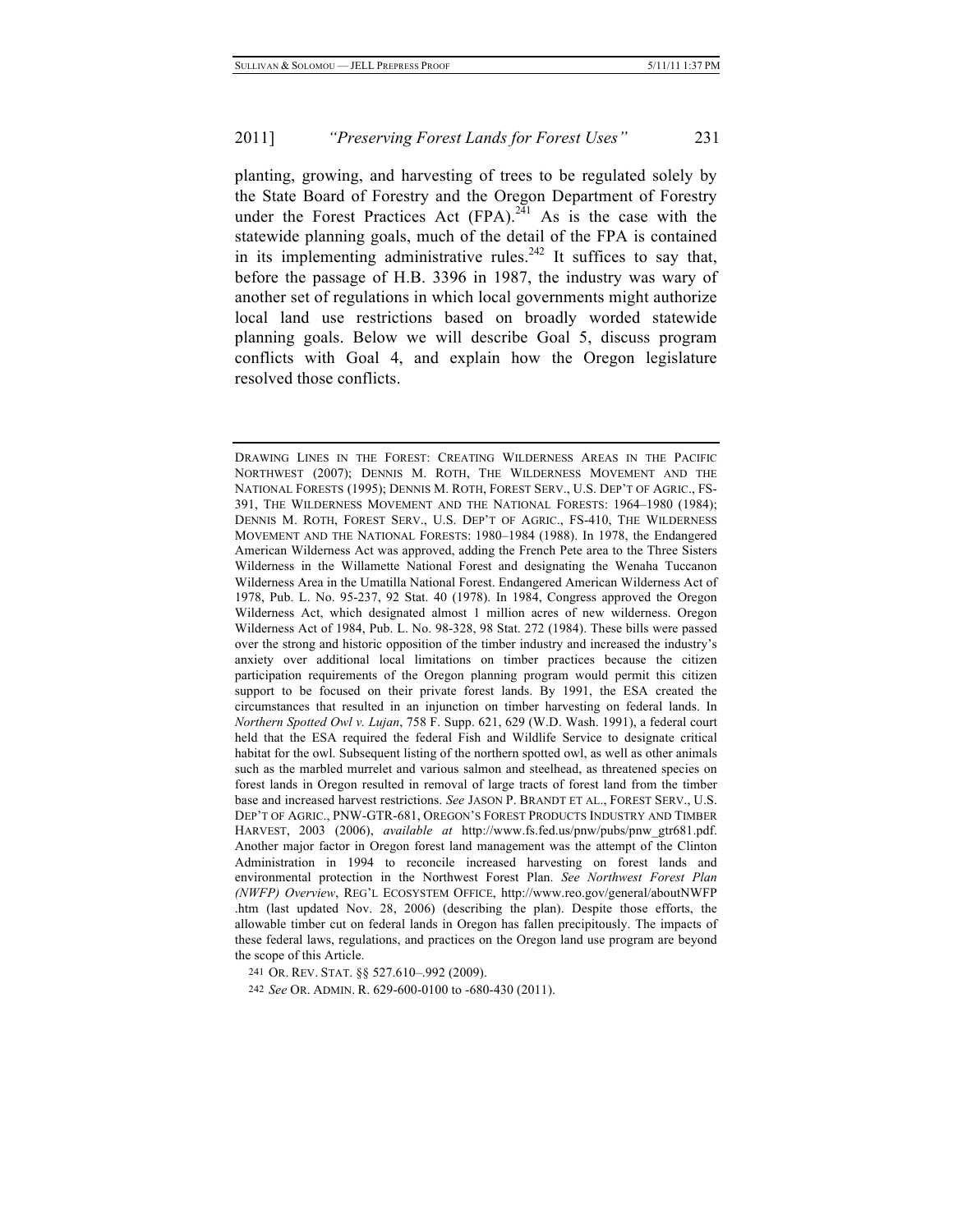planting, growing, and harvesting of trees to be regulated solely by the State Board of Forestry and the Oregon Department of Forestry under the Forest Practices Act (FPA).[241] As is the case with the statewide planning goals, much of the detail of the FPA is contained in its implementing administrative rules.[242] It suffices to say that, before the passage of H.B. 3396 in 1987, the industry was wary of another set of regulations in which local governments might authorize local land use restrictions based on broadly worded statewide planning goals. Below we will describe Goal 5, discuss program conflicts with Goal 4, and explain how the Oregon legislature resolved those conflicts.

---

DRAWING LINES IN THE FOREST: CREATING WILDERNESS AREAS IN THE PACIFIC NORTHWEST (2007); DENNIS M. ROTH, THE WILDERNESS MOVEMENT AND THE NATIONAL FORESTS (1995); DENNIS M. ROTH, FOREST SERV., U.S. DEP'T OF AGRIC., FS-391, THE WILDERNESS MOVEMENT AND THE NATIONAL FORESTS: 1964–1980 (1984); DENNIS M. ROTH, FOREST SERV., U.S. DEP'T OF AGRIC., FS-410, THE WILDERNESS MOVEMENT AND THE NATIONAL FORESTS: 1980–1984 (1988). In 1978, the Endangered American Wilderness Act was approved, adding the French Pete area to the Three Sisters Wilderness in the Willamette National Forest and designating the Wenaha Tuccanon Wilderness Area in the Umatilla National Forest. Endangered American Wilderness Act of 1978, Pub. L. No. 95-237, 92 Stat. 40 (1978). In 1984, Congress approved the Oregon Wilderness Act, which designated almost 1 million acres of new wilderness. Oregon Wilderness Act of 1984, Pub. L. No. 98-328, 98 Stat. 272 (1984). These bills were passed over the strong and historic opposition of the timber industry and increased the industry's anxiety over additional local limitations on timber practices because the citizen participation requirements of the Oregon planning program would permit this citizen support to be focused on their private forest lands. By 1991, the ESA created the circumstances that resulted in an injunction on timber harvesting on federal lands. In *Northern Spotted Owl v. Lujan*, 758 F. Supp. 621, 629 (W.D. Wash. 1991), a federal court held that the ESA required the federal Fish and Wildlife Service to designate critical habitat for the owl. Subsequent listing of the northern spotted owl, as well as other animals such as the marbled murrelet and various salmon and steelhead, as threatened species on forest lands in Oregon resulted in removal of large tracts of forest land from the timber base and increased harvest restrictions. *See* JASON P. BRANDT ET AL., FOREST SERV., U.S. DEP'T OF AGRIC., PNW-GTR-681, OREGON'S FOREST PRODUCTS INDUSTRY AND TIMBER HARVEST, 2003 (2006), *available at* http://www.fs.fed.us/pnw/pubs/pnw_gtr681.pdf. Another major factor in Oregon forest land management was the attempt of the Clinton Administration in 1994 to reconcile increased harvesting on forest lands and environmental protection in the Northwest Forest Plan. *See Northwest Forest Plan (NWFP) Overview*, REG'L ECOSYSTEM OFFICE, http://www.reo.gov/general/aboutNWFP.htm (last updated Nov. 28, 2006) (describing the plan). Despite those efforts, the allowable timber cut on federal lands in Oregon has fallen precipitously. The impacts of these federal laws, regulations, and practices on the Oregon land use program are beyond the scope of this Article.

241 OR. REV. STAT. §§ 527.610–.992 (2009).

242 *See* OR. ADMIN. R. 629-600-0100 to -680-430 (2011).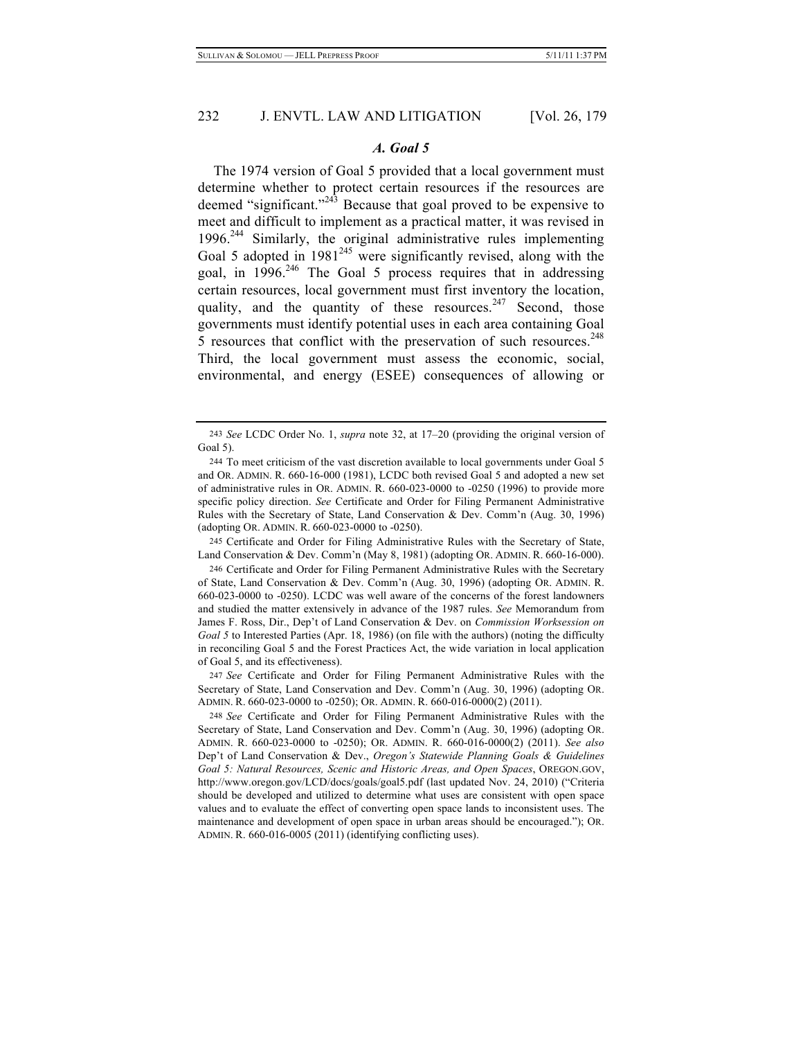### *A. Goal 5*

The 1974 version of Goal 5 provided that a local government must determine whether to protect certain resources if the resources are deemed "significant."[243] Because that goal proved to be expensive to meet and difficult to implement as a practical matter, it was revised in 1996.[244] Similarly, the original administrative rules implementing Goal 5 adopted in 1981[245] were significantly revised, along with the goal, in 1996.[246] The Goal 5 process requires that in addressing certain resources, local government must first inventory the location, quality, and the quantity of these resources.[247] Second, those governments must identify potential uses in each area containing Goal 5 resources that conflict with the preservation of such resources.[248] Third, the local government must assess the economic, social, environmental, and energy (ESEE) consequences of allowing or

---

243 *See* LCDC Order No. 1, *supra* note 32, at 17–20 (providing the original version of Goal 5).

244 To meet criticism of the vast discretion available to local governments under Goal 5 and OR. ADMIN. R. 660-16-000 (1981), LCDC both revised Goal 5 and adopted a new set of administrative rules in OR. ADMIN. R. 660-023-0000 to -0250 (1996) to provide more specific policy direction. *See* Certificate and Order for Filing Permanent Administrative Rules with the Secretary of State, Land Conservation & Dev. Comm'n (Aug. 30, 1996) (adopting OR. ADMIN. R. 660-023-0000 to -0250).

245 Certificate and Order for Filing Administrative Rules with the Secretary of State, Land Conservation & Dev. Comm'n (May 8, 1981) (adopting OR. ADMIN. R. 660-16-000).

246 Certificate and Order for Filing Permanent Administrative Rules with the Secretary of State, Land Conservation & Dev. Comm'n (Aug. 30, 1996) (adopting OR. ADMIN. R. 660-023-0000 to -0250). LCDC was well aware of the concerns of the forest landowners and studied the matter extensively in advance of the 1987 rules. *See* Memorandum from James F. Ross, Dir., Dep't of Land Conservation & Dev. on *Commission Worksession on Goal 5* to Interested Parties (Apr. 18, 1986) (on file with the authors) (noting the difficulty in reconciling Goal 5 and the Forest Practices Act, the wide variation in local application of Goal 5, and its effectiveness).

247 *See* Certificate and Order for Filing Permanent Administrative Rules with the Secretary of State, Land Conservation and Dev. Comm'n (Aug. 30, 1996) (adopting OR. ADMIN. R. 660-023-0000 to -0250); OR. ADMIN. R. 660-016-0000(2) (2011).

248 *See* Certificate and Order for Filing Permanent Administrative Rules with the Secretary of State, Land Conservation and Dev. Comm'n (Aug. 30, 1996) (adopting OR. ADMIN. R. 660-023-0000 to -0250); OR. ADMIN. R. 660-016-0000(2) (2011). *See also* Dep't of Land Conservation & Dev., *Oregon's Statewide Planning Goals & Guidelines Goal 5: Natural Resources, Scenic and Historic Areas, and Open Spaces*, OREGON.GOV, http://www.oregon.gov/LCD/docs/goals/goal5.pdf (last updated Nov. 24, 2010) ("Criteria should be developed and utilized to determine what uses are consistent with open space values and to evaluate the effect of converting open space lands to inconsistent uses. The maintenance and development of open space in urban areas should be encouraged."); OR. ADMIN. R. 660-016-0005 (2011) (identifying conflicting uses).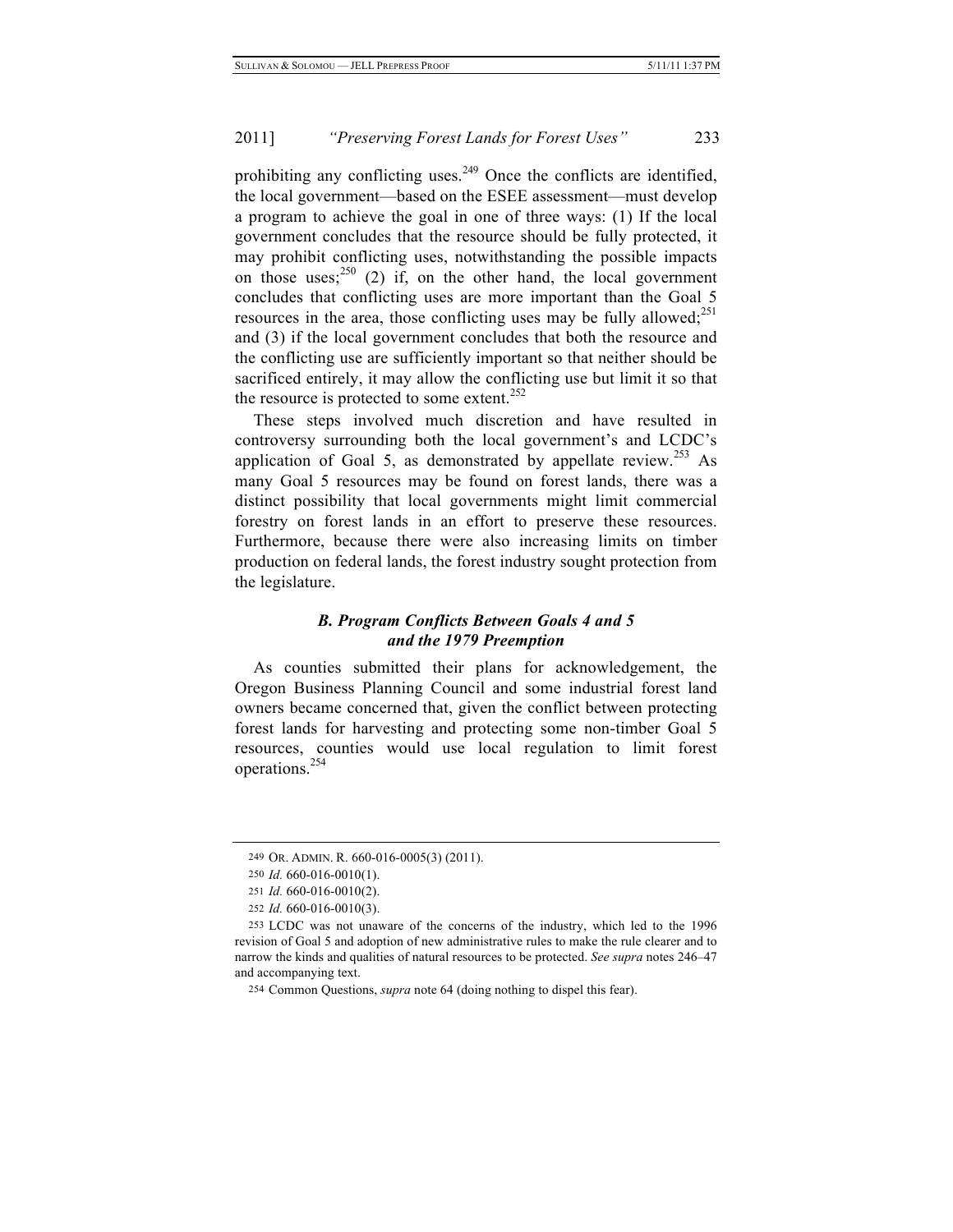prohibiting any conflicting uses.[249] Once the conflicts are identified, the local government—based on the ESEE assessment—must develop a program to achieve the goal in one of three ways: (1) If the local government concludes that the resource should be fully protected, it may prohibit conflicting uses, notwithstanding the possible impacts on those uses;[250] (2) if, on the other hand, the local government concludes that conflicting uses are more important than the Goal 5 resources in the area, those conflicting uses may be fully allowed;[251] and (3) if the local government concludes that both the resource and the conflicting use are sufficiently important so that neither should be sacrificed entirely, it may allow the conflicting use but limit it so that the resource is protected to some extent.[252]

These steps involved much discretion and have resulted in controversy surrounding both the local government's and LCDC's application of Goal 5, as demonstrated by appellate review.[253] As many Goal 5 resources may be found on forest lands, there was a distinct possibility that local governments might limit commercial forestry on forest lands in an effort to preserve these resources. Furthermore, because there were also increasing limits on timber production on federal lands, the forest industry sought protection from the legislature.

### *B. Program Conflicts Between Goals 4 and 5 and the 1979 Preemption*

As counties submitted their plans for acknowledgement, the Oregon Business Planning Council and some industrial forest land owners became concerned that, given the conflict between protecting forest lands for harvesting and protecting some non-timber Goal 5 resources, counties would use local regulation to limit forest operations.[254]

---

249 OR. ADMIN. R. 660-016-0005(3) (2011).

250 *Id.* 660-016-0010(1).

251 *Id.* 660-016-0010(2).

252 *Id.* 660-016-0010(3).

253 LCDC was not unaware of the concerns of the industry, which led to the 1996 revision of Goal 5 and adoption of new administrative rules to make the rule clearer and to narrow the kinds and qualities of natural resources to be protected. *See supra* notes 246–47 and accompanying text.

254 Common Questions, *supra* note 64 (doing nothing to dispel this fear).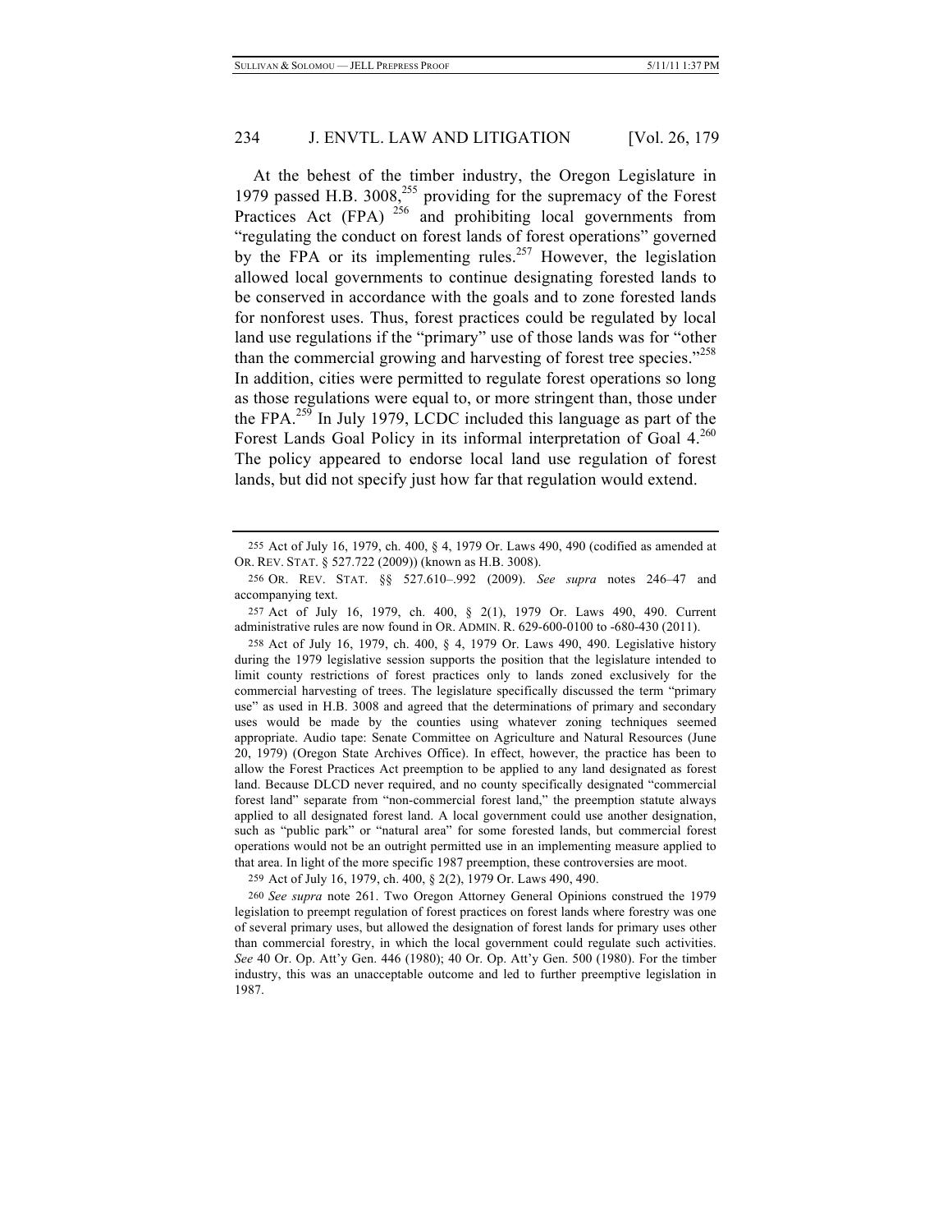At the behest of the timber industry, the Oregon Legislature in 1979 passed H.B. 3008,[255] providing for the supremacy of the Forest Practices Act (FPA) [256] and prohibiting local governments from "regulating the conduct on forest lands of forest operations" governed by the FPA or its implementing rules.[257] However, the legislation allowed local governments to continue designating forested lands to be conserved in accordance with the goals and to zone forested lands for nonforest uses. Thus, forest practices could be regulated by local land use regulations if the "primary" use of those lands was for "other than the commercial growing and harvesting of forest tree species."[258] In addition, cities were permitted to regulate forest operations so long as those regulations were equal to, or more stringent than, those under the FPA.[259] In July 1979, LCDC included this language as part of the Forest Lands Goal Policy in its informal interpretation of Goal 4.[260] The policy appeared to endorse local land use regulation of forest lands, but did not specify just how far that regulation would extend.

---

255 Act of July 16, 1979, ch. 400, § 4, 1979 Or. Laws 490, 490 (codified as amended at OR. REV. STAT. § 527.722 (2009)) (known as H.B. 3008).

256 OR. REV. STAT. §§ 527.610–.992 (2009). *See supra* notes 246–47 and accompanying text.

257 Act of July 16, 1979, ch. 400, § 2(1), 1979 Or. Laws 490, 490. Current administrative rules are now found in OR. ADMIN. R. 629-600-0100 to -680-430 (2011).

258 Act of July 16, 1979, ch. 400, § 4, 1979 Or. Laws 490, 490. Legislative history during the 1979 legislative session supports the position that the legislature intended to limit county restrictions of forest practices only to lands zoned exclusively for the commercial harvesting of trees. The legislature specifically discussed the term "primary use" as used in H.B. 3008 and agreed that the determinations of primary and secondary uses would be made by the counties using whatever zoning techniques seemed appropriate. Audio tape: Senate Committee on Agriculture and Natural Resources (June 20, 1979) (Oregon State Archives Office). In effect, however, the practice has been to allow the Forest Practices Act preemption to be applied to any land designated as forest land. Because DLCD never required, and no county specifically designated "commercial forest land" separate from "non-commercial forest land," the preemption statute always applied to all designated forest land. A local government could use another designation, such as "public park" or "natural area" for some forested lands, but commercial forest operations would not be an outright permitted use in an implementing measure applied to that area. In light of the more specific 1987 preemption, these controversies are moot.

259 Act of July 16, 1979, ch. 400, § 2(2), 1979 Or. Laws 490, 490.

260 *See supra* note 261. Two Oregon Attorney General Opinions construed the 1979 legislation to preempt regulation of forest practices on forest lands where forestry was one of several primary uses, but allowed the designation of forest lands for primary uses other than commercial forestry, in which the local government could regulate such activities. *See* 40 Or. Op. Att'y Gen. 446 (1980); 40 Or. Op. Att'y Gen. 500 (1980). For the timber industry, this was an unacceptable outcome and led to further preemptive legislation in 1987.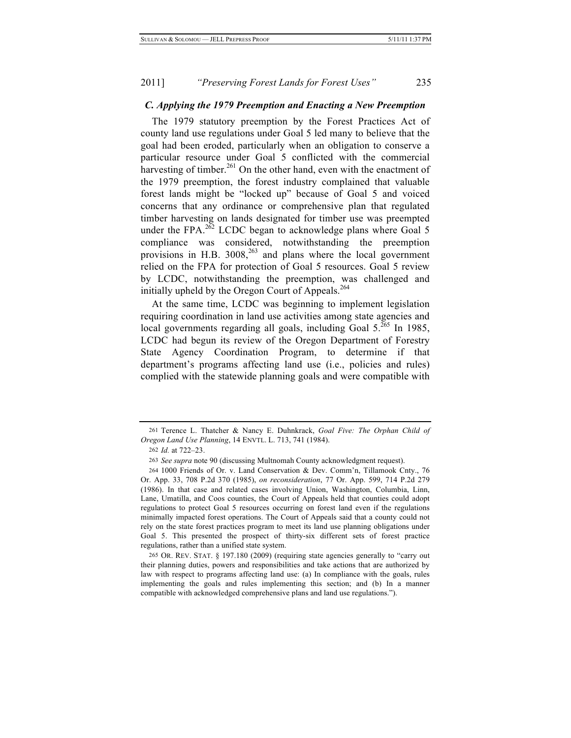### *C. Applying the 1979 Preemption and Enacting a New Preemption*

The 1979 statutory preemption by the Forest Practices Act of county land use regulations under Goal 5 led many to believe that the goal had been eroded, particularly when an obligation to conserve a particular resource under Goal 5 conflicted with the commercial harvesting of timber.[261] On the other hand, even with the enactment of the 1979 preemption, the forest industry complained that valuable forest lands might be "locked up" because of Goal 5 and voiced concerns that any ordinance or comprehensive plan that regulated timber harvesting on lands designated for timber use was preempted under the FPA.[262] LCDC began to acknowledge plans where Goal 5 compliance was considered, notwithstanding the preemption provisions in H.B. 3008,[263] and plans where the local government relied on the FPA for protection of Goal 5 resources. Goal 5 review by LCDC, notwithstanding the preemption, was challenged and initially upheld by the Oregon Court of Appeals.[264]

At the same time, LCDC was beginning to implement legislation requiring coordination in land use activities among state agencies and local governments regarding all goals, including Goal 5.[265] In 1985, LCDC had begun its review of the Oregon Department of Forestry State Agency Coordination Program, to determine if that department's programs affecting land use (i.e., policies and rules) complied with the statewide planning goals and were compatible with

---

261 Terence L. Thatcher & Nancy E. Duhnkrack, *Goal Five: The Orphan Child of Oregon Land Use Planning*, 14 ENVTL. L. 713, 741 (1984).

262 *Id.* at 722–23.

263 *See supra* note 90 (discussing Multnomah County acknowledgment request).

264 1000 Friends of Or. v. Land Conservation & Dev. Comm'n, Tillamook Cnty., 76 Or. App. 33, 708 P.2d 370 (1985), *on reconsideration*, 77 Or. App. 599, 714 P.2d 279 (1986). In that case and related cases involving Union, Washington, Columbia, Linn, Lane, Umatilla, and Coos counties, the Court of Appeals held that counties could adopt regulations to protect Goal 5 resources occurring on forest land even if the regulations minimally impacted forest operations. The Court of Appeals said that a county could not rely on the state forest practices program to meet its land use planning obligations under Goal 5. This presented the prospect of thirty-six different sets of forest practice regulations, rather than a unified state system.

265 OR. REV. STAT. § 197.180 (2009) (requiring state agencies generally to "carry out their planning duties, powers and responsibilities and take actions that are authorized by law with respect to programs affecting land use: (a) In compliance with the goals, rules implementing the goals and rules implementing this section; and (b) In a manner compatible with acknowledged comprehensive plans and land use regulations.").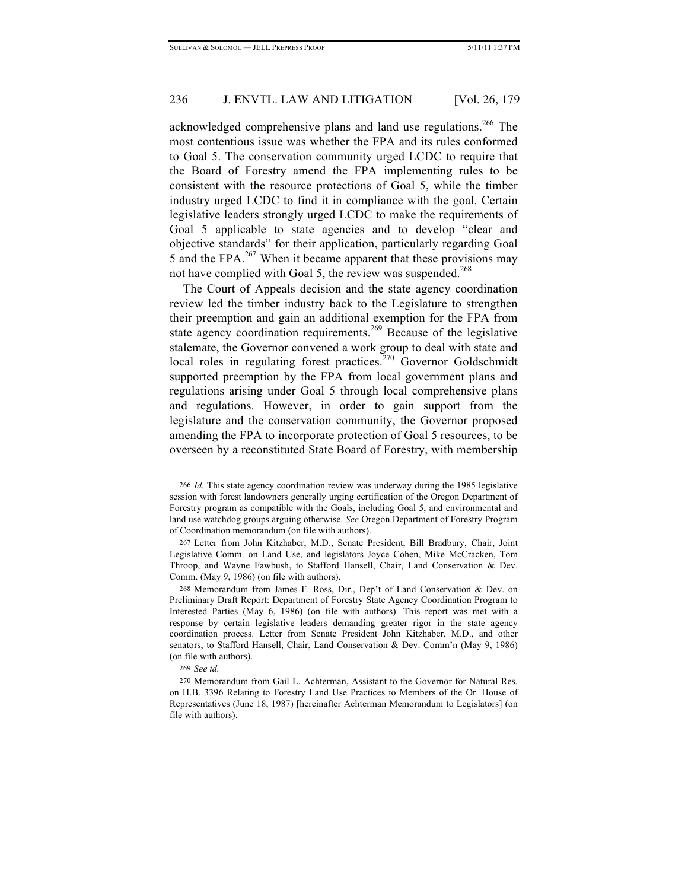acknowledged comprehensive plans and land use regulations.[266] The most contentious issue was whether the FPA and its rules conformed to Goal 5. The conservation community urged LCDC to require that the Board of Forestry amend the FPA implementing rules to be consistent with the resource protections of Goal 5, while the timber industry urged LCDC to find it in compliance with the goal. Certain legislative leaders strongly urged LCDC to make the requirements of Goal 5 applicable to state agencies and to develop "clear and objective standards" for their application, particularly regarding Goal 5 and the FPA.[267] When it became apparent that these provisions may not have complied with Goal 5, the review was suspended.[268]

The Court of Appeals decision and the state agency coordination review led the timber industry back to the Legislature to strengthen their preemption and gain an additional exemption for the FPA from state agency coordination requirements.[269] Because of the legislative stalemate, the Governor convened a work group to deal with state and local roles in regulating forest practices.[270] Governor Goldschmidt supported preemption by the FPA from local government plans and regulations arising under Goal 5 through local comprehensive plans and regulations. However, in order to gain support from the legislature and the conservation community, the Governor proposed amending the FPA to incorporate protection of Goal 5 resources, to be overseen by a reconstituted State Board of Forestry, with membership

---

266 *Id.* This state agency coordination review was underway during the 1985 legislative session with forest landowners generally urging certification of the Oregon Department of Forestry program as compatible with the Goals, including Goal 5, and environmental and land use watchdog groups arguing otherwise. *See* Oregon Department of Forestry Program of Coordination memorandum (on file with authors).

267 Letter from John Kitzhaber, M.D., Senate President, Bill Bradbury, Chair, Joint Legislative Comm. on Land Use, and legislators Joyce Cohen, Mike McCracken, Tom Throop, and Wayne Fawbush, to Stafford Hansell, Chair, Land Conservation & Dev. Comm. (May 9, 1986) (on file with authors).

268 Memorandum from James F. Ross, Dir., Dep't of Land Conservation & Dev. on Preliminary Draft Report: Department of Forestry State Agency Coordination Program to Interested Parties (May 6, 1986) (on file with authors). This report was met with a response by certain legislative leaders demanding greater rigor in the state agency coordination process. Letter from Senate President John Kitzhaber, M.D., and other senators, to Stafford Hansell, Chair, Land Conservation & Dev. Comm'n (May 9, 1986) (on file with authors).

269 *See id.*

270 Memorandum from Gail L. Achterman, Assistant to the Governor for Natural Res. on H.B. 3396 Relating to Forestry Land Use Practices to Members of the Or. House of Representatives (June 18, 1987) [hereinafter Achterman Memorandum to Legislators] (on file with authors).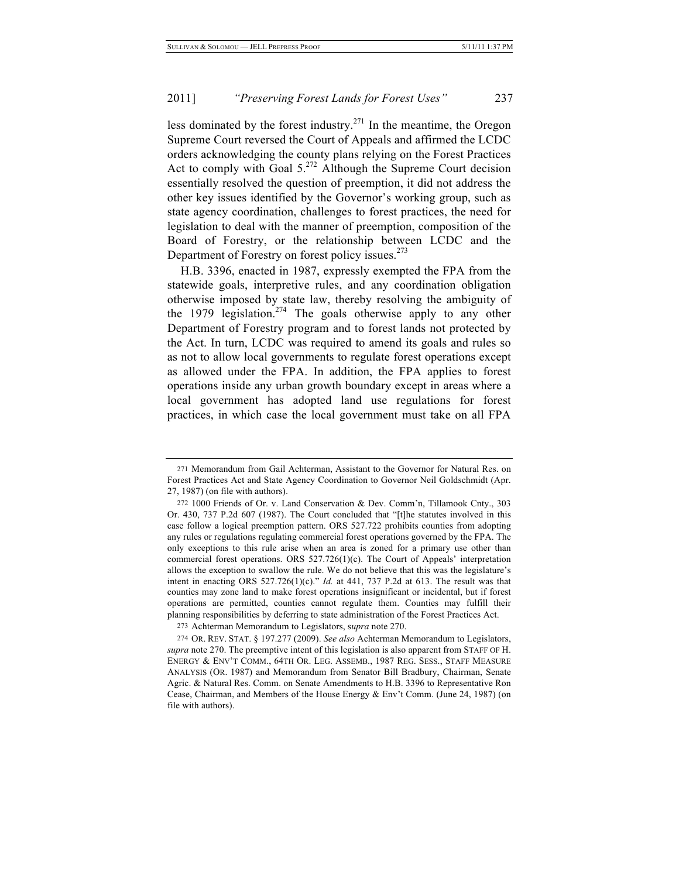less dominated by the forest industry.[271] In the meantime, the Oregon Supreme Court reversed the Court of Appeals and affirmed the LCDC orders acknowledging the county plans relying on the Forest Practices Act to comply with Goal 5.[272] Although the Supreme Court decision essentially resolved the question of preemption, it did not address the other key issues identified by the Governor's working group, such as state agency coordination, challenges to forest practices, the need for legislation to deal with the manner of preemption, composition of the Board of Forestry, or the relationship between LCDC and the Department of Forestry on forest policy issues.[273]

H.B. 3396, enacted in 1987, expressly exempted the FPA from the statewide goals, interpretive rules, and any coordination obligation otherwise imposed by state law, thereby resolving the ambiguity of the 1979 legislation.[274] The goals otherwise apply to any other Department of Forestry program and to forest lands not protected by the Act. In turn, LCDC was required to amend its goals and rules so as not to allow local governments to regulate forest operations except as allowed under the FPA. In addition, the FPA applies to forest operations inside any urban growth boundary except in areas where a local government has adopted land use regulations for forest practices, in which case the local government must take on all FPA

---

271 Memorandum from Gail Achterman, Assistant to the Governor for Natural Res. on Forest Practices Act and State Agency Coordination to Governor Neil Goldschmidt (Apr. 27, 1987) (on file with authors).

272 1000 Friends of Or. v. Land Conservation & Dev. Comm'n, Tillamook Cnty., 303 Or. 430, 737 P.2d 607 (1987). The Court concluded that "[t]he statutes involved in this case follow a logical preemption pattern. ORS 527.722 prohibits counties from adopting any rules or regulations regulating commercial forest operations governed by the FPA. The only exceptions to this rule arise when an area is zoned for a primary use other than commercial forest operations. ORS 527.726(1)(c). The Court of Appeals' interpretation allows the exception to swallow the rule. We do not believe that this was the legislature's intent in enacting ORS 527.726(1)(c)." *Id.* at 441, 737 P.2d at 613. The result was that counties may zone land to make forest operations insignificant or incidental, but if forest operations are permitted, counties cannot regulate them. Counties may fulfill their planning responsibilities by deferring to state administration of the Forest Practices Act.

273 Achterman Memorandum to Legislators, s*upra* note 270.

274 OR. REV. STAT. § 197.277 (2009). *See also* Achterman Memorandum to Legislators, *supra* note 270. The preemptive intent of this legislation is also apparent from STAFF OF H. ENERGY & ENV'T COMM., 64TH OR. LEG. ASSEMB., 1987 REG. SESS., STAFF MEASURE ANALYSIS (OR. 1987) and Memorandum from Senator Bill Bradbury, Chairman, Senate Agric. & Natural Res. Comm. on Senate Amendments to H.B. 3396 to Representative Ron Cease, Chairman, and Members of the House Energy & Env't Comm. (June 24, 1987) (on file with authors).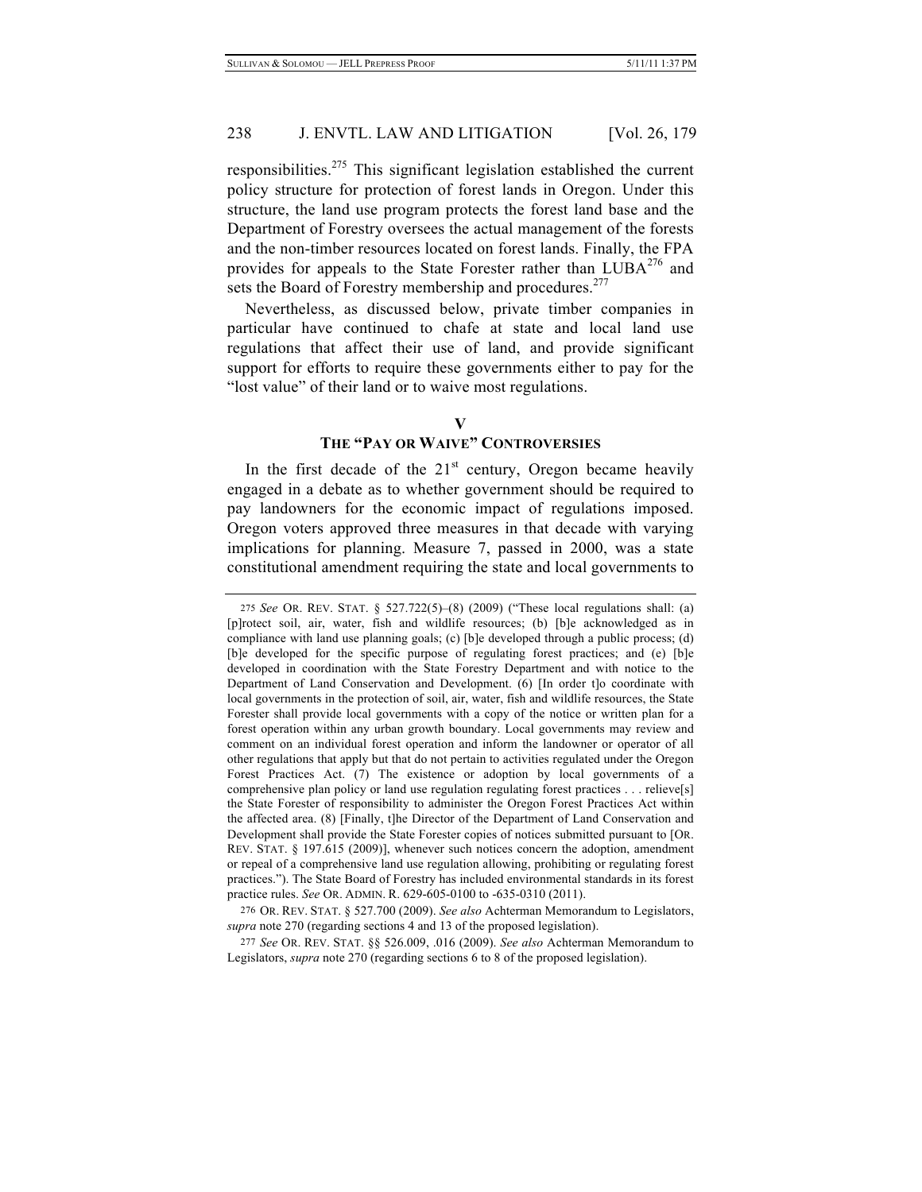responsibilities.[275] This significant legislation established the current policy structure for protection of forest lands in Oregon. Under this structure, the land use program protects the forest land base and the Department of Forestry oversees the actual management of the forests and the non-timber resources located on forest lands. Finally, the FPA provides for appeals to the State Forester rather than LUBA[276] and sets the Board of Forestry membership and procedures.[277]

Nevertheless, as discussed below, private timber companies in particular have continued to chafe at state and local land use regulations that affect their use of land, and provide significant support for efforts to require these governments either to pay for the "lost value" of their land or to waive most regulations.

## V
## THE "PAY OR WAIVE" CONTROVERSIES

In the first decade of the 21st century, Oregon became heavily engaged in a debate as to whether government should be required to pay landowners for the economic impact of regulations imposed. Oregon voters approved three measures in that decade with varying implications for planning. Measure 7, passed in 2000, was a state constitutional amendment requiring the state and local governments to

---

275 *See* OR. REV. STAT. § 527.722(5)–(8) (2009) ("These local regulations shall: (a) [p]rotect soil, air, water, fish and wildlife resources; (b) [b]e acknowledged as in compliance with land use planning goals; (c) [b]e developed through a public process; (d) [b]e developed for the specific purpose of regulating forest practices; and (e) [b]e developed in coordination with the State Forestry Department and with notice to the Department of Land Conservation and Development. (6) [In order t]o coordinate with local governments in the protection of soil, air, water, fish and wildlife resources, the State Forester shall provide local governments with a copy of the notice or written plan for a forest operation within any urban growth boundary. Local governments may review and comment on an individual forest operation and inform the landowner or operator of all other regulations that apply but that do not pertain to activities regulated under the Oregon Forest Practices Act. (7) The existence or adoption by local governments of a comprehensive plan policy or land use regulation regulating forest practices . . . relieve[s] the State Forester of responsibility to administer the Oregon Forest Practices Act within the affected area. (8) [Finally, t]he Director of the Department of Land Conservation and Development shall provide the State Forester copies of notices submitted pursuant to [OR. REV. STAT. § 197.615 (2009)], whenever such notices concern the adoption, amendment or repeal of a comprehensive land use regulation allowing, prohibiting or regulating forest practices."). The State Board of Forestry has included environmental standards in its forest practice rules. *See* OR. ADMIN. R. 629-605-0100 to -635-0310 (2011).

276 OR. REV. STAT. § 527.700 (2009). *See also* Achterman Memorandum to Legislators, *supra* note 270 (regarding sections 4 and 13 of the proposed legislation).

277 *See* OR. REV. STAT. §§ 526.009, .016 (2009). *See also* Achterman Memorandum to Legislators, *supra* note 270 (regarding sections 6 to 8 of the proposed legislation).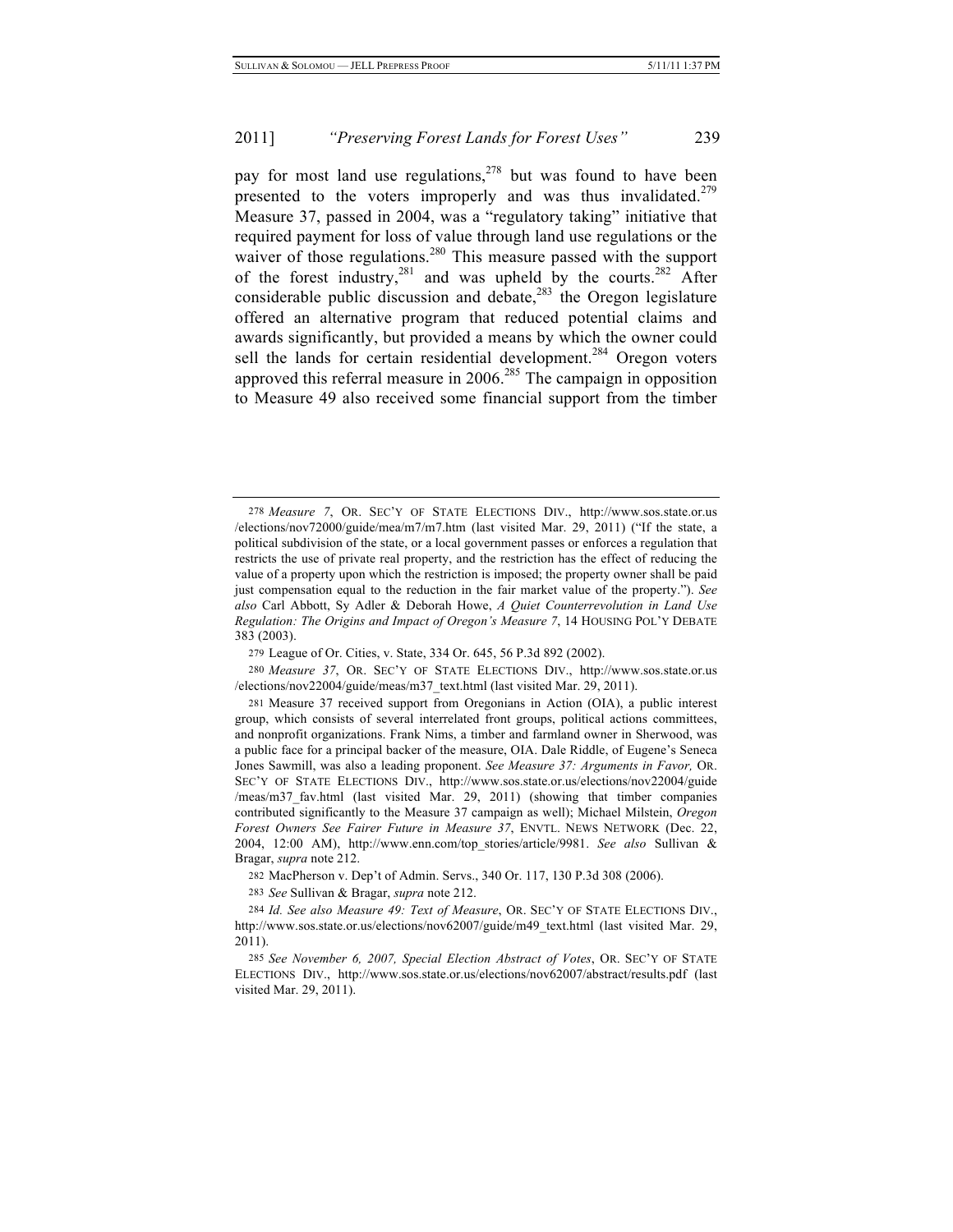pay for most land use regulations,[278] but was found to have been presented to the voters improperly and was thus invalidated.[279] Measure 37, passed in 2004, was a "regulatory taking" initiative that required payment for loss of value through land use regulations or the waiver of those regulations.[280] This measure passed with the support of the forest industry,[281] and was upheld by the courts.[282] After considerable public discussion and debate,[283] the Oregon legislature offered an alternative program that reduced potential claims and awards significantly, but provided a means by which the owner could sell the lands for certain residential development.[284] Oregon voters approved this referral measure in 2006.[285] The campaign in opposition to Measure 49 also received some financial support from the timber

---

278 *Measure 7*, OR. SEC'Y OF STATE ELECTIONS DIV., http://www.sos.state.or.us /elections/nov72000/guide/mea/m7/m7.htm (last visited Mar. 29, 2011) ("If the state, a political subdivision of the state, or a local government passes or enforces a regulation that restricts the use of private real property, and the restriction has the effect of reducing the value of a property upon which the restriction is imposed; the property owner shall be paid just compensation equal to the reduction in the fair market value of the property."). *See also* Carl Abbott, Sy Adler & Deborah Howe, *A Quiet Counterrevolution in Land Use Regulation: The Origins and Impact of Oregon's Measure 7*, 14 HOUSING POL'Y DEBATE 383 (2003).

279 League of Or. Cities, v. State, 334 Or. 645, 56 P.3d 892 (2002).

280 *Measure 37*, OR. SEC'Y OF STATE ELECTIONS DIV., http://www.sos.state.or.us /elections/nov22004/guide/meas/m37_text.html (last visited Mar. 29, 2011).

281 Measure 37 received support from Oregonians in Action (OIA), a public interest group, which consists of several interrelated front groups, political actions committees, and nonprofit organizations. Frank Nims, a timber and farmland owner in Sherwood, was a public face for a principal backer of the measure, OIA. Dale Riddle, of Eugene's Seneca Jones Sawmill, was also a leading proponent. *See Measure 37: Arguments in Favor,* OR. SEC'Y OF STATE ELECTIONS DIV., http://www.sos.state.or.us/elections/nov22004/guide /meas/m37_fav.html (last visited Mar. 29, 2011) (showing that timber companies contributed significantly to the Measure 37 campaign as well); Michael Milstein, *Oregon Forest Owners See Fairer Future in Measure 37*, ENVTL. NEWS NETWORK (Dec. 22, 2004, 12:00 AM), http://www.enn.com/top_stories/article/9981. *See also* Sullivan & Bragar, *supra* note 212.

282 MacPherson v. Dep't of Admin. Servs., 340 Or. 117, 130 P.3d 308 (2006).

283 *See* Sullivan & Bragar, *supra* note 212.

284 *Id. See also Measure 49: Text of Measure*, OR. SEC'Y OF STATE ELECTIONS DIV., http://www.sos.state.or.us/elections/nov62007/guide/m49_text.html (last visited Mar. 29, 2011).

285 *See November 6, 2007, Special Election Abstract of Votes*, OR. SEC'Y OF STATE ELECTIONS DIV., http://www.sos.state.or.us/elections/nov62007/abstract/results.pdf (last visited Mar. 29, 2011).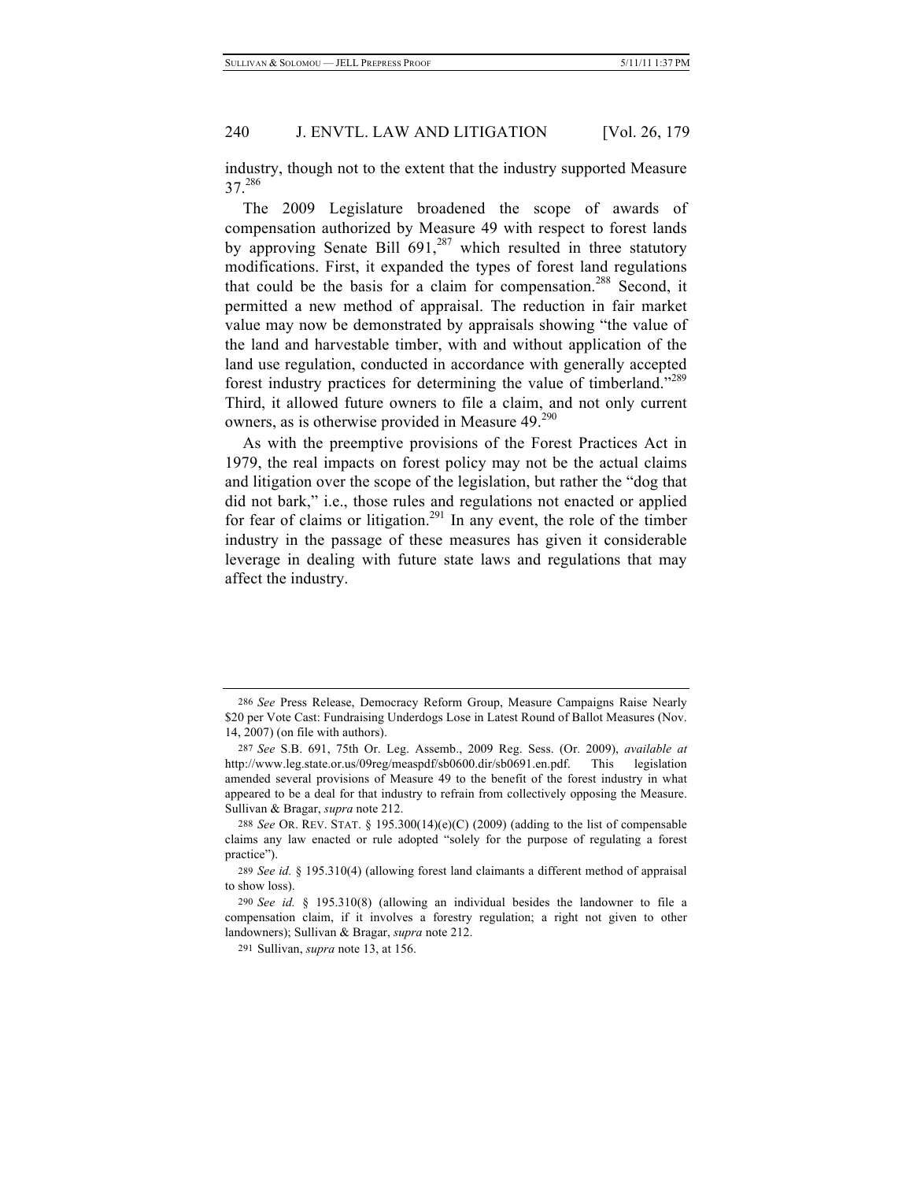industry, though not to the extent that the industry supported Measure 37.[286]

The 2009 Legislature broadened the scope of awards of compensation authorized by Measure 49 with respect to forest lands by approving Senate Bill 691,[287] which resulted in three statutory modifications. First, it expanded the types of forest land regulations that could be the basis for a claim for compensation.[288] Second, it permitted a new method of appraisal. The reduction in fair market value may now be demonstrated by appraisals showing "the value of the land and harvestable timber, with and without application of the land use regulation, conducted in accordance with generally accepted forest industry practices for determining the value of timberland."[289] Third, it allowed future owners to file a claim, and not only current owners, as is otherwise provided in Measure 49.[290]

As with the preemptive provisions of the Forest Practices Act in 1979, the real impacts on forest policy may not be the actual claims and litigation over the scope of the legislation, but rather the "dog that did not bark," i.e., those rules and regulations not enacted or applied for fear of claims or litigation.[291] In any event, the role of the timber industry in the passage of these measures has given it considerable leverage in dealing with future state laws and regulations that may affect the industry.

---

286 *See* Press Release, Democracy Reform Group, Measure Campaigns Raise Nearly $20 per Vote Cast: Fundraising Underdogs Lose in Latest Round of Ballot Measures (Nov. 14, 2007) (on file with authors).

287 *See* S.B. 691, 75th Or. Leg. Assemb., 2009 Reg. Sess. (Or. 2009), *available at* http://www.leg.state.or.us/09reg/measpdf/sb0600.dir/sb0691.en.pdf. This legislation amended several provisions of Measure 49 to the benefit of the forest industry in what appeared to be a deal for that industry to refrain from collectively opposing the Measure. Sullivan & Bragar, *supra* note 212.

288 *See* OR. REV. STAT. § 195.300(14)(e)(C) (2009) (adding to the list of compensable claims any law enacted or rule adopted "solely for the purpose of regulating a forest practice").

289 *See id.* § 195.310(4) (allowing forest land claimants a different method of appraisal to show loss).

290 *See id.* § 195.310(8) (allowing an individual besides the landowner to file a compensation claim, if it involves a forestry regulation; a right not given to other landowners); Sullivan & Bragar, *supra* note 212.

291 Sullivan, *supra* note 13, at 156.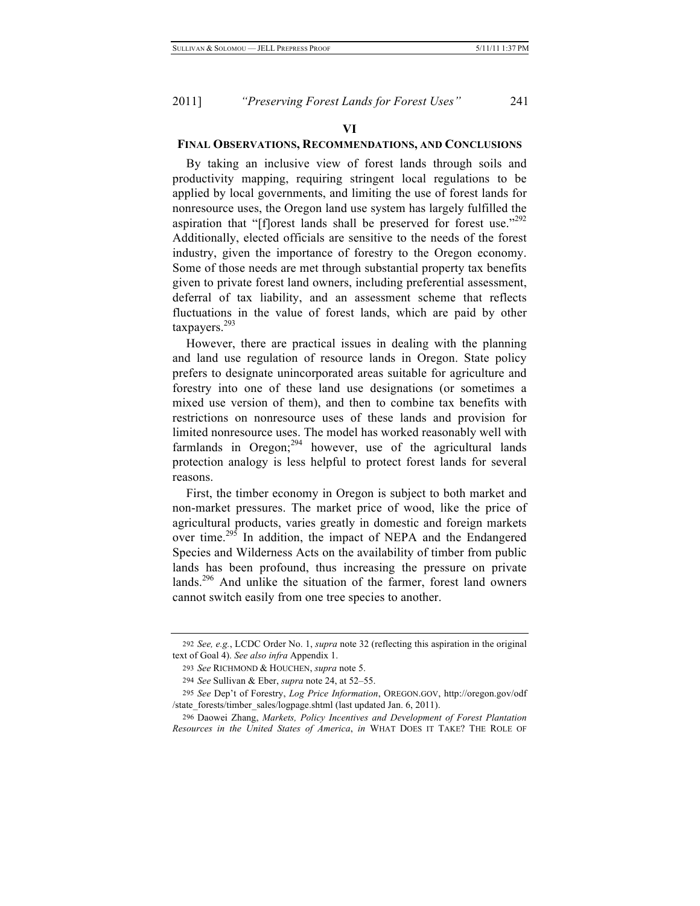## VI

## FINAL OBSERVATIONS, RECOMMENDATIONS, AND CONCLUSIONS

By taking an inclusive view of forest lands through soils and productivity mapping, requiring stringent local regulations to be applied by local governments, and limiting the use of forest lands for nonresource uses, the Oregon land use system has largely fulfilled the aspiration that "[f]orest lands shall be preserved for forest use."[292] Additionally, elected officials are sensitive to the needs of the forest industry, given the importance of forestry to the Oregon economy. Some of those needs are met through substantial property tax benefits given to private forest land owners, including preferential assessment, deferral of tax liability, and an assessment scheme that reflects fluctuations in the value of forest lands, which are paid by other taxpayers.[293]

However, there are practical issues in dealing with the planning and land use regulation of resource lands in Oregon. State policy prefers to designate unincorporated areas suitable for agriculture and forestry into one of these land use designations (or sometimes a mixed use version of them), and then to combine tax benefits with restrictions on nonresource uses of these lands and provision for limited nonresource uses. The model has worked reasonably well with farmlands in Oregon;[294] however, use of the agricultural lands protection analogy is less helpful to protect forest lands for several reasons.

First, the timber economy in Oregon is subject to both market and non-market pressures. The market price of wood, like the price of agricultural products, varies greatly in domestic and foreign markets over time.[295] In addition, the impact of NEPA and the Endangered Species and Wilderness Acts on the availability of timber from public lands has been profound, thus increasing the pressure on private lands.[296] And unlike the situation of the farmer, forest land owners cannot switch easily from one tree species to another.

---

292 *See, e.g.*, LCDC Order No. 1, *supra* note 32 (reflecting this aspiration in the original text of Goal 4). *See also infra* Appendix 1.

293 *See* RICHMOND & HOUCHEN, *supra* note 5.

294 *See* Sullivan & Eber, *supra* note 24, at 52–55.

295 *See* Dep't of Forestry, *Log Price Information*, OREGON.GOV, http://oregon.gov/odf/state_forests/timber_sales/logpage.shtml (last updated Jan. 6, 2011).

296 Daowei Zhang, *Markets, Policy Incentives and Development of Forest Plantation Resources in the United States of America*, *in* WHAT DOES IT TAKE? THE ROLE OF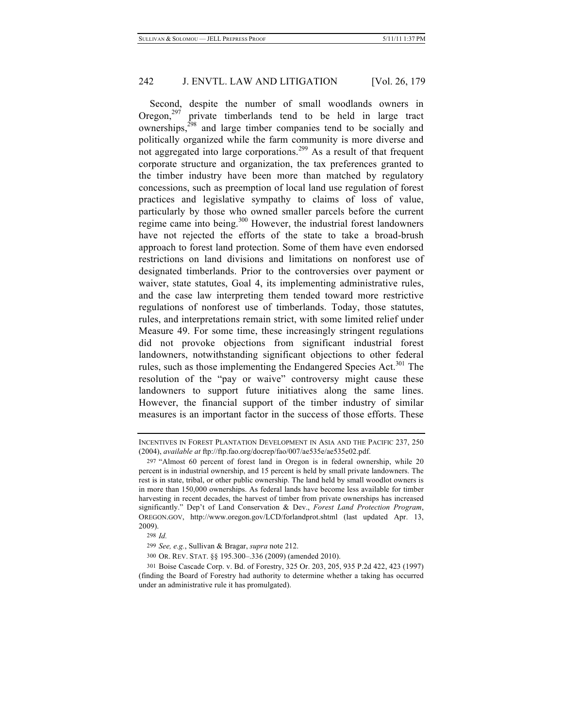Second, despite the number of small woodlands owners in Oregon,[297] private timberlands tend to be held in large tract ownerships,[298] and large timber companies tend to be socially and politically organized while the farm community is more diverse and not aggregated into large corporations.[299] As a result of that frequent corporate structure and organization, the tax preferences granted to the timber industry have been more than matched by regulatory concessions, such as preemption of local land use regulation of forest practices and legislative sympathy to claims of loss of value, particularly by those who owned smaller parcels before the current regime came into being.[300] However, the industrial forest landowners have not rejected the efforts of the state to take a broad-brush approach to forest land protection. Some of them have even endorsed restrictions on land divisions and limitations on nonforest use of designated timberlands. Prior to the controversies over payment or waiver, state statutes, Goal 4, its implementing administrative rules, and the case law interpreting them tended toward more restrictive regulations of nonforest use of timberlands. Today, those statutes, rules, and interpretations remain strict, with some limited relief under Measure 49. For some time, these increasingly stringent regulations did not provoke objections from significant industrial forest landowners, notwithstanding significant objections to other federal rules, such as those implementing the Endangered Species Act.[301] The resolution of the "pay or waive" controversy might cause these landowners to support future initiatives along the same lines. However, the financial support of the timber industry of similar measures is an important factor in the success of those efforts. These

---

INCENTIVES IN FOREST PLANTATION DEVELOPMENT IN ASIA AND THE PACIFIC 237, 250 (2004), *available at* ftp://ftp.fao.org/docrep/fao/007/ae535e/ae535e02.pdf.

297 "Almost 60 percent of forest land in Oregon is in federal ownership, while 20 percent is in industrial ownership, and 15 percent is held by small private landowners. The rest is in state, tribal, or other public ownership. The land held by small woodlot owners is in more than 150,000 ownerships. As federal lands have become less available for timber harvesting in recent decades, the harvest of timber from private ownerships has increased significantly." Dep't of Land Conservation & Dev., *Forest Land Protection Program*, OREGON.GOV, http://www.oregon.gov/LCD/forlandprot.shtml (last updated Apr. 13, 2009).

298 *Id.*

299 *See, e.g.*, Sullivan & Bragar, *supra* note 212.

300 OR. REV. STAT. §§ 195.300–.336 (2009) (amended 2010).

301 Boise Cascade Corp. v. Bd. of Forestry, 325 Or. 203, 205, 935 P.2d 422, 423 (1997) (finding the Board of Forestry had authority to determine whether a taking has occurred under an administrative rule it has promulgated).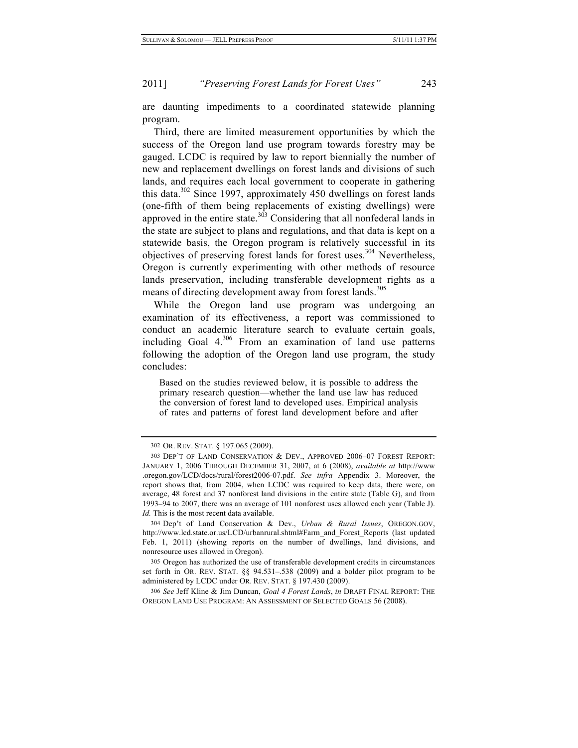are daunting impediments to a coordinated statewide planning program.

Third, there are limited measurement opportunities by which the success of the Oregon land use program towards forestry may be gauged. LCDC is required by law to report biennially the number of new and replacement dwellings on forest lands and divisions of such lands, and requires each local government to cooperate in gathering this data.[302] Since 1997, approximately 450 dwellings on forest lands (one-fifth of them being replacements of existing dwellings) were approved in the entire state.[303] Considering that all nonfederal lands in the state are subject to plans and regulations, and that data is kept on a statewide basis, the Oregon program is relatively successful in its objectives of preserving forest lands for forest uses.[304] Nevertheless, Oregon is currently experimenting with other methods of resource lands preservation, including transferable development rights as a means of directing development away from forest lands.[305]

While the Oregon land use program was undergoing an examination of its effectiveness, a report was commissioned to conduct an academic literature search to evaluate certain goals, including Goal 4.[306] From an examination of land use patterns following the adoption of the Oregon land use program, the study concludes:

> Based on the studies reviewed below, it is possible to address the primary research question—whether the land use law has reduced the conversion of forest land to developed uses. Empirical analysis of rates and patterns of forest land development before and after

---

302 OR. REV. STAT. § 197.065 (2009).

303 DEP'T OF LAND CONSERVATION & DEV., APPROVED 2006–07 FOREST REPORT: JANUARY 1, 2006 THROUGH DECEMBER 31, 2007, at 6 (2008), *available at* http://www.oregon.gov/LCD/docs/rural/forest2006-07.pdf. *See infra* Appendix 3. Moreover, the report shows that, from 2004, when LCDC was required to keep data, there were, on average, 48 forest and 37 nonforest land divisions in the entire state (Table G), and from 1993–94 to 2007, there was an average of 101 nonforest uses allowed each year (Table J). *Id.* This is the most recent data available.

304 Dep't of Land Conservation & Dev., *Urban & Rural Issues*, OREGON.GOV, http://www.lcd.state.or.us/LCD/urbanrural.shtml#Farm_and_Forest_Reports (last updated Feb. 1, 2011) (showing reports on the number of dwellings, land divisions, and nonresource uses allowed in Oregon).

305 Oregon has authorized the use of transferable development credits in circumstances set forth in OR. REV. STAT. §§ 94.531–.538 (2009) and a bolder pilot program to be administered by LCDC under OR. REV. STAT. § 197.430 (2009).

306 *See* Jeff Kline & Jim Duncan, *Goal 4 Forest Lands*, *in* DRAFT FINAL REPORT: THE OREGON LAND USE PROGRAM: AN ASSESSMENT OF SELECTED GOALS 56 (2008).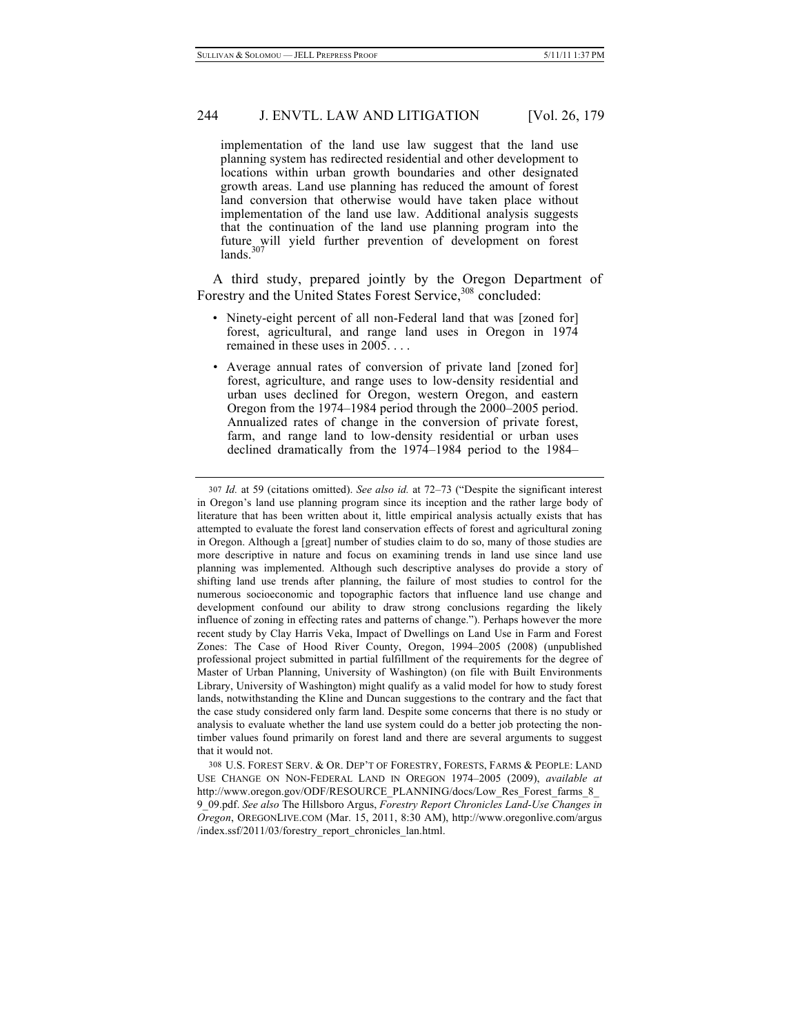implementation of the land use law suggest that the land use planning system has redirected residential and other development to locations within urban growth boundaries and other designated growth areas. Land use planning has reduced the amount of forest land conversion that otherwise would have taken place without implementation of the land use law. Additional analysis suggests that the continuation of the land use planning program into the future will yield further prevention of development on forest lands.[307]

A third study, prepared jointly by the Oregon Department of Forestry and the United States Forest Service,[308] concluded:

- Ninety-eight percent of all non-Federal land that was [zoned for] forest, agricultural, and range land uses in Oregon in 1974 remained in these uses in 2005. . . .
- Average annual rates of conversion of private land [zoned for] forest, agriculture, and range uses to low-density residential and urban uses declined for Oregon, western Oregon, and eastern Oregon from the 1974–1984 period through the 2000–2005 period. Annualized rates of change in the conversion of private forest, farm, and range land to low-density residential or urban uses declined dramatically from the 1974–1984 period to the 1984–

---

307 *Id.* at 59 (citations omitted). *See also id.* at 72–73 ("Despite the significant interest in Oregon's land use planning program since its inception and the rather large body of literature that has been written about it, little empirical analysis actually exists that has attempted to evaluate the forest land conservation effects of forest and agricultural zoning in Oregon. Although a [great] number of studies claim to do so, many of those studies are more descriptive in nature and focus on examining trends in land use since land use planning was implemented. Although such descriptive analyses do provide a story of shifting land use trends after planning, the failure of most studies to control for the numerous socioeconomic and topographic factors that influence land use change and development confound our ability to draw strong conclusions regarding the likely influence of zoning in effecting rates and patterns of change."). Perhaps however the more recent study by Clay Harris Veka, Impact of Dwellings on Land Use in Farm and Forest Zones: The Case of Hood River County, Oregon, 1994–2005 (2008) (unpublished professional project submitted in partial fulfillment of the requirements for the degree of Master of Urban Planning, University of Washington) (on file with Built Environments Library, University of Washington) might qualify as a valid model for how to study forest lands, notwithstanding the Kline and Duncan suggestions to the contrary and the fact that the case study considered only farm land. Despite some concerns that there is no study or analysis to evaluate whether the land use system could do a better job protecting the non-timber values found primarily on forest land and there are several arguments to suggest that it would not.

308 U.S. FOREST SERV. & OR. DEP'T OF FORESTRY, FORESTS, FARMS & PEOPLE: LAND USE CHANGE ON NON-FEDERAL LAND IN OREGON 1974–2005 (2009), *available at* http://www.oregon.gov/ODF/RESOURCE_PLANNING/docs/Low_Res_Forest_farms_8_9_09.pdf. *See also* The Hillsboro Argus, *Forestry Report Chronicles Land-Use Changes in Oregon*, OREGONLIVE.COM (Mar. 15, 2011, 8:30 AM), http://www.oregonlive.com/argus/index.ssf/2011/03/forestry_report_chronicles_lan.html.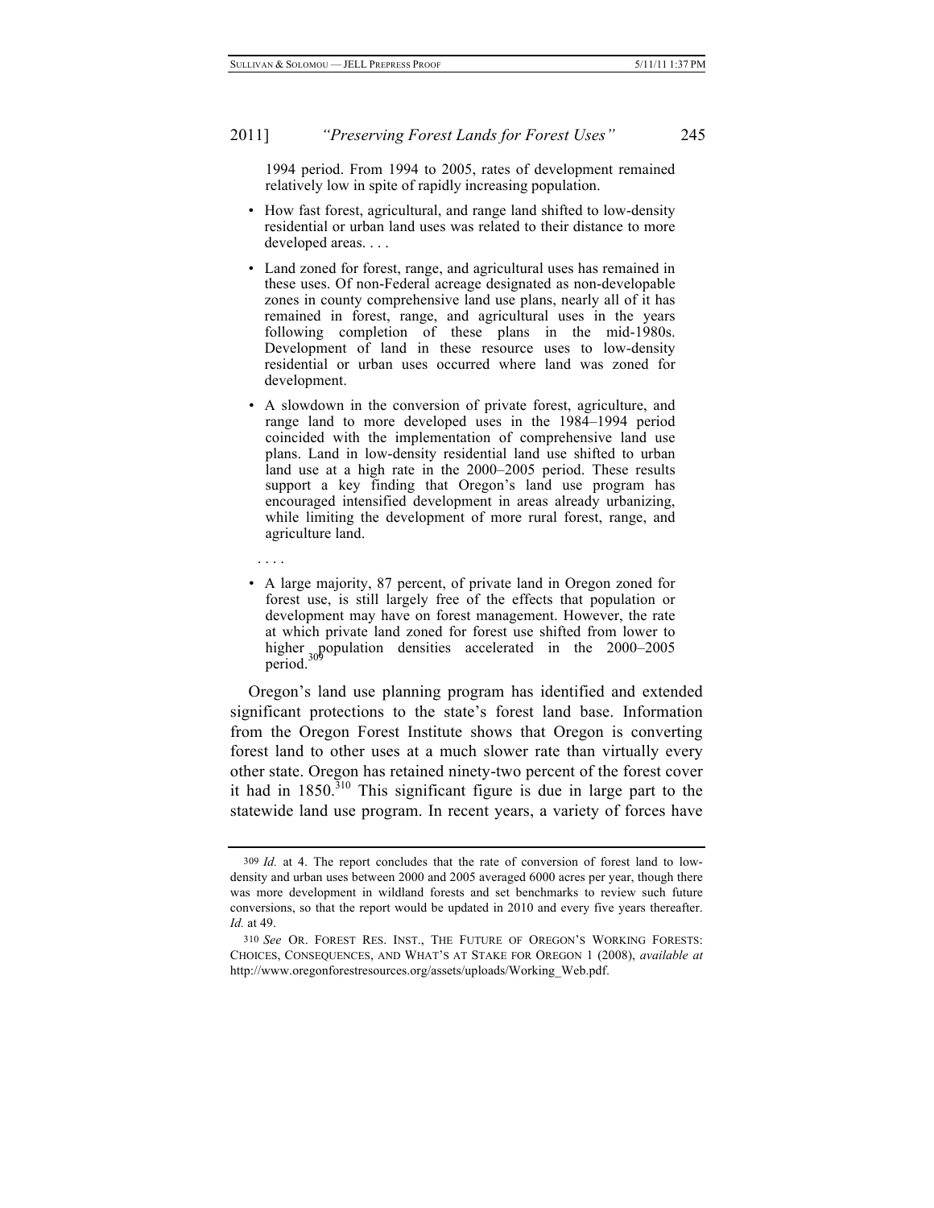1994 period. From 1994 to 2005, rates of development remained relatively low in spite of rapidly increasing population.

- How fast forest, agricultural, and range land shifted to low-density residential or urban land uses was related to their distance to more developed areas. . . .
- Land zoned for forest, range, and agricultural uses has remained in these uses. Of non-Federal acreage designated as non-developable zones in county comprehensive land use plans, nearly all of it has remained in forest, range, and agricultural uses in the years following completion of these plans in the mid-1980s. Development of land in these resource uses to low-density residential or urban uses occurred where land was zoned for development.
- A slowdown in the conversion of private forest, agriculture, and range land to more developed uses in the 1984–1994 period coincided with the implementation of comprehensive land use plans. Land in low-density residential land use shifted to urban land use at a high rate in the 2000–2005 period. These results support a key finding that Oregon's land use program has encouraged intensified development in areas already urbanizing, while limiting the development of more rural forest, range, and agriculture land.

. . . .

- A large majority, 87 percent, of private land in Oregon zoned for forest use, is still largely free of the effects that population or development may have on forest management. However, the rate at which private land zoned for forest use shifted from lower to higher population densities accelerated in the 2000–2005 period.[309]

Oregon's land use planning program has identified and extended significant protections to the state's forest land base. Information from the Oregon Forest Institute shows that Oregon is converting forest land to other uses at a much slower rate than virtually every other state. Oregon has retained ninety-two percent of the forest cover it had in 1850.[310] This significant figure is due in large part to the statewide land use program. In recent years, a variety of forces have

---

309 *Id.* at 4. The report concludes that the rate of conversion of forest land to low-density and urban uses between 2000 and 2005 averaged 6000 acres per year, though there was more development in wildland forests and set benchmarks to review such future conversions, so that the report would be updated in 2010 and every five years thereafter. *Id.* at 49.

310 *See* OR. FOREST RES. INST., THE FUTURE OF OREGON'S WORKING FORESTS: CHOICES, CONSEQUENCES, AND WHAT'S AT STAKE FOR OREGON 1 (2008), *available at* http://www.oregonforestresources.org/assets/uploads/Working_Web.pdf.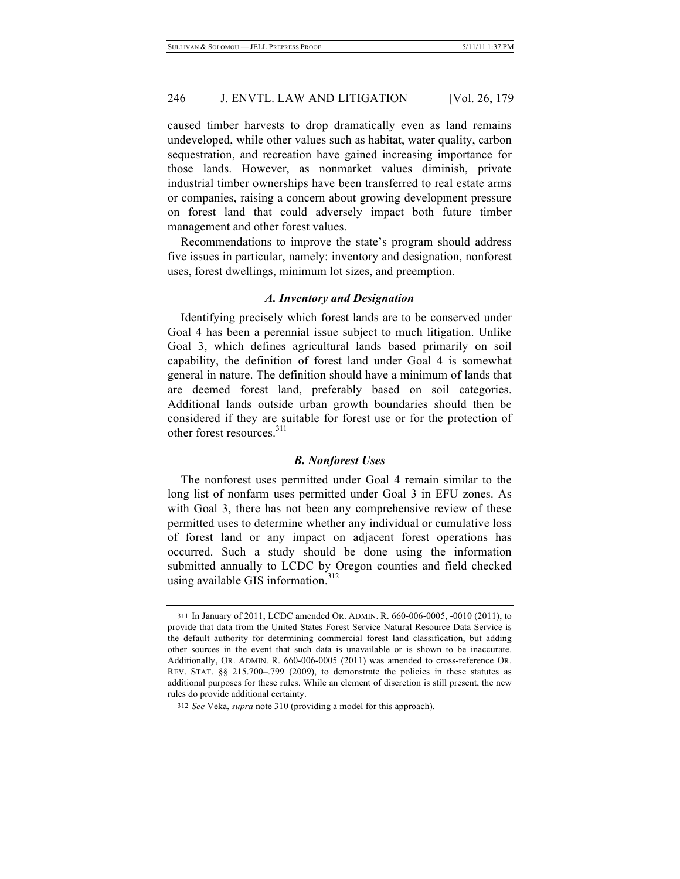caused timber harvests to drop dramatically even as land remains undeveloped, while other values such as habitat, water quality, carbon sequestration, and recreation have gained increasing importance for those lands. However, as nonmarket values diminish, private industrial timber ownerships have been transferred to real estate arms or companies, raising a concern about growing development pressure on forest land that could adversely impact both future timber management and other forest values.

Recommendations to improve the state's program should address five issues in particular, namely: inventory and designation, nonforest uses, forest dwellings, minimum lot sizes, and preemption.

### *A. Inventory and Designation*

Identifying precisely which forest lands are to be conserved under Goal 4 has been a perennial issue subject to much litigation. Unlike Goal 3, which defines agricultural lands based primarily on soil capability, the definition of forest land under Goal 4 is somewhat general in nature. The definition should have a minimum of lands that are deemed forest land, preferably based on soil categories. Additional lands outside urban growth boundaries should then be considered if they are suitable for forest use or for the protection of other forest resources.[311]

### *B. Nonforest Uses*

The nonforest uses permitted under Goal 4 remain similar to the long list of nonfarm uses permitted under Goal 3 in EFU zones. As with Goal 3, there has not been any comprehensive review of these permitted uses to determine whether any individual or cumulative loss of forest land or any impact on adjacent forest operations has occurred. Such a study should be done using the information submitted annually to LCDC by Oregon counties and field checked using available GIS information.[312]

---

311 In January of 2011, LCDC amended OR. ADMIN. R. 660-006-0005, -0010 (2011), to provide that data from the United States Forest Service Natural Resource Data Service is the default authority for determining commercial forest land classification, but adding other sources in the event that such data is unavailable or is shown to be inaccurate. Additionally, OR. ADMIN. R. 660-006-0005 (2011) was amended to cross-reference OR. REV. STAT. §§ 215.700–.799 (2009), to demonstrate the policies in these statutes as additional purposes for these rules. While an element of discretion is still present, the new rules do provide additional certainty.

312 *See* Veka, *supra* note 310 (providing a model for this approach).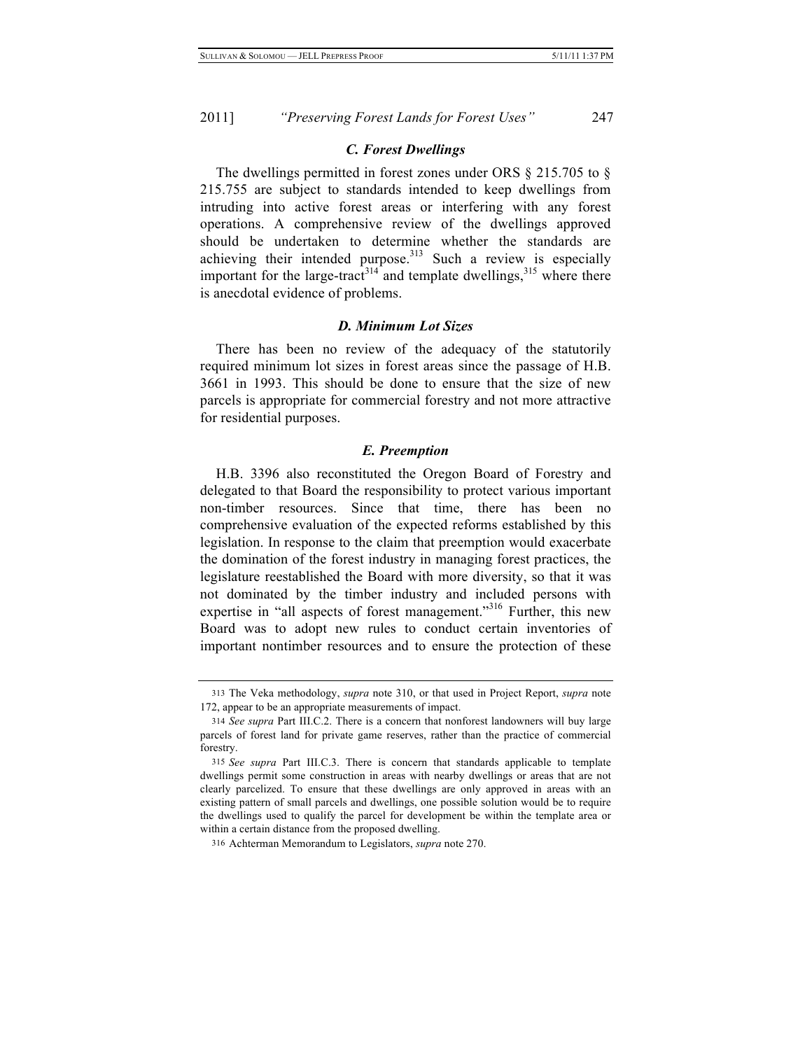### *C. Forest Dwellings*

The dwellings permitted in forest zones under ORS § 215.705 to § 215.755 are subject to standards intended to keep dwellings from intruding into active forest areas or interfering with any forest operations. A comprehensive review of the dwellings approved should be undertaken to determine whether the standards are achieving their intended purpose.[313] Such a review is especially important for the large-tract[314] and template dwellings,[315] where there is anecdotal evidence of problems.

### *D. Minimum Lot Sizes*

There has been no review of the adequacy of the statutorily required minimum lot sizes in forest areas since the passage of H.B. 3661 in 1993. This should be done to ensure that the size of new parcels is appropriate for commercial forestry and not more attractive for residential purposes.

### *E. Preemption*

H.B. 3396 also reconstituted the Oregon Board of Forestry and delegated to that Board the responsibility to protect various important non-timber resources. Since that time, there has been no comprehensive evaluation of the expected reforms established by this legislation. In response to the claim that preemption would exacerbate the domination of the forest industry in managing forest practices, the legislature reestablished the Board with more diversity, so that it was not dominated by the timber industry and included persons with expertise in "all aspects of forest management."[316] Further, this new Board was to adopt new rules to conduct certain inventories of important nontimber resources and to ensure the protection of these

---

313 The Veka methodology, *supra* note 310, or that used in Project Report, *supra* note 172, appear to be an appropriate measurements of impact.

314 *See supra* Part III.C.2. There is a concern that nonforest landowners will buy large parcels of forest land for private game reserves, rather than the practice of commercial forestry.

315 *See supra* Part III.C.3. There is concern that standards applicable to template dwellings permit some construction in areas with nearby dwellings or areas that are not clearly parcelized. To ensure that these dwellings are only approved in areas with an existing pattern of small parcels and dwellings, one possible solution would be to require the dwellings used to qualify the parcel for development be within the template area or within a certain distance from the proposed dwelling.

316 Achterman Memorandum to Legislators, *supra* note 270.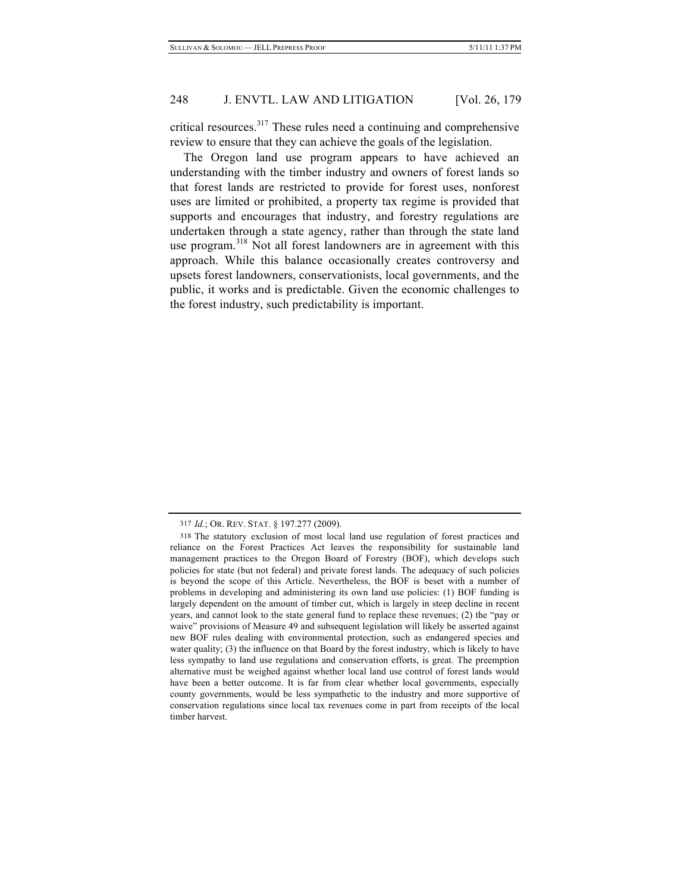critical resources.[317] These rules need a continuing and comprehensive review to ensure that they can achieve the goals of the legislation.

The Oregon land use program appears to have achieved an understanding with the timber industry and owners of forest lands so that forest lands are restricted to provide for forest uses, nonforest uses are limited or prohibited, a property tax regime is provided that supports and encourages that industry, and forestry regulations are undertaken through a state agency, rather than through the state land use program.[318] Not all forest landowners are in agreement with this approach. While this balance occasionally creates controversy and upsets forest landowners, conservationists, local governments, and the public, it works and is predictable. Given the economic challenges to the forest industry, such predictability is important.

---

317 *Id.*; OR. REV. STAT. § 197.277 (2009).

318 The statutory exclusion of most local land use regulation of forest practices and reliance on the Forest Practices Act leaves the responsibility for sustainable land management practices to the Oregon Board of Forestry (BOF), which develops such policies for state (but not federal) and private forest lands. The adequacy of such policies is beyond the scope of this Article. Nevertheless, the BOF is beset with a number of problems in developing and administering its own land use policies: (1) BOF funding is largely dependent on the amount of timber cut, which is largely in steep decline in recent years, and cannot look to the state general fund to replace these revenues; (2) the "pay or waive" provisions of Measure 49 and subsequent legislation will likely be asserted against new BOF rules dealing with environmental protection, such as endangered species and water quality; (3) the influence on that Board by the forest industry, which is likely to have less sympathy to land use regulations and conservation efforts, is great. The preemption alternative must be weighed against whether local land use control of forest lands would have been a better outcome. It is far from clear whether local governments, especially county governments, would be less sympathetic to the industry and more supportive of conservation regulations since local tax revenues come in part from receipts of the local timber harvest.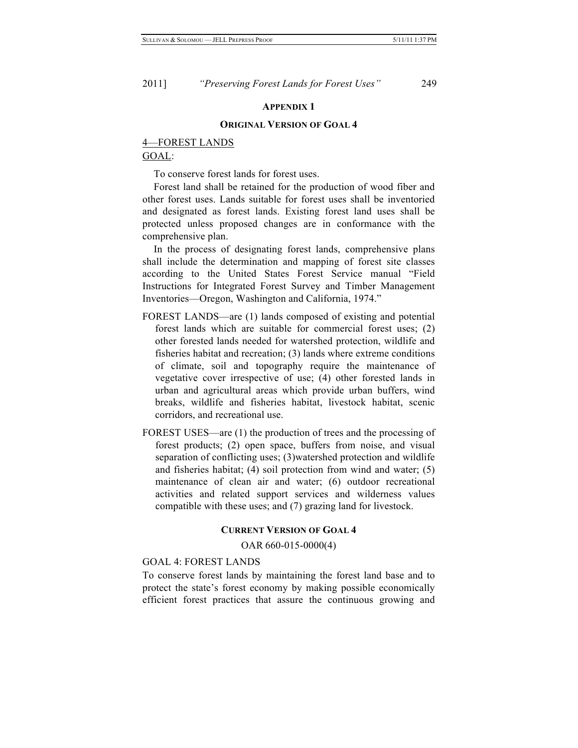## APPENDIX 1

### ORIGINAL VERSION OF GOAL 4

4—FOREST LANDS

GOAL:

To conserve forest lands for forest uses.

Forest land shall be retained for the production of wood fiber and other forest uses. Lands suitable for forest uses shall be inventoried and designated as forest lands. Existing forest land uses shall be protected unless proposed changes are in conformance with the comprehensive plan.

In the process of designating forest lands, comprehensive plans shall include the determination and mapping of forest site classes according to the United States Forest Service manual "Field Instructions for Integrated Forest Survey and Timber Management Inventories—Oregon, Washington and California, 1974."

FOREST LANDS—are (1) lands composed of existing and potential forest lands which are suitable for commercial forest uses; (2) other forested lands needed for watershed protection, wildlife and fisheries habitat and recreation; (3) lands where extreme conditions of climate, soil and topography require the maintenance of vegetative cover irrespective of use; (4) other forested lands in urban and agricultural areas which provide urban buffers, wind breaks, wildlife and fisheries habitat, livestock habitat, scenic corridors, and recreational use.

FOREST USES—are (1) the production of trees and the processing of forest products; (2) open space, buffers from noise, and visual separation of conflicting uses; (3)watershed protection and wildlife and fisheries habitat; (4) soil protection from wind and water; (5) maintenance of clean air and water; (6) outdoor recreational activities and related support services and wilderness values compatible with these uses; and (7) grazing land for livestock.

### CURRENT VERSION OF GOAL 4

OAR 660-015-0000(4)

GOAL 4: FOREST LANDS

To conserve forest lands by maintaining the forest land base and to protect the state's forest economy by making possible economically efficient forest practices that assure the continuous growing and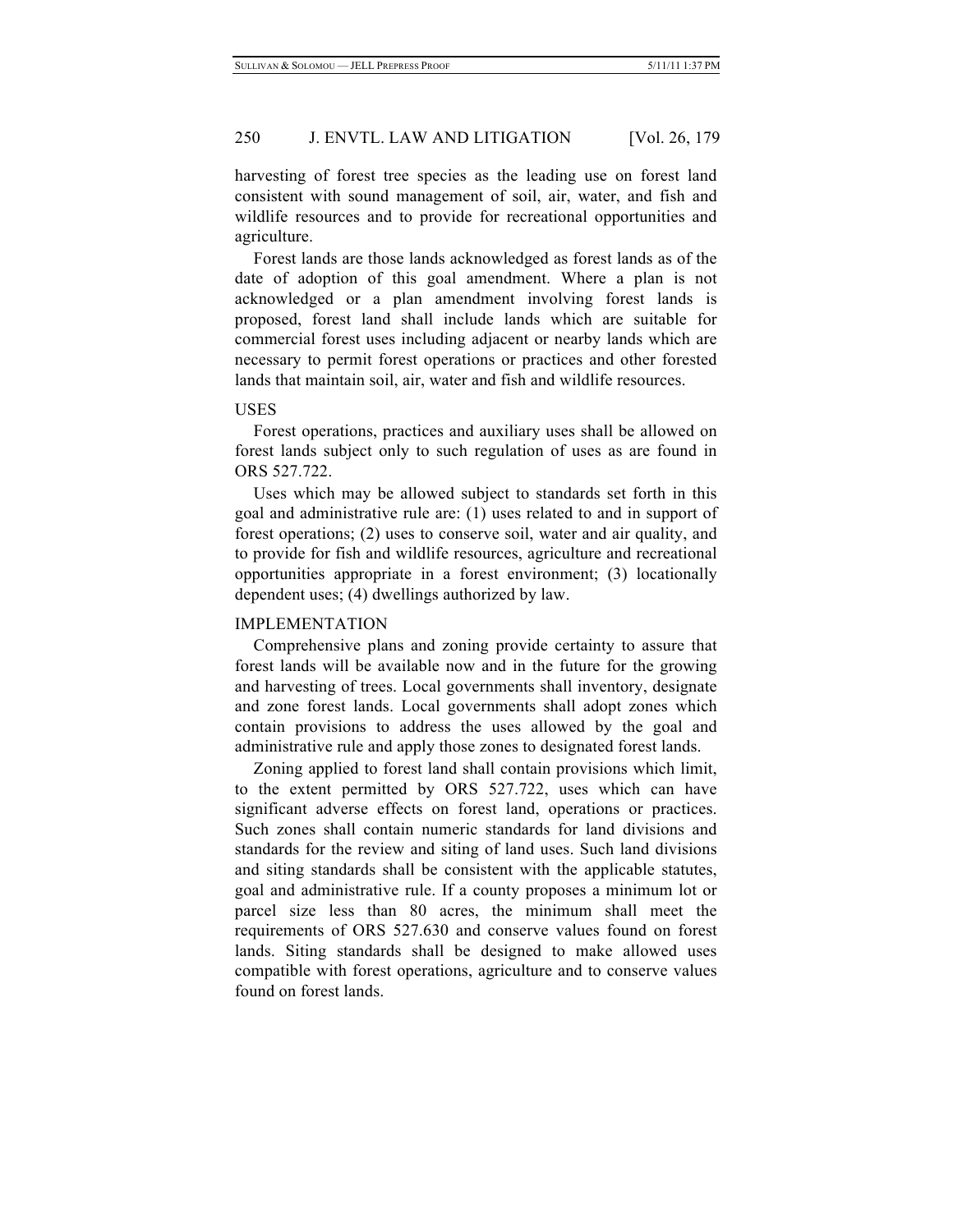harvesting of forest tree species as the leading use on forest land consistent with sound management of soil, air, water, and fish and wildlife resources and to provide for recreational opportunities and agriculture.

Forest lands are those lands acknowledged as forest lands as of the date of adoption of this goal amendment. Where a plan is not acknowledged or a plan amendment involving forest lands is proposed, forest land shall include lands which are suitable for commercial forest uses including adjacent or nearby lands which are necessary to permit forest operations or practices and other forested lands that maintain soil, air, water and fish and wildlife resources.

USES

Forest operations, practices and auxiliary uses shall be allowed on forest lands subject only to such regulation of uses as are found in ORS 527.722.

Uses which may be allowed subject to standards set forth in this goal and administrative rule are: (1) uses related to and in support of forest operations; (2) uses to conserve soil, water and air quality, and to provide for fish and wildlife resources, agriculture and recreational opportunities appropriate in a forest environment; (3) locationally dependent uses; (4) dwellings authorized by law.

IMPLEMENTATION

Comprehensive plans and zoning provide certainty to assure that forest lands will be available now and in the future for the growing and harvesting of trees. Local governments shall inventory, designate and zone forest lands. Local governments shall adopt zones which contain provisions to address the uses allowed by the goal and administrative rule and apply those zones to designated forest lands.

Zoning applied to forest land shall contain provisions which limit, to the extent permitted by ORS 527.722, uses which can have significant adverse effects on forest land, operations or practices. Such zones shall contain numeric standards for land divisions and standards for the review and siting of land uses. Such land divisions and siting standards shall be consistent with the applicable statutes, goal and administrative rule. If a county proposes a minimum lot or parcel size less than 80 acres, the minimum shall meet the requirements of ORS 527.630 and conserve values found on forest lands. Siting standards shall be designed to make allowed uses compatible with forest operations, agriculture and to conserve values found on forest lands.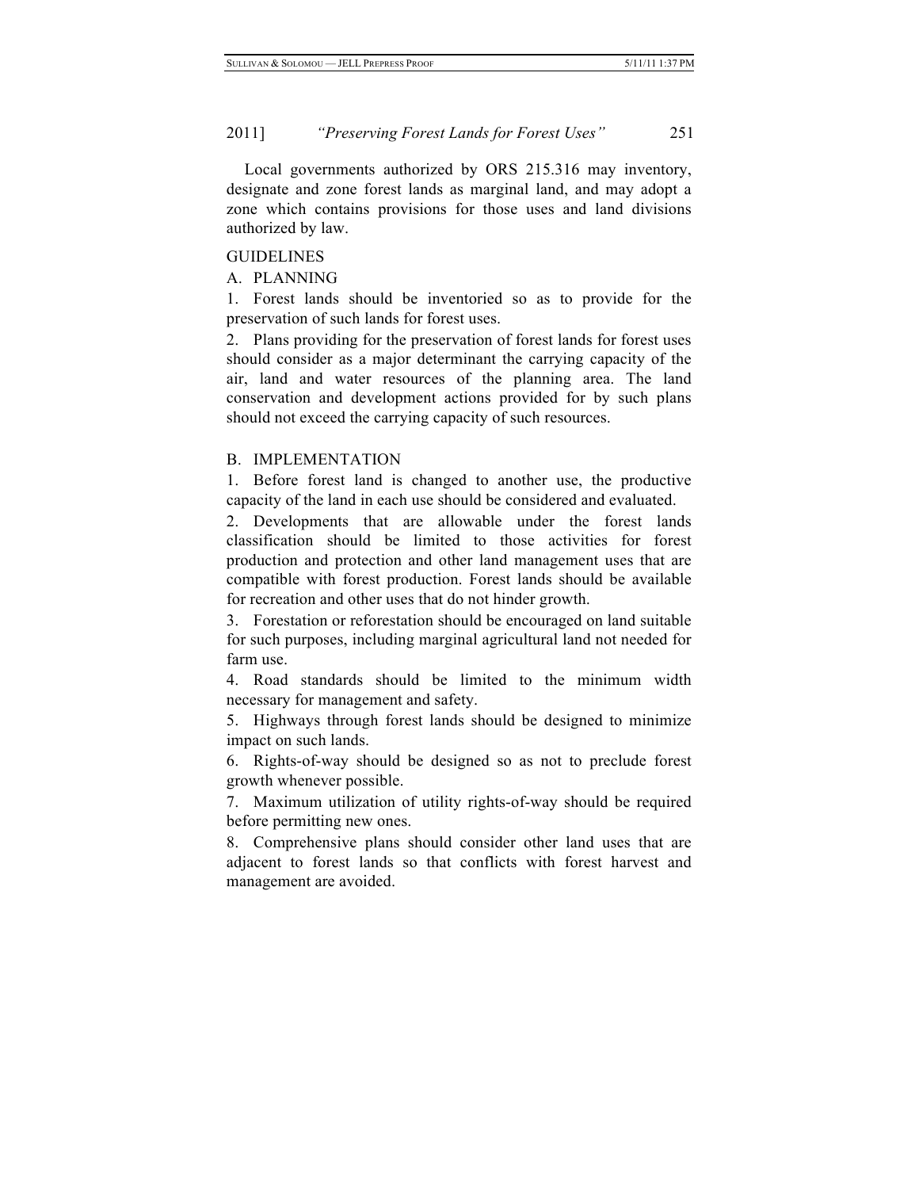Local governments authorized by ORS 215.316 may inventory, designate and zone forest lands as marginal land, and may adopt a zone which contains provisions for those uses and land divisions authorized by law.

GUIDELINES

A. PLANNING

1. Forest lands should be inventoried so as to provide for the preservation of such lands for forest uses.

2. Plans providing for the preservation of forest lands for forest uses should consider as a major determinant the carrying capacity of the air, land and water resources of the planning area. The land conservation and development actions provided for by such plans should not exceed the carrying capacity of such resources.

B. IMPLEMENTATION

1. Before forest land is changed to another use, the productive capacity of the land in each use should be considered and evaluated.

2. Developments that are allowable under the forest lands classification should be limited to those activities for forest production and protection and other land management uses that are compatible with forest production. Forest lands should be available for recreation and other uses that do not hinder growth.

3. Forestation or reforestation should be encouraged on land suitable for such purposes, including marginal agricultural land not needed for farm use.

4. Road standards should be limited to the minimum width necessary for management and safety.

5. Highways through forest lands should be designed to minimize impact on such lands.

6. Rights-of-way should be designed so as not to preclude forest growth whenever possible.

7. Maximum utilization of utility rights-of-way should be required before permitting new ones.

8. Comprehensive plans should consider other land uses that are adjacent to forest lands so that conflicts with forest harvest and management are avoided.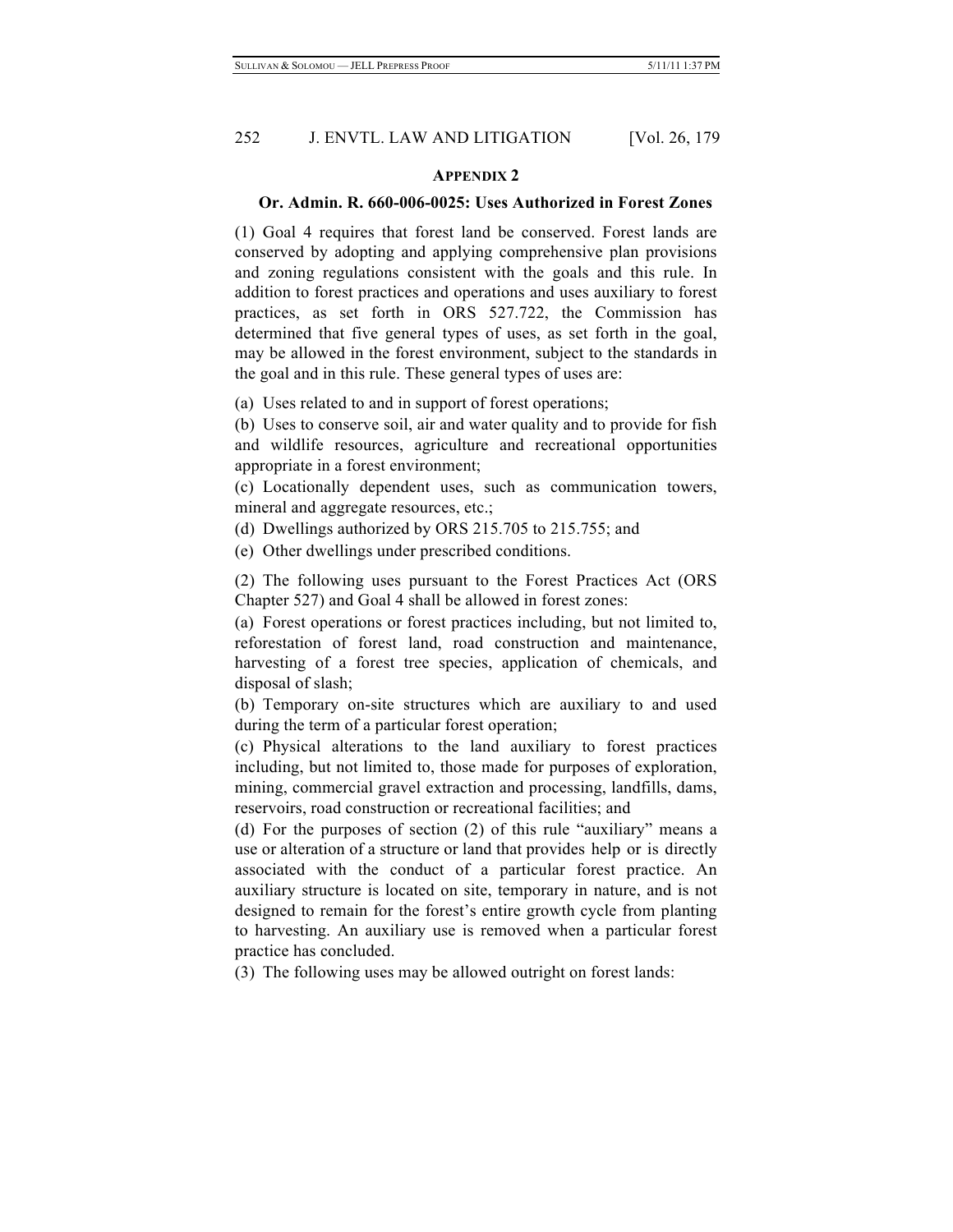## APPENDIX 2

### Or. Admin. R. 660-006-0025: Uses Authorized in Forest Zones

(1) Goal 4 requires that forest land be conserved. Forest lands are conserved by adopting and applying comprehensive plan provisions and zoning regulations consistent with the goals and this rule. In addition to forest practices and operations and uses auxiliary to forest practices, as set forth in ORS 527.722, the Commission has determined that five general types of uses, as set forth in the goal, may be allowed in the forest environment, subject to the standards in the goal and in this rule. These general types of uses are:

(a) Uses related to and in support of forest operations;

(b) Uses to conserve soil, air and water quality and to provide for fish and wildlife resources, agriculture and recreational opportunities appropriate in a forest environment;

(c) Locationally dependent uses, such as communication towers, mineral and aggregate resources, etc.;

(d) Dwellings authorized by ORS 215.705 to 215.755; and

(e) Other dwellings under prescribed conditions.

(2) The following uses pursuant to the Forest Practices Act (ORS Chapter 527) and Goal 4 shall be allowed in forest zones:

(a) Forest operations or forest practices including, but not limited to, reforestation of forest land, road construction and maintenance, harvesting of a forest tree species, application of chemicals, and disposal of slash;

(b) Temporary on-site structures which are auxiliary to and used during the term of a particular forest operation;

(c) Physical alterations to the land auxiliary to forest practices including, but not limited to, those made for purposes of exploration, mining, commercial gravel extraction and processing, landfills, dams, reservoirs, road construction or recreational facilities; and

(d) For the purposes of section (2) of this rule "auxiliary" means a use or alteration of a structure or land that provides help or is directly associated with the conduct of a particular forest practice. An auxiliary structure is located on site, temporary in nature, and is not designed to remain for the forest's entire growth cycle from planting to harvesting. An auxiliary use is removed when a particular forest practice has concluded.

(3) The following uses may be allowed outright on forest lands: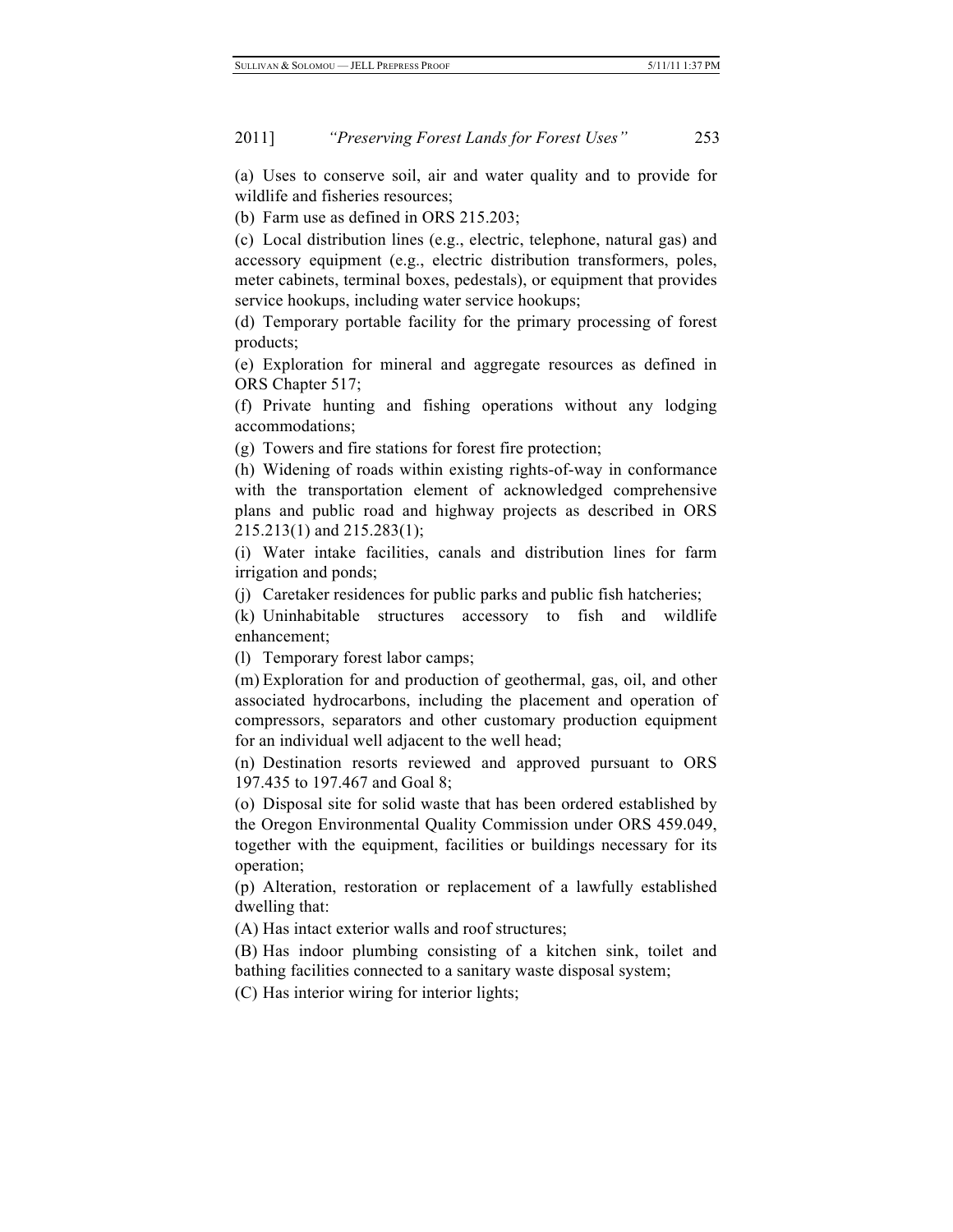(a) Uses to conserve soil, air and water quality and to provide for wildlife and fisheries resources;

(b) Farm use as defined in ORS 215.203;

(c) Local distribution lines (e.g., electric, telephone, natural gas) and accessory equipment (e.g., electric distribution transformers, poles, meter cabinets, terminal boxes, pedestals), or equipment that provides service hookups, including water service hookups;

(d) Temporary portable facility for the primary processing of forest products;

(e) Exploration for mineral and aggregate resources as defined in ORS Chapter 517;

(f) Private hunting and fishing operations without any lodging accommodations;

(g) Towers and fire stations for forest fire protection;

(h) Widening of roads within existing rights-of-way in conformance with the transportation element of acknowledged comprehensive plans and public road and highway projects as described in ORS 215.213(1) and 215.283(1);

(i) Water intake facilities, canals and distribution lines for farm irrigation and ponds;

(j) Caretaker residences for public parks and public fish hatcheries;

(k) Uninhabitable structures accessory to fish and wildlife enhancement;

(l) Temporary forest labor camps;

(m) Exploration for and production of geothermal, gas, oil, and other associated hydrocarbons, including the placement and operation of compressors, separators and other customary production equipment for an individual well adjacent to the well head;

(n) Destination resorts reviewed and approved pursuant to ORS 197.435 to 197.467 and Goal 8;

(o) Disposal site for solid waste that has been ordered established by the Oregon Environmental Quality Commission under ORS 459.049, together with the equipment, facilities or buildings necessary for its operation;

(p) Alteration, restoration or replacement of a lawfully established dwelling that:

(A) Has intact exterior walls and roof structures;

(B) Has indoor plumbing consisting of a kitchen sink, toilet and bathing facilities connected to a sanitary waste disposal system;

(C) Has interior wiring for interior lights;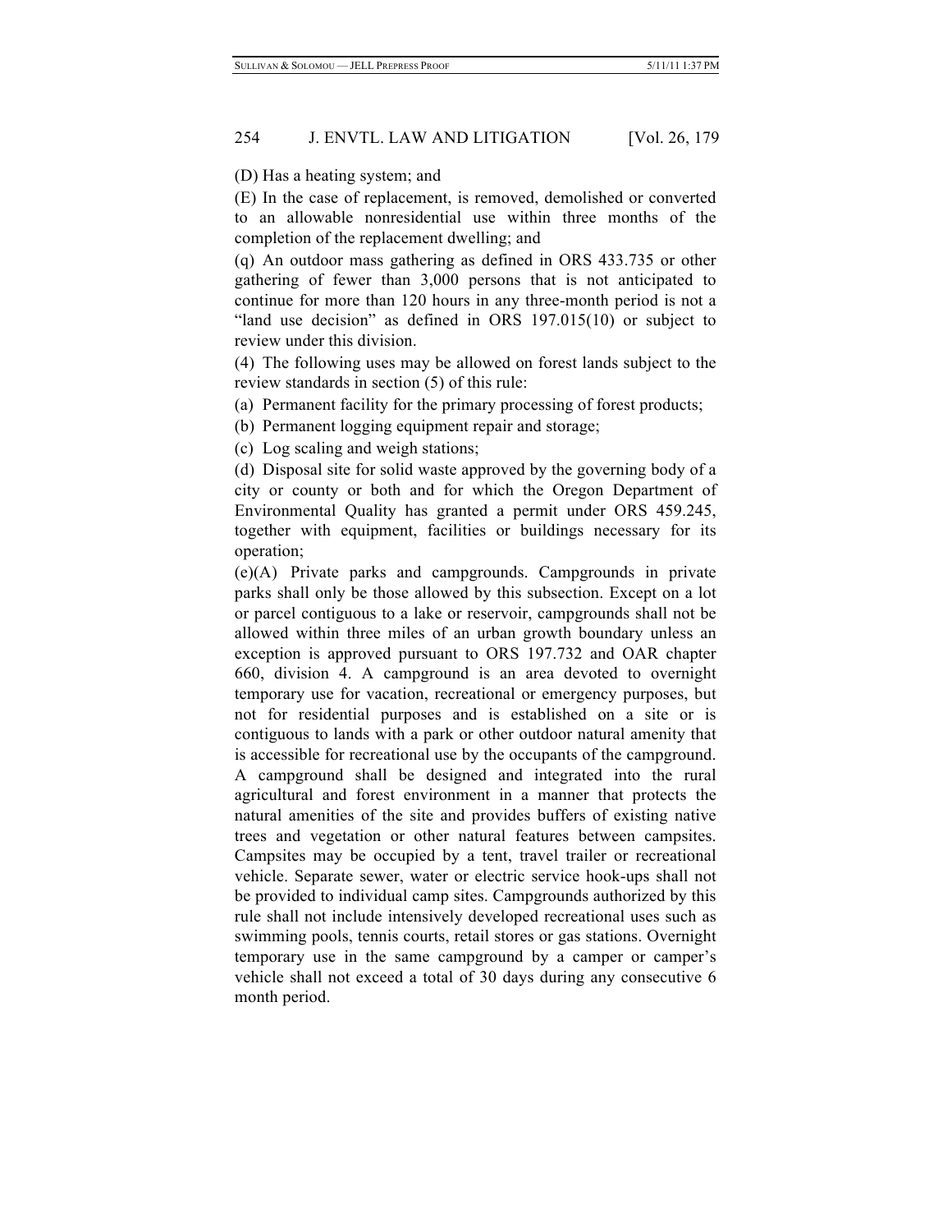(D) Has a heating system; and

(E) In the case of replacement, is removed, demolished or converted to an allowable nonresidential use within three months of the completion of the replacement dwelling; and

(q) An outdoor mass gathering as defined in ORS 433.735 or other gathering of fewer than 3,000 persons that is not anticipated to continue for more than 120 hours in any three-month period is not a "land use decision" as defined in ORS 197.015(10) or subject to review under this division.

(4) The following uses may be allowed on forest lands subject to the review standards in section (5) of this rule:

(a) Permanent facility for the primary processing of forest products;

(b) Permanent logging equipment repair and storage;

(c) Log scaling and weigh stations;

(d) Disposal site for solid waste approved by the governing body of a city or county or both and for which the Oregon Department of Environmental Quality has granted a permit under ORS 459.245, together with equipment, facilities or buildings necessary for its operation;

(e)(A) Private parks and campgrounds. Campgrounds in private parks shall only be those allowed by this subsection. Except on a lot or parcel contiguous to a lake or reservoir, campgrounds shall not be allowed within three miles of an urban growth boundary unless an exception is approved pursuant to ORS 197.732 and OAR chapter 660, division 4. A campground is an area devoted to overnight temporary use for vacation, recreational or emergency purposes, but not for residential purposes and is established on a site or is contiguous to lands with a park or other outdoor natural amenity that is accessible for recreational use by the occupants of the campground. A campground shall be designed and integrated into the rural agricultural and forest environment in a manner that protects the natural amenities of the site and provides buffers of existing native trees and vegetation or other natural features between campsites. Campsites may be occupied by a tent, travel trailer or recreational vehicle. Separate sewer, water or electric service hook-ups shall not be provided to individual camp sites. Campgrounds authorized by this rule shall not include intensively developed recreational uses such as swimming pools, tennis courts, retail stores or gas stations. Overnight temporary use in the same campground by a camper or camper's vehicle shall not exceed a total of 30 days during any consecutive 6 month period.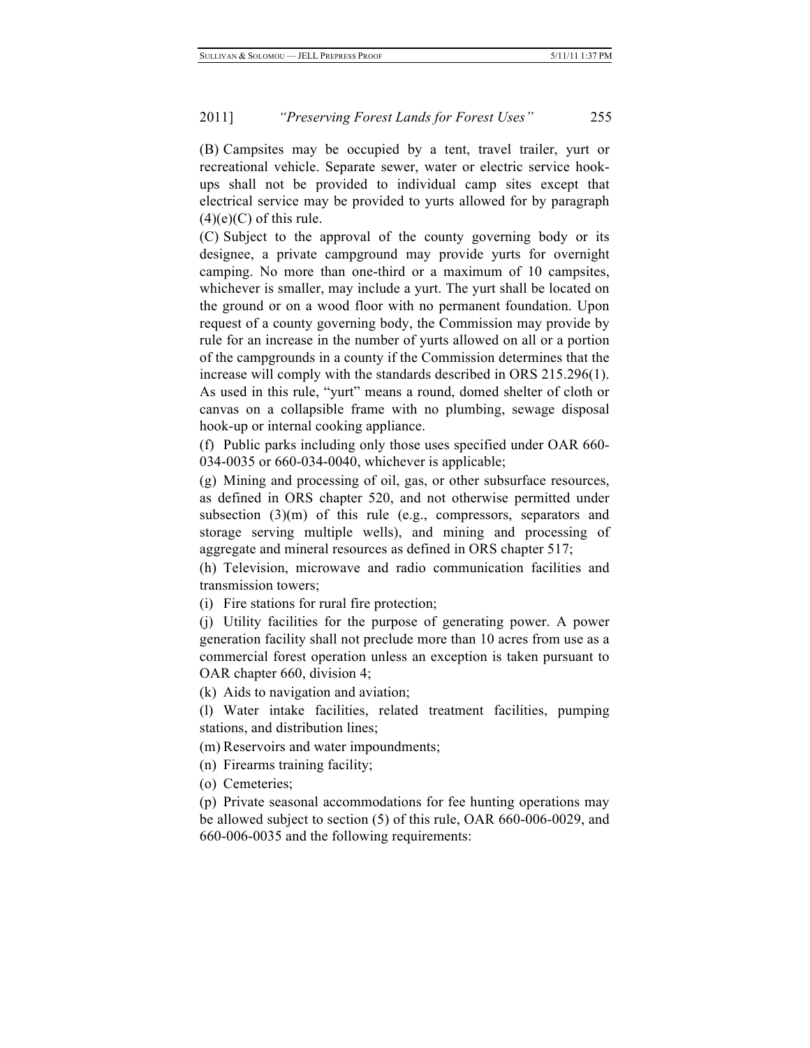(B) Campsites may be occupied by a tent, travel trailer, yurt or recreational vehicle. Separate sewer, water or electric service hook-ups shall not be provided to individual camp sites except that electrical service may be provided to yurts allowed for by paragraph (4)(e)(C) of this rule.

(C) Subject to the approval of the county governing body or its designee, a private campground may provide yurts for overnight camping. No more than one-third or a maximum of 10 campsites, whichever is smaller, may include a yurt. The yurt shall be located on the ground or on a wood floor with no permanent foundation. Upon request of a county governing body, the Commission may provide by rule for an increase in the number of yurts allowed on all or a portion of the campgrounds in a county if the Commission determines that the increase will comply with the standards described in ORS 215.296(1). As used in this rule, "yurt" means a round, domed shelter of cloth or canvas on a collapsible frame with no plumbing, sewage disposal hook-up or internal cooking appliance.

(f) Public parks including only those uses specified under OAR 660-034-0035 or 660-034-0040, whichever is applicable;

(g) Mining and processing of oil, gas, or other subsurface resources, as defined in ORS chapter 520, and not otherwise permitted under subsection (3)(m) of this rule (e.g., compressors, separators and storage serving multiple wells), and mining and processing of aggregate and mineral resources as defined in ORS chapter 517;

(h) Television, microwave and radio communication facilities and transmission towers;

(i) Fire stations for rural fire protection;

(j) Utility facilities for the purpose of generating power. A power generation facility shall not preclude more than 10 acres from use as a commercial forest operation unless an exception is taken pursuant to OAR chapter 660, division 4;

(k) Aids to navigation and aviation;

(l) Water intake facilities, related treatment facilities, pumping stations, and distribution lines;

(m) Reservoirs and water impoundments;

(n) Firearms training facility;

(o) Cemeteries;

(p) Private seasonal accommodations for fee hunting operations may be allowed subject to section (5) of this rule, OAR 660-006-0029, and 660-006-0035 and the following requirements: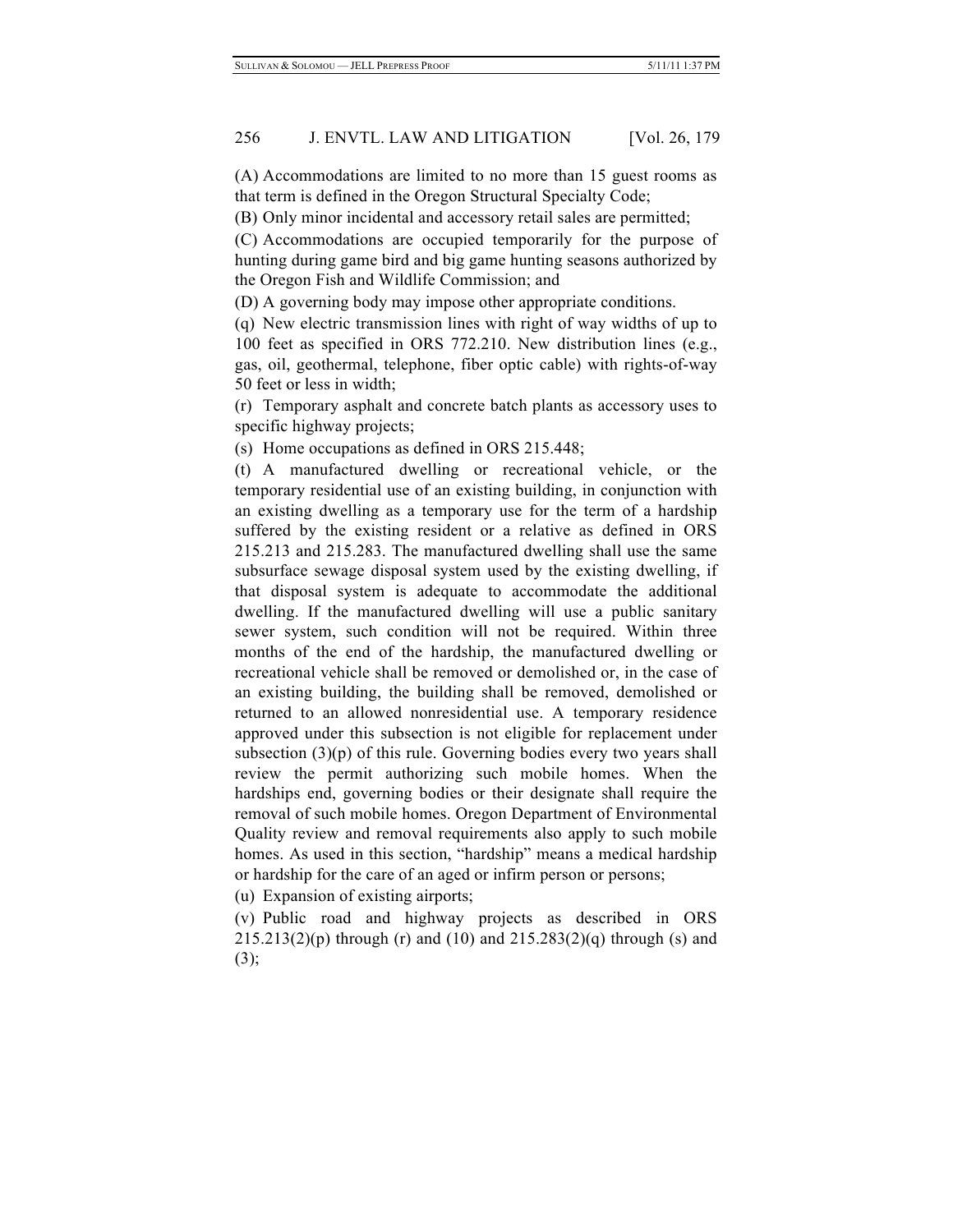(A) Accommodations are limited to no more than 15 guest rooms as that term is defined in the Oregon Structural Specialty Code;

(B) Only minor incidental and accessory retail sales are permitted;

(C) Accommodations are occupied temporarily for the purpose of hunting during game bird and big game hunting seasons authorized by the Oregon Fish and Wildlife Commission; and

(D) A governing body may impose other appropriate conditions.

(q) New electric transmission lines with right of way widths of up to 100 feet as specified in ORS 772.210. New distribution lines (e.g., gas, oil, geothermal, telephone, fiber optic cable) with rights-of-way 50 feet or less in width;

(r) Temporary asphalt and concrete batch plants as accessory uses to specific highway projects;

(s) Home occupations as defined in ORS 215.448;

(t) A manufactured dwelling or recreational vehicle, or the temporary residential use of an existing building, in conjunction with an existing dwelling as a temporary use for the term of a hardship suffered by the existing resident or a relative as defined in ORS 215.213 and 215.283. The manufactured dwelling shall use the same subsurface sewage disposal system used by the existing dwelling, if that disposal system is adequate to accommodate the additional dwelling. If the manufactured dwelling will use a public sanitary sewer system, such condition will not be required. Within three months of the end of the hardship, the manufactured dwelling or recreational vehicle shall be removed or demolished or, in the case of an existing building, the building shall be removed, demolished or returned to an allowed nonresidential use. A temporary residence approved under this subsection is not eligible for replacement under subsection (3)(p) of this rule. Governing bodies every two years shall review the permit authorizing such mobile homes. When the hardships end, governing bodies or their designate shall require the removal of such mobile homes. Oregon Department of Environmental Quality review and removal requirements also apply to such mobile homes. As used in this section, "hardship" means a medical hardship or hardship for the care of an aged or infirm person or persons;

(u) Expansion of existing airports;

(v) Public road and highway projects as described in ORS 215.213(2)(p) through (r) and (10) and 215.283(2)(q) through (s) and (3);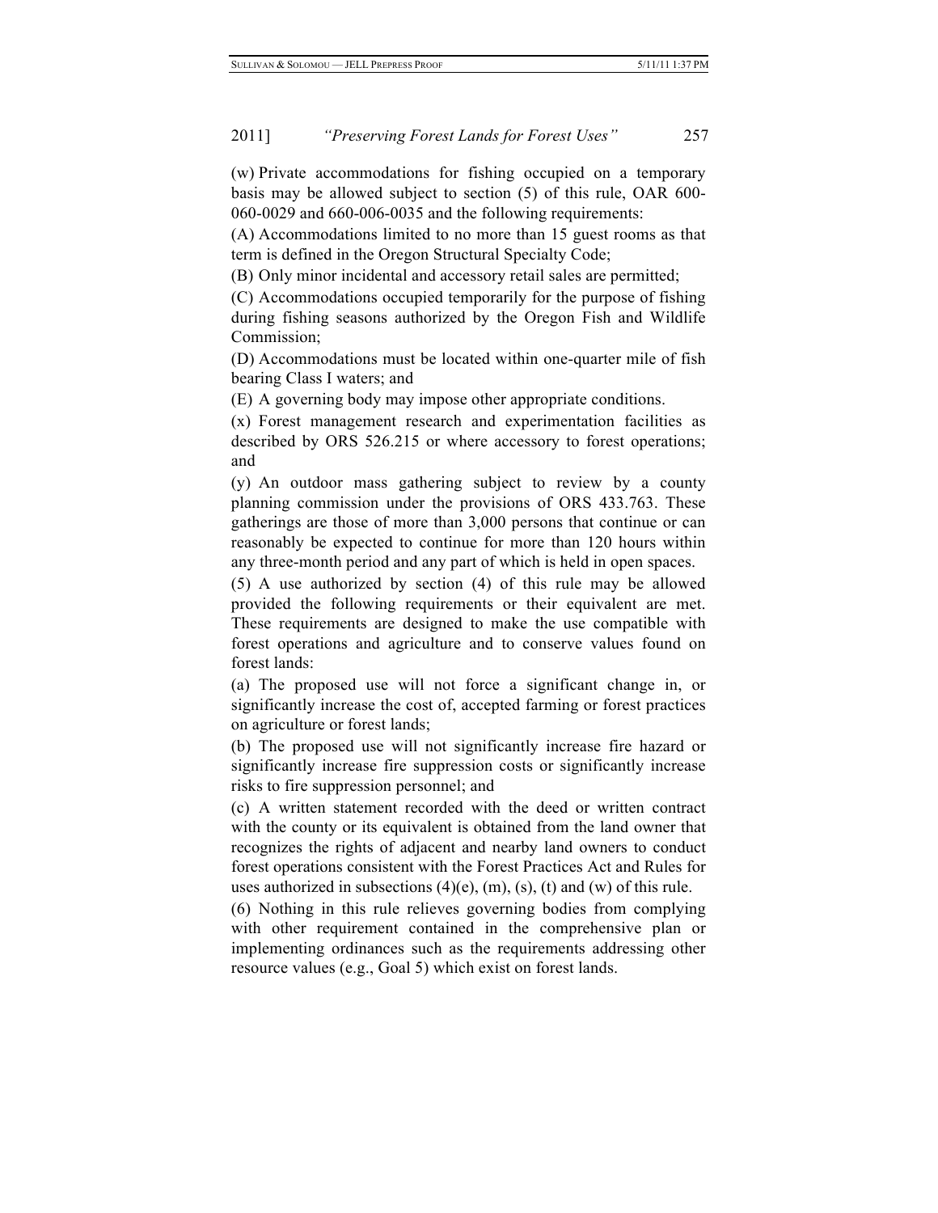(w) Private accommodations for fishing occupied on a temporary basis may be allowed subject to section (5) of this rule, OAR 600-060-0029 and 660-006-0035 and the following requirements:

(A) Accommodations limited to no more than 15 guest rooms as that term is defined in the Oregon Structural Specialty Code;

(B) Only minor incidental and accessory retail sales are permitted;

(C) Accommodations occupied temporarily for the purpose of fishing during fishing seasons authorized by the Oregon Fish and Wildlife Commission;

(D) Accommodations must be located within one-quarter mile of fish bearing Class I waters; and

(E) A governing body may impose other appropriate conditions.

(x) Forest management research and experimentation facilities as described by ORS 526.215 or where accessory to forest operations; and

(y) An outdoor mass gathering subject to review by a county planning commission under the provisions of ORS 433.763. These gatherings are those of more than 3,000 persons that continue or can reasonably be expected to continue for more than 120 hours within any three-month period and any part of which is held in open spaces.

(5) A use authorized by section (4) of this rule may be allowed provided the following requirements or their equivalent are met. These requirements are designed to make the use compatible with forest operations and agriculture and to conserve values found on forest lands:

(a) The proposed use will not force a significant change in, or significantly increase the cost of, accepted farming or forest practices on agriculture or forest lands;

(b) The proposed use will not significantly increase fire hazard or significantly increase fire suppression costs or significantly increase risks to fire suppression personnel; and

(c) A written statement recorded with the deed or written contract with the county or its equivalent is obtained from the land owner that recognizes the rights of adjacent and nearby land owners to conduct forest operations consistent with the Forest Practices Act and Rules for uses authorized in subsections (4)(e), (m), (s), (t) and (w) of this rule.

(6) Nothing in this rule relieves governing bodies from complying with other requirement contained in the comprehensive plan or implementing ordinances such as the requirements addressing other resource values (e.g., Goal 5) which exist on forest lands.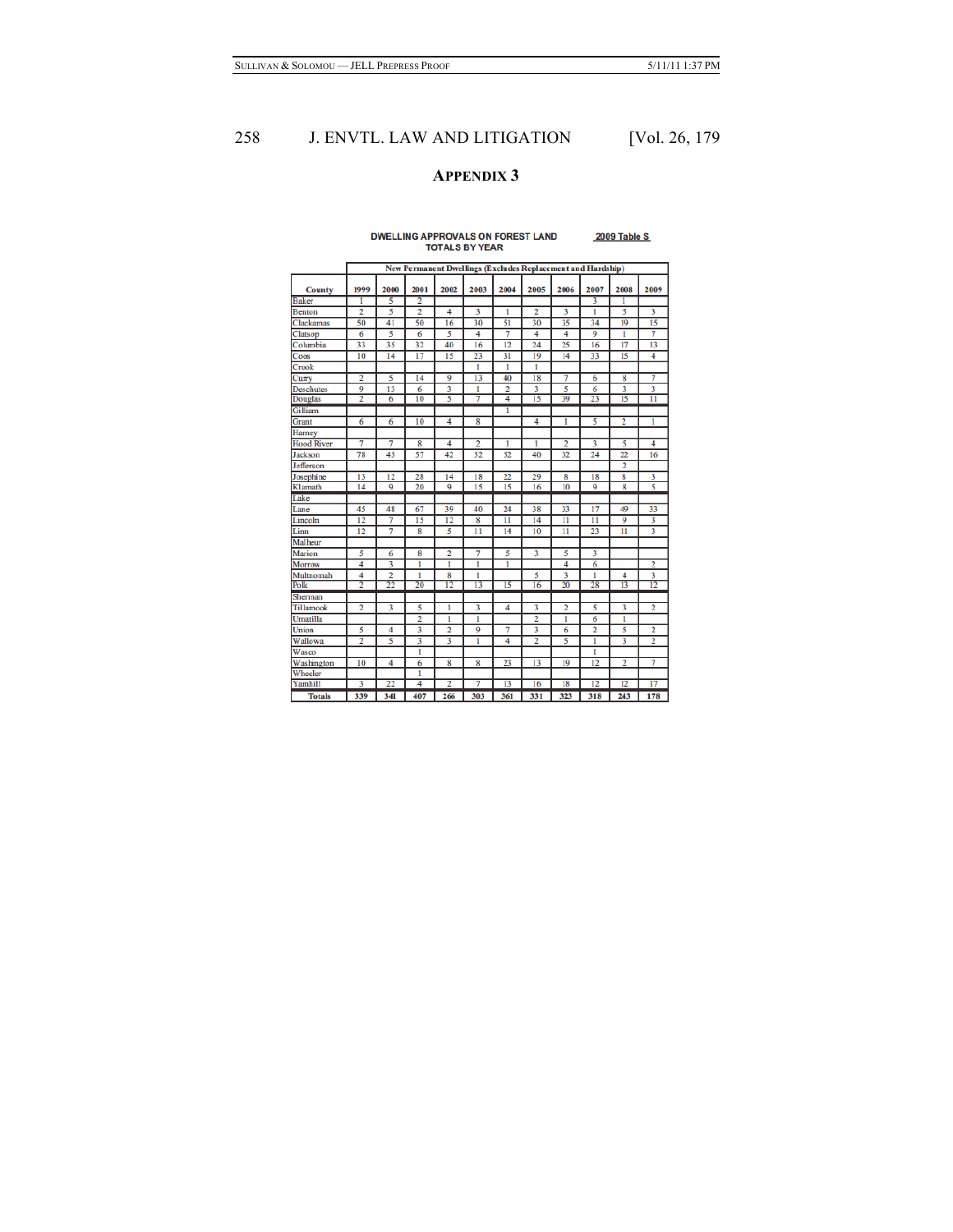## APPENDIX 3

DWELLING APPROVALS ON FOREST LAND
TOTALS BY YEAR

2009 Table S

| | New Permanent Dwellings (Excludes Replacement and Hardship) | | | | | | | | | | |
|---|---|---|---|---|---|---|---|---|---|---|---|
| County | 1999 | 2000 | 2001 | 2002 | 2003 | 2004 | 2005 | 2006 | 2007 | 2008 | 2009 |
| Baker | 1 | 5 | 2 | | | | | | 3 | 1 | |
| Benton | 2 | 5 | 2 | 4 | 3 | 1 | 2 | 3 | 1 | 5 | 3 |
| Clackamas | 50 | 41 | 50 | 16 | 30 | 51 | 30 | 35 | 34 | 19 | 15 |
| Clatsop | 6 | 5 | 6 | 5 | 4 | 7 | 4 | 4 | 9 | 1 | 7 |
| Columbia | 33 | 35 | 32 | 40 | 16 | 12 | 24 | 25 | 16 | 17 | 13 |
| Coos | 10 | 14 | 17 | 15 | 23 | 31 | 19 | 14 | 33 | 15 | 4 |
| Crook | | | | | 1 | 1 | 1 | | | | |
| Curry | 2 | 5 | 14 | 9 | 13 | 40 | 18 | 7 | 6 | 8 | 7 |
| Deschutes | 9 | 13 | 6 | 3 | 1 | 2 | 3 | 5 | 6 | 3 | 3 |
| Douglas | 2 | 6 | 10 | 5 | 7 | 4 | 15 | 39 | 23 | 15 | 11 |
| Gilliam | | | | | | 1 | | | | | |
| Grant | 6 | 6 | 10 | 4 | 8 | | 4 | 1 | 5 | 2 | 1 |
| Harney | | | | | | | | | | | |
| Hood River | 7 | 7 | 8 | 4 | 2 | 1 | 1 | 2 | 3 | 5 | 4 |
| Jackson | 78 | 45 | 57 | 42 | 52 | 52 | 40 | 32 | 24 | 22 | 16 |
| Jefferson | | | | | | | | | | 2 | |
| Josephine | 13 | 12 | 28 | 14 | 18 | 22 | 29 | 8 | 18 | 8 | 3 |
| Klamath | 14 | 9 | 20 | 9 | 15 | 15 | 16 | 10 | 9 | 8 | 5 |
| Lake | | | | | | | | | | | |
| Lane | 45 | 48 | 67 | 39 | 40 | 24 | 38 | 33 | 17 | 49 | 33 |
| Lincoln | 12 | 7 | 15 | 12 | 8 | 11 | 14 | 11 | 11 | 9 | 3 |
| Linn | 12 | 7 | 8 | 5 | 11 | 14 | 10 | 11 | 23 | 11 | 3 |
| Malheur | | | | | | | | | | | |
| Marion | 5 | 6 | 8 | 2 | 7 | 5 | 3 | 5 | 3 | | |
| Morrow | 4 | 3 | 1 | 1 | 1 | 1 | | 4 | 6 | | 2 |
| Multnomah | 4 | 2 | 1 | 8 | 1 | | 5 | 3 | 1 | 4 | 3 |
| Polk | 2 | 22 | 20 | 12 | 13 | 15 | 16 | 20 | 28 | 13 | 12 |
| Sherman | | | | | | | | | | | |
| Tillamook | 2 | 3 | 5 | 1 | 3 | 4 | 3 | 2 | 5 | 3 | 2 |
| Umatilla | | | 2 | 1 | 1 | | 2 | 1 | 6 | 1 | |
| Union | 5 | 4 | 3 | 2 | 9 | 7 | 3 | 6 | 2 | 5 | 2 |
| Wallowa | 2 | 5 | 3 | 3 | 1 | 4 | 2 | 5 | 1 | 3 | 2 |
| Wasco | | | 1 | | | | | | 1 | | |
| Washington | 10 | 4 | 6 | 8 | 8 | 23 | 13 | 19 | 12 | 2 | 7 |
| Wheeler | | | 1 | | | | | | | | |
| Yamhill | 3 | 22 | 4 | 2 | 7 | 13 | 16 | 18 | 12 | 12 | 17 |
| **Totals** | **339** | **341** | **407** | **266** | **303** | **361** | **331** | **323** | **318** | **243** | **178** |